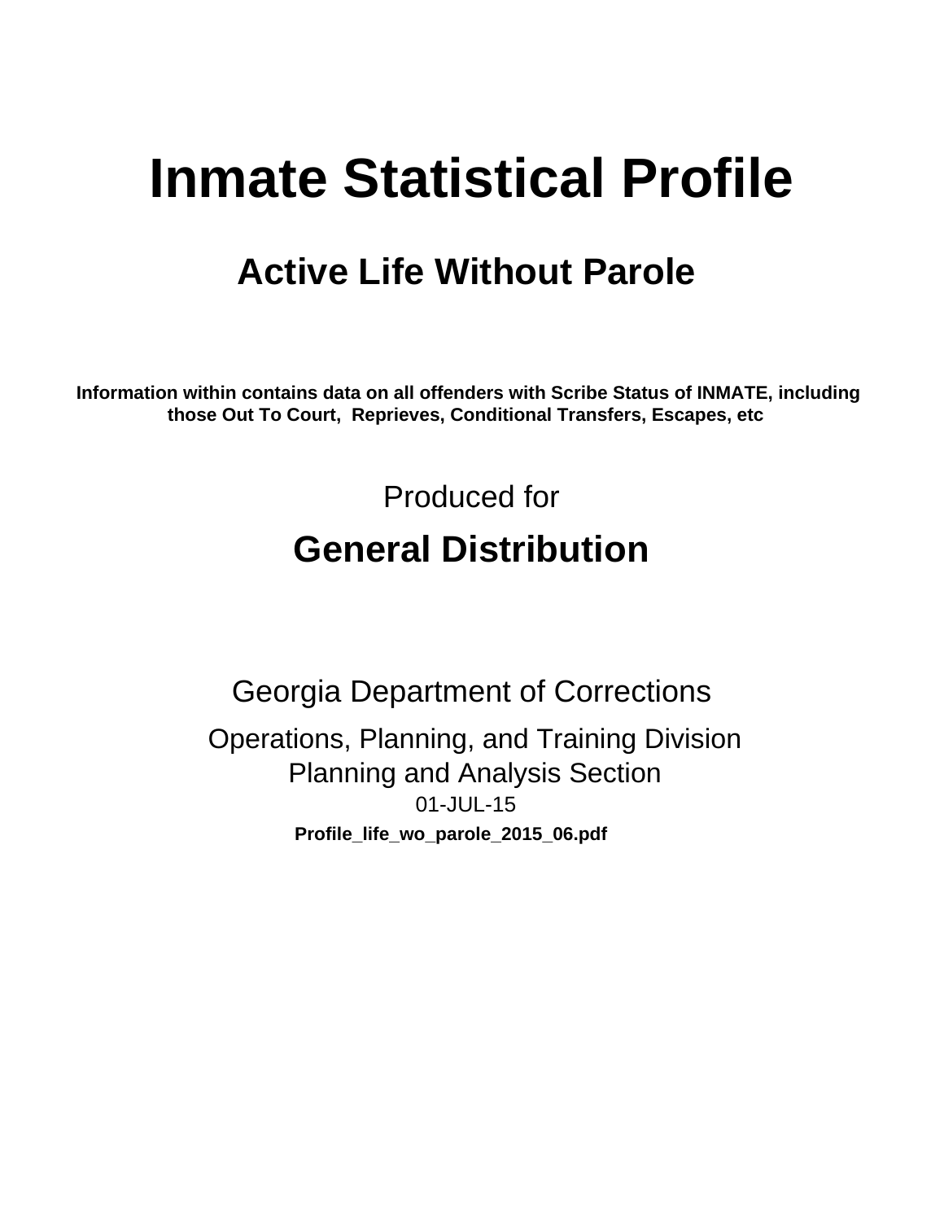# Inmate Statistical Profile

## Active Life Without Parole

**Information within contains data on all offenders with Scribe Status of INMATE, including those Out To Court, Reprieves, Conditional Transfers, Escapes, etc**

Produced for

## General Distribution

Georgia Department of Corrections

Operations, Planning, and Training Division
Planning and Analysis Section
01-JUL-15

**Profile_life_wo_parole_2015_06.pdf**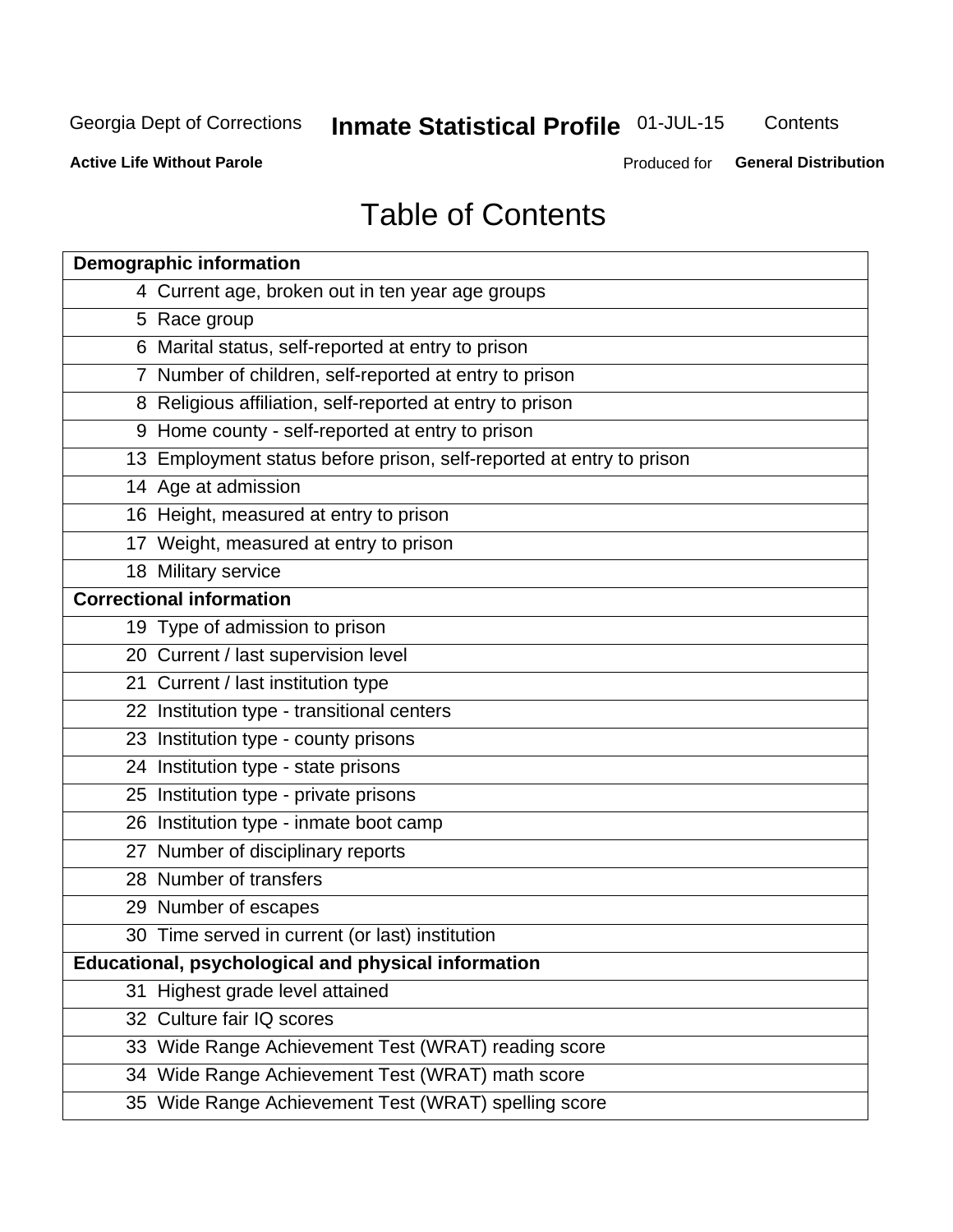Georgia Dept of Corrections **Inmate Statistical Profile** 01-JUL-15 Contents

**Active Life Without Parole** Produced for **General Distribution**

# Table of Contents

| | |
|---|---|
| **Demographic information** | |
| 4 | Current age, broken out in ten year age groups |
| 5 | Race group |
| 6 | Marital status, self-reported at entry to prison |
| 7 | Number of children, self-reported at entry to prison |
| 8 | Religious affiliation, self-reported at entry to prison |
| 9 | Home county - self-reported at entry to prison |
| 13 | Employment status before prison, self-reported at entry to prison |
| 14 | Age at admission |
| 16 | Height, measured at entry to prison |
| 17 | Weight, measured at entry to prison |
| 18 | Military service |
| **Correctional information** | |
| 19 | Type of admission to prison |
| 20 | Current / last supervision level |
| 21 | Current / last institution type |
| 22 | Institution type - transitional centers |
| 23 | Institution type - county prisons |
| 24 | Institution type - state prisons |
| 25 | Institution type - private prisons |
| 26 | Institution type - inmate boot camp |
| 27 | Number of disciplinary reports |
| 28 | Number of transfers |
| 29 | Number of escapes |
| 30 | Time served in current (or last) institution |
| **Educational, psychological and physical information** | |
| 31 | Highest grade level attained |
| 32 | Culture fair IQ scores |
| 33 | Wide Range Achievement Test (WRAT) reading score |
| 34 | Wide Range Achievement Test (WRAT) math score |
| 35 | Wide Range Achievement Test (WRAT) spelling score |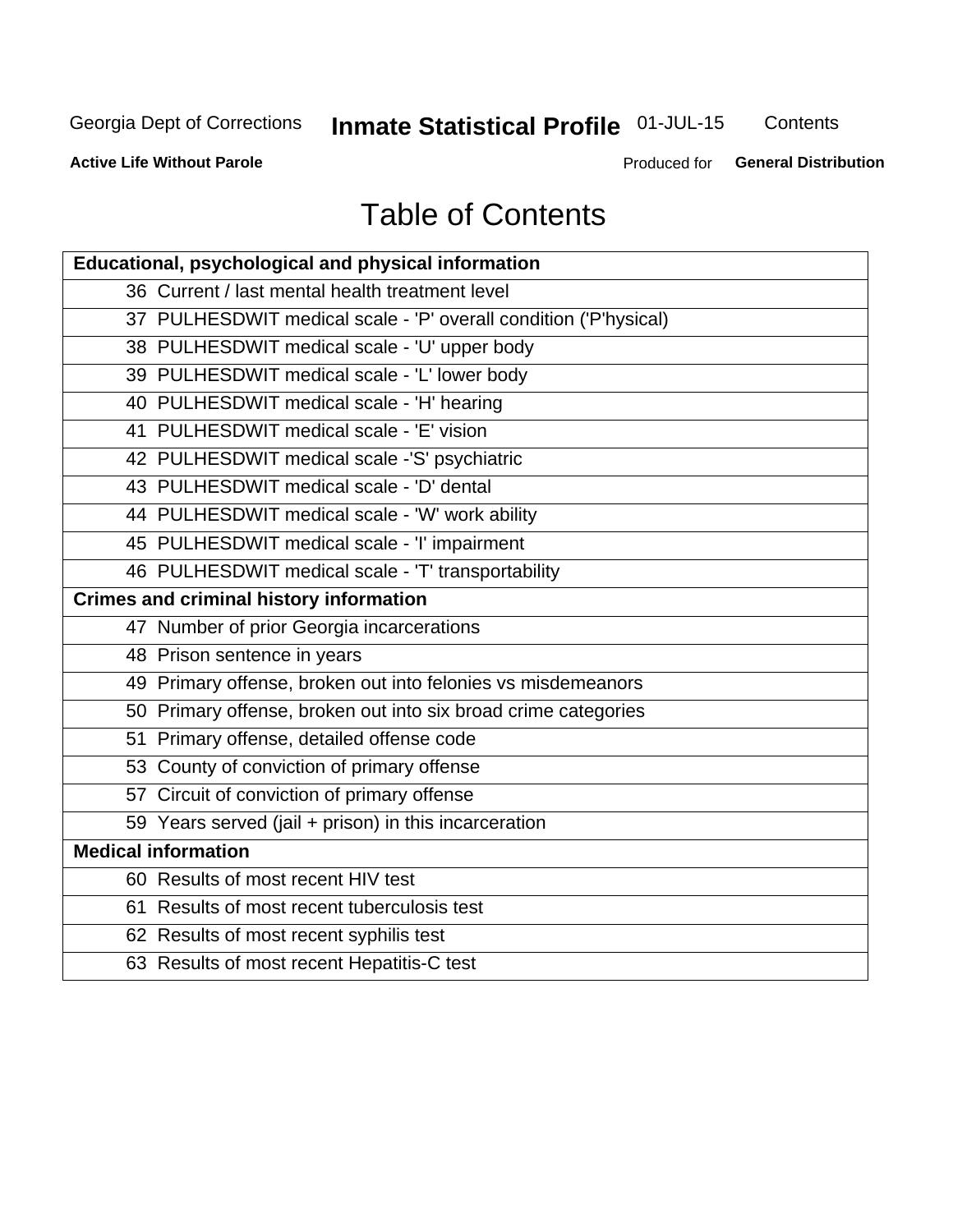# Table of Contents

| | |
|---|---|
| **Educational, psychological and physical information** | |
| 36 | Current / last mental health treatment level |
| 37 | PULHESDWIT medical scale - 'P' overall condition ('P'hysical) |
| 38 | PULHESDWIT medical scale - 'U' upper body |
| 39 | PULHESDWIT medical scale - 'L' lower body |
| 40 | PULHESDWIT medical scale - 'H' hearing |
| 41 | PULHESDWIT medical scale - 'E' vision |
| 42 | PULHESDWIT medical scale -'S' psychiatric |
| 43 | PULHESDWIT medical scale - 'D' dental |
| 44 | PULHESDWIT medical scale - 'W' work ability |
| 45 | PULHESDWIT medical scale - 'I' impairment |
| 46 | PULHESDWIT medical scale - 'T' transportability |
| **Crimes and criminal history information** | |
| 47 | Number of prior Georgia incarcerations |
| 48 | Prison sentence in years |
| 49 | Primary offense, broken out into felonies vs misdemeanors |
| 50 | Primary offense, broken out into six broad crime categories |
| 51 | Primary offense, detailed offense code |
| 53 | County of conviction of primary offense |
| 57 | Circuit of conviction of primary offense |
| 59 | Years served (jail + prison) in this incarceration |
| **Medical information** | |
| 60 | Results of most recent HIV test |
| 61 | Results of most recent tuberculosis test |
| 62 | Results of most recent syphilis test |
| 63 | Results of most recent Hepatitis-C test |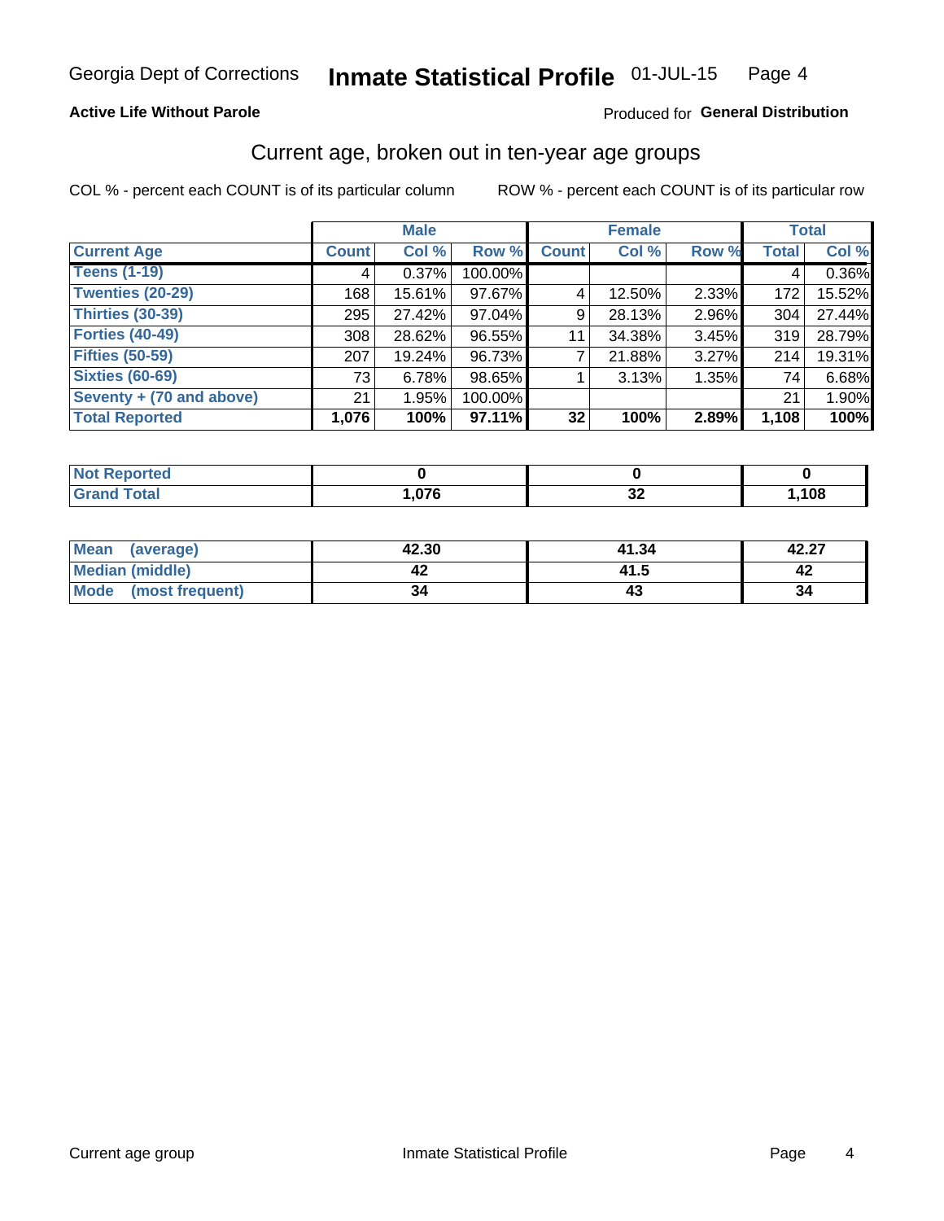Georgia Dept of Corrections **Inmate Statistical Profile** 01-JUL-15

**Active Life Without Parole**

Produced for **General Distribution**

## Current age, broken out in ten-year age groups

COL % - percent each COUNT is of its particular column

ROW % - percent each COUNT is of its particular row

| | Male | | | Female | | | Total | |
|---|---|---|---|---|---|---|---|---|
| **Current Age** | **Count** | **Col %** | **Row %** | **Count** | **Col %** | **Row %** | **Total** | **Col %** |
| **Teens (1-19)** | 4 | 0.37% | 100.00% | | | | 4 | 0.36% |
| **Twenties (20-29)** | 168 | 15.61% | 97.67% | 4 | 12.50% | 2.33% | 172 | 15.52% |
| **Thirties (30-39)** | 295 | 27.42% | 97.04% | 9 | 28.13% | 2.96% | 304 | 27.44% |
| **Forties (40-49)** | 308 | 28.62% | 96.55% | 11 | 34.38% | 3.45% | 319 | 28.79% |
| **Fifties (50-59)** | 207 | 19.24% | 96.73% | 7 | 21.88% | 3.27% | 214 | 19.31% |
| **Sixties (60-69)** | 73 | 6.78% | 98.65% | 1 | 3.13% | 1.35% | 74 | 6.68% |
| **Seventy + (70 and above)** | 21 | 1.95% | 100.00% | | | | 21 | 1.90% |
| **Total Reported** | **1,076** | **100%** | **97.11%** | **32** | **100%** | **2.89%** | **1,108** | **100%** |

| | | | |
|---|---|---|---|
| **Not Reported** | **0** | **0** | **0** |
| **Grand Total** | **1,076** | **32** | **1,108** |

| | | | |
|---|---|---|---|
| **Mean (average)** | **42.30** | **41.34** | **42.27** |
| **Median (middle)** | **42** | **41.5** | **42** |
| **Mode (most frequent)** | **34** | **43** | **34** |

Current age group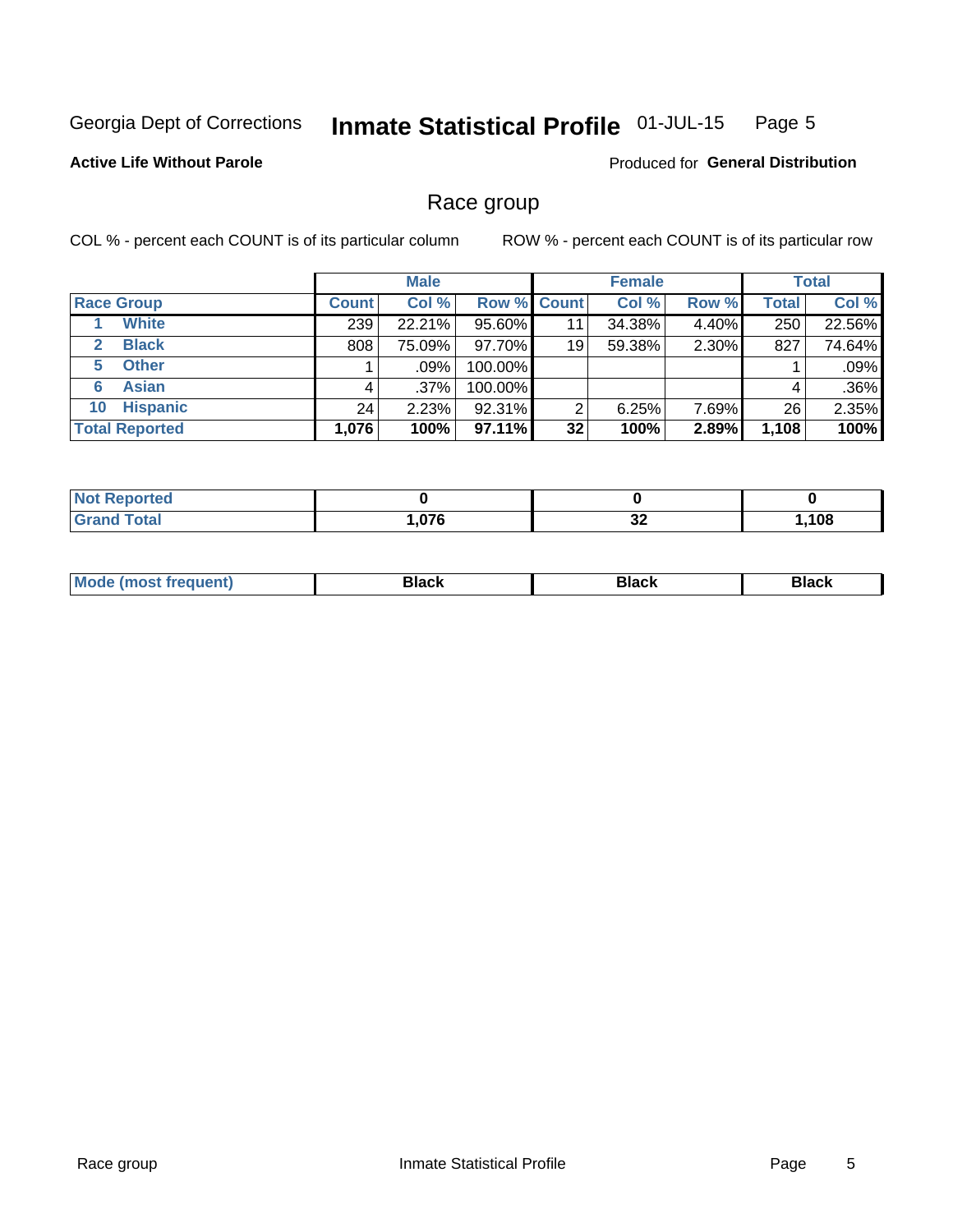Georgia Dept of Corrections **Inmate Statistical Profile** 01-JUL-15

**Active Life Without Parole**

Produced for **General Distribution**

## Race group

COL % - percent each COUNT is of its particular column

ROW % - percent each COUNT is of its particular row

| | Male | | | Female | | | Total | |
|---|---|---|---|---|---|---|---|---|
| **Race Group** | **Count** | **Col %** | **Row %** | **Count** | **Col %** | **Row %** | **Total** | **Col %** |
| 1 **White** | 239 | 22.21% | 95.60% | 11 | 34.38% | 4.40% | 250 | 22.56% |
| 2 **Black** | 808 | 75.09% | 97.70% | 19 | 59.38% | 2.30% | 827 | 74.64% |
| 5 **Other** | 1 | .09% | 100.00% | | | | 1 | .09% |
| 6 **Asian** | 4 | .37% | 100.00% | | | | 4 | .36% |
| 10 **Hispanic** | 24 | 2.23% | 92.31% | 2 | 6.25% | 7.69% | 26 | 2.35% |
| **Total Reported** | **1,076** | **100%** | **97.11%** | **32** | **100%** | **2.89%** | **1,108** | **100%** |

| | Male | Female | Total |
|---|---|---|---|
| **Not Reported** | **0** | **0** | **0** |
| **Grand Total** | **1,076** | **32** | **1,108** |

| | Male | Female | Total |
|---|---|---|---|
| **Mode (most frequent)** | **Black** | **Black** | **Black** |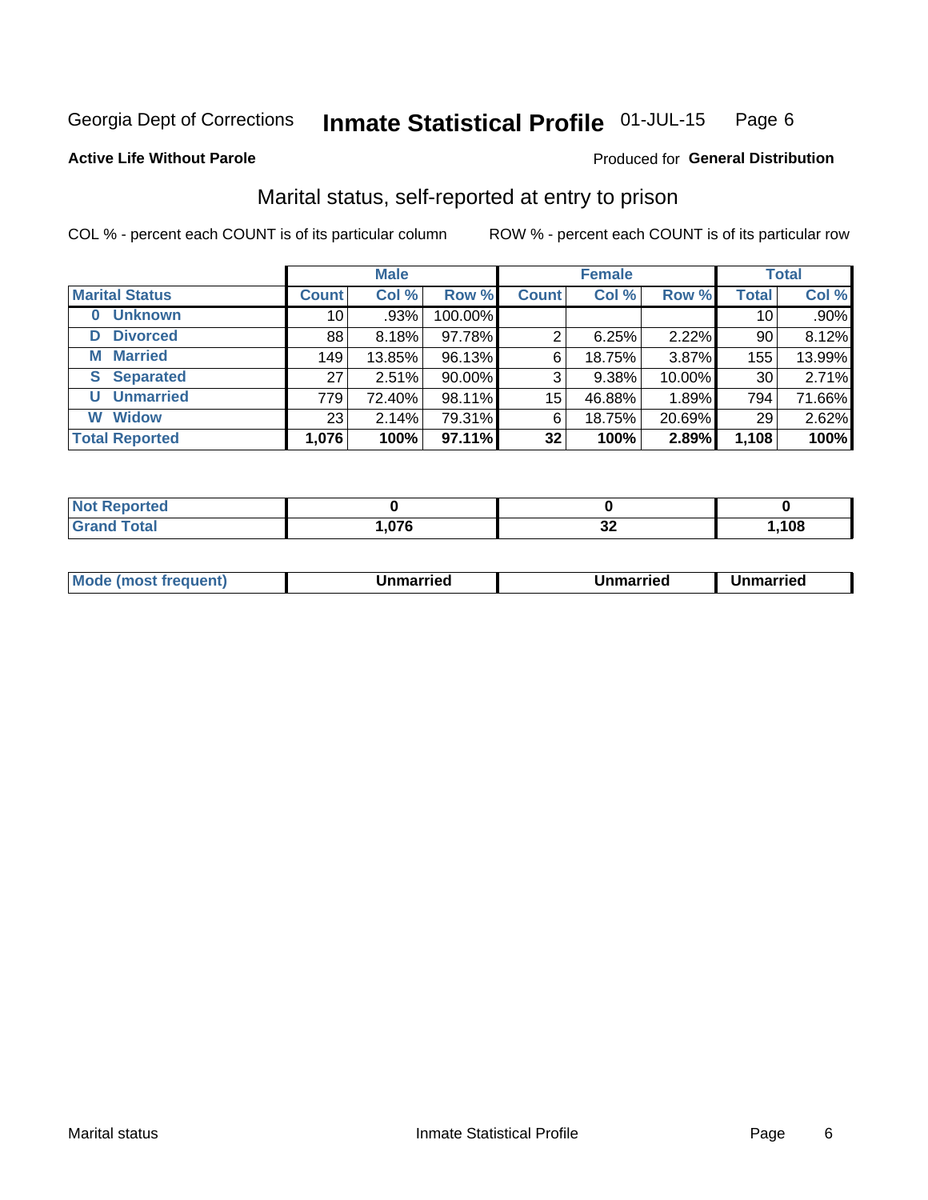Georgia Dept of Corrections **Inmate Statistical Profile** 01-JUL-15

**Active Life Without Parole**

Produced for **General Distribution**

## Marital status, self-reported at entry to prison

COL % - percent each COUNT is of its particular column ROW % - percent each COUNT is of its particular row

| | Male | | | Female | | | Total | |
|---|---|---|---|---|---|---|---|---|
| **Marital Status** | **Count** | **Col %** | **Row %** | **Count** | **Col %** | **Row %** | **Total** | **Col %** |
| **0 Unknown** | 10 | .93% | 100.00% | | | | 10 | .90% |
| **D Divorced** | 88 | 8.18% | 97.78% | 2 | 6.25% | 2.22% | 90 | 8.12% |
| **M Married** | 149 | 13.85% | 96.13% | 6 | 18.75% | 3.87% | 155 | 13.99% |
| **S Separated** | 27 | 2.51% | 90.00% | 3 | 9.38% | 10.00% | 30 | 2.71% |
| **U Unmarried** | 779 | 72.40% | 98.11% | 15 | 46.88% | 1.89% | 794 | 71.66% |
| **W Widow** | 23 | 2.14% | 79.31% | 6 | 18.75% | 20.69% | 29 | 2.62% |
| **Total Reported** | **1,076** | **100%** | **97.11%** | **32** | **100%** | **2.89%** | **1,108** | **100%** |

| | Male | Female | Total |
|---|---|---|---|
| **Not Reported** | **0** | **0** | **0** |
| **Grand Total** | **1,076** | **32** | **1,108** |

| | Male | Female | Total |
|---|---|---|---|
| **Mode (most frequent)** | **Unmarried** | **Unmarried** | **Unmarried** |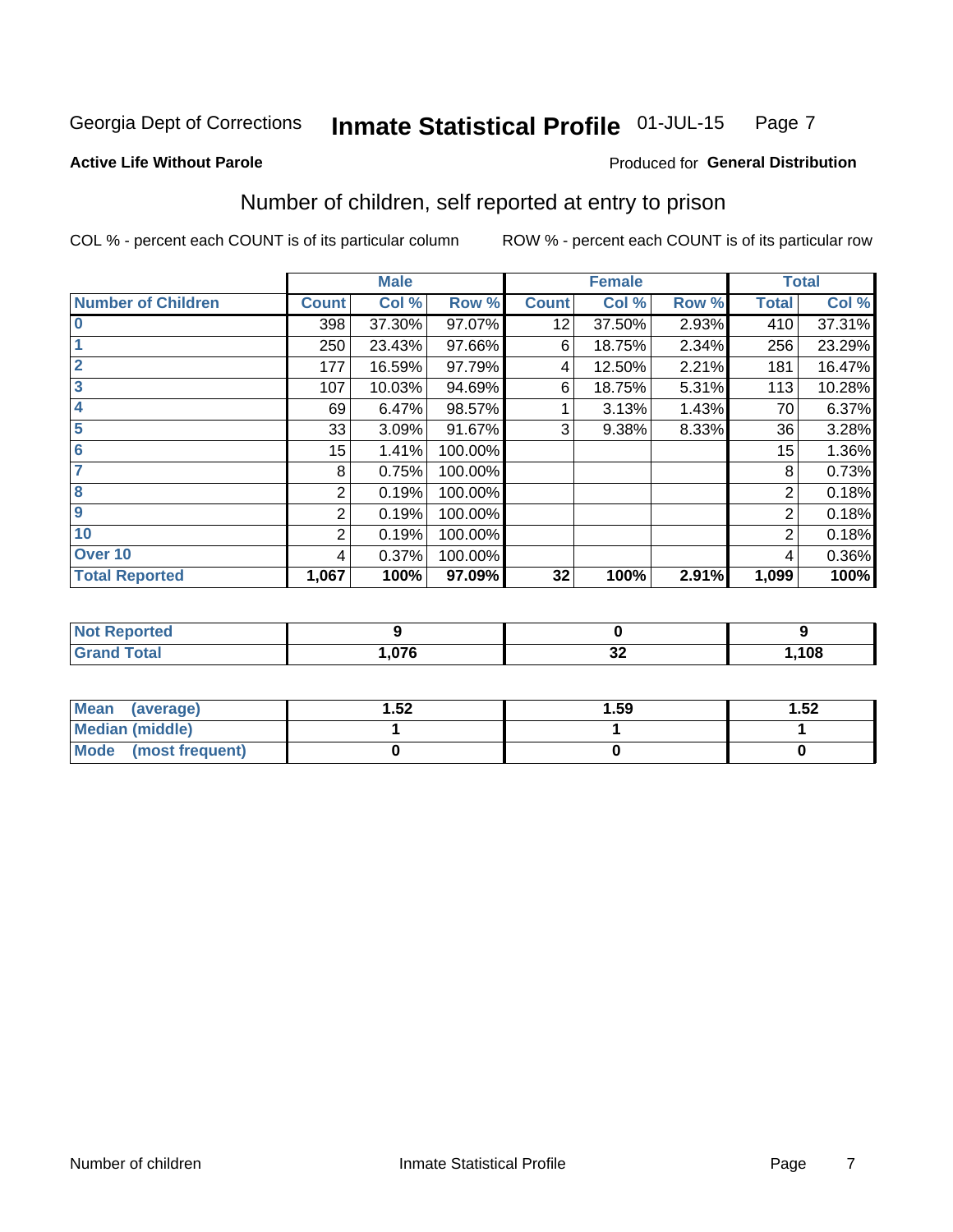Georgia Dept of Corrections **Inmate Statistical Profile** 01-JUL-15

**Active Life Without Parole**

Produced for **General Distribution**

## Number of children, self reported at entry to prison

COL % - percent each COUNT is of its particular column ROW % - percent each COUNT is of its particular row

| | Male | | | Female | | | Total | |
|---|---|---|---|---|---|---|---|---|
| **Number of Children** | **Count** | **Col %** | **Row %** | **Count** | **Col %** | **Row %** | **Total** | **Col %** |
| **0** | 398 | 37.30% | 97.07% | 12 | 37.50% | 2.93% | 410 | 37.31% |
| **1** | 250 | 23.43% | 97.66% | 6 | 18.75% | 2.34% | 256 | 23.29% |
| **2** | 177 | 16.59% | 97.79% | 4 | 12.50% | 2.21% | 181 | 16.47% |
| **3** | 107 | 10.03% | 94.69% | 6 | 18.75% | 5.31% | 113 | 10.28% |
| **4** | 69 | 6.47% | 98.57% | 1 | 3.13% | 1.43% | 70 | 6.37% |
| **5** | 33 | 3.09% | 91.67% | 3 | 9.38% | 8.33% | 36 | 3.28% |
| **6** | 15 | 1.41% | 100.00% | | | | 15 | 1.36% |
| **7** | 8 | 0.75% | 100.00% | | | | 8 | 0.73% |
| **8** | 2 | 0.19% | 100.00% | | | | 2 | 0.18% |
| **9** | 2 | 0.19% | 100.00% | | | | 2 | 0.18% |
| **10** | 2 | 0.19% | 100.00% | | | | 2 | 0.18% |
| **Over 10** | 4 | 0.37% | 100.00% | | | | 4 | 0.36% |
| **Total Reported** | **1,067** | **100%** | **97.09%** | **32** | **100%** | **2.91%** | **1,099** | **100%** |

| | Male | Female | Total |
|---|---|---|---|
| **Not Reported** | **9** | **0** | **9** |
| **Grand Total** | **1,076** | **32** | **1,108** |

| | Male | Female | Total |
|---|---|---|---|
| **Mean (average)** | **1.52** | **1.59** | **1.52** |
| **Median (middle)** | **1** | **1** | **1** |
| **Mode (most frequent)** | **0** | **0** | **0** |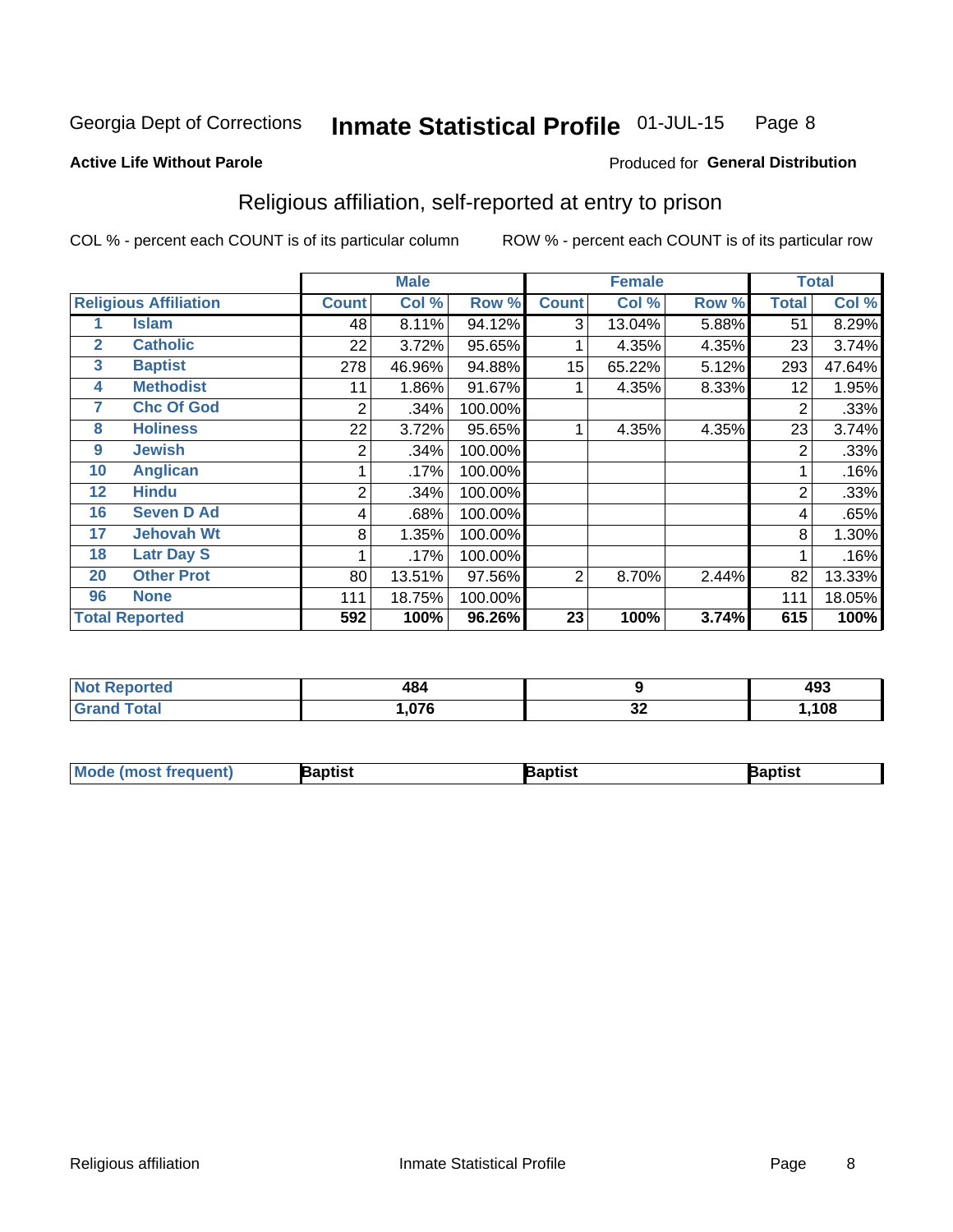Georgia Dept of Corrections **Inmate Statistical Profile** 01-JUL-15 Page 8

**Active Life Without Parole**

Produced for **General Distribution**

## Religious affiliation, self-reported at entry to prison

COL % - percent each COUNT is of its particular column

ROW % - percent each COUNT is of its particular row

| | | Male | | | Female | | | Total | |
|---|---|---|---|---|---|---|---|---|---|
| Religious Affiliation | | Count | Col % | Row % | Count | Col % | Row % | Total | Col % |
| 1 | Islam | 48 | 8.11% | 94.12% | 3 | 13.04% | 5.88% | 51 | 8.29% |
| 2 | Catholic | 22 | 3.72% | 95.65% | 1 | 4.35% | 4.35% | 23 | 3.74% |
| 3 | Baptist | 278 | 46.96% | 94.88% | 15 | 65.22% | 5.12% | 293 | 47.64% |
| 4 | Methodist | 11 | 1.86% | 91.67% | 1 | 4.35% | 8.33% | 12 | 1.95% |
| 7 | Chc Of God | 2 | .34% | 100.00% | | | | 2 | .33% |
| 8 | Holiness | 22 | 3.72% | 95.65% | 1 | 4.35% | 4.35% | 23 | 3.74% |
| 9 | Jewish | 2 | .34% | 100.00% | | | | 2 | .33% |
| 10 | Anglican | 1 | .17% | 100.00% | | | | 1 | .16% |
| 12 | Hindu | 2 | .34% | 100.00% | | | | 2 | .33% |
| 16 | Seven D Ad | 4 | .68% | 100.00% | | | | 4 | .65% |
| 17 | Jehovah Wt | 8 | 1.35% | 100.00% | | | | 8 | 1.30% |
| 18 | Latr Day S | 1 | .17% | 100.00% | | | | 1 | .16% |
| 20 | Other Prot | 80 | 13.51% | 97.56% | 2 | 8.70% | 2.44% | 82 | 13.33% |
| 96 | None | 111 | 18.75% | 100.00% | | | | 111 | 18.05% |
| **Total Reported** | | **592** | **100%** | **96.26%** | **23** | **100%** | **3.74%** | **615** | **100%** |

| | Male | Female | Total |
|---|---|---|---|
| Not Reported | 484 | 9 | 493 |
| Grand Total | 1,076 | 32 | 1,108 |

| | Male | Female | Total |
|---|---|---|---|
| Mode (most frequent) | Baptist | Baptist | Baptist |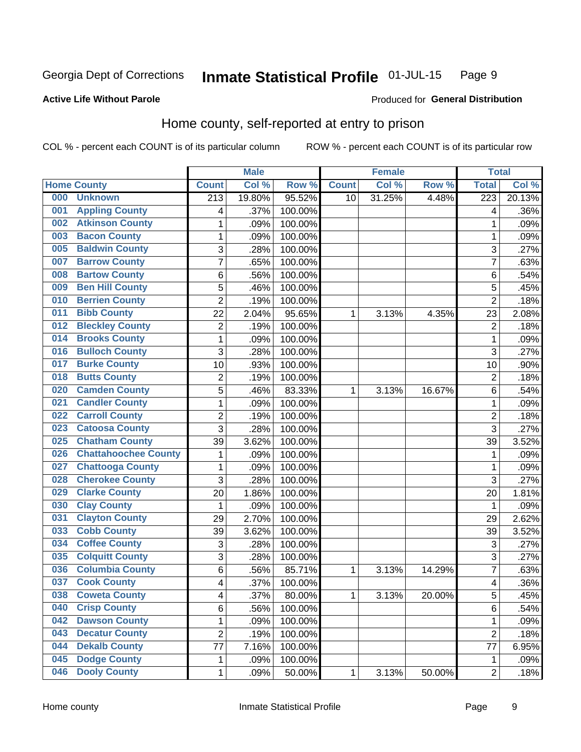Georgia Dept of Corrections **Inmate Statistical Profile** 01-JUL-15

**Active Life Without Parole**

Produced for **General Distribution**

## Home county, self-reported at entry to prison

COL % - percent each COUNT is of its particular column ROW % - percent each COUNT is of its particular row

| Home County | | Male | | | Female | | | Total | |
|---|---|---|---|---|---|---|---|---|---|
| | | Count | Col % | Row % | Count | Col % | Row % | Total | Col % |
| 000 | Unknown | 213 | 19.80% | 95.52% | 10 | 31.25% | 4.48% | 223 | 20.13% |
| 001 | Appling County | 4 | .37% | 100.00% | | | | 4 | .36% |
| 002 | Atkinson County | 1 | .09% | 100.00% | | | | 1 | .09% |
| 003 | Bacon County | 1 | .09% | 100.00% | | | | 1 | .09% |
| 005 | Baldwin County | 3 | .28% | 100.00% | | | | 3 | .27% |
| 007 | Barrow County | 7 | .65% | 100.00% | | | | 7 | .63% |
| 008 | Bartow County | 6 | .56% | 100.00% | | | | 6 | .54% |
| 009 | Ben Hill County | 5 | .46% | 100.00% | | | | 5 | .45% |
| 010 | Berrien County | 2 | .19% | 100.00% | | | | 2 | .18% |
| 011 | Bibb County | 22 | 2.04% | 95.65% | 1 | 3.13% | 4.35% | 23 | 2.08% |
| 012 | Bleckley County | 2 | .19% | 100.00% | | | | 2 | .18% |
| 014 | Brooks County | 1 | .09% | 100.00% | | | | 1 | .09% |
| 016 | Bulloch County | 3 | .28% | 100.00% | | | | 3 | .27% |
| 017 | Burke County | 10 | .93% | 100.00% | | | | 10 | .90% |
| 018 | Butts County | 2 | .19% | 100.00% | | | | 2 | .18% |
| 020 | Camden County | 5 | .46% | 83.33% | 1 | 3.13% | 16.67% | 6 | .54% |
| 021 | Candler County | 1 | .09% | 100.00% | | | | 1 | .09% |
| 022 | Carroll County | 2 | .19% | 100.00% | | | | 2 | .18% |
| 023 | Catoosa County | 3 | .28% | 100.00% | | | | 3 | .27% |
| 025 | Chatham County | 39 | 3.62% | 100.00% | | | | 39 | 3.52% |
| 026 | Chattahoochee County | 1 | .09% | 100.00% | | | | 1 | .09% |
| 027 | Chattooga County | 1 | .09% | 100.00% | | | | 1 | .09% |
| 028 | Cherokee County | 3 | .28% | 100.00% | | | | 3 | .27% |
| 029 | Clarke County | 20 | 1.86% | 100.00% | | | | 20 | 1.81% |
| 030 | Clay County | 1 | .09% | 100.00% | | | | 1 | .09% |
| 031 | Clayton County | 29 | 2.70% | 100.00% | | | | 29 | 2.62% |
| 033 | Cobb County | 39 | 3.62% | 100.00% | | | | 39 | 3.52% |
| 034 | Coffee County | 3 | .28% | 100.00% | | | | 3 | .27% |
| 035 | Colquitt County | 3 | .28% | 100.00% | | | | 3 | .27% |
| 036 | Columbia County | 6 | .56% | 85.71% | 1 | 3.13% | 14.29% | 7 | .63% |
| 037 | Cook County | 4 | .37% | 100.00% | | | | 4 | .36% |
| 038 | Coweta County | 4 | .37% | 80.00% | 1 | 3.13% | 20.00% | 5 | .45% |
| 040 | Crisp County | 6 | .56% | 100.00% | | | | 6 | .54% |
| 042 | Dawson County | 1 | .09% | 100.00% | | | | 1 | .09% |
| 043 | Decatur County | 2 | .19% | 100.00% | | | | 2 | .18% |
| 044 | Dekalb County | 77 | 7.16% | 100.00% | | | | 77 | 6.95% |
| 045 | Dodge County | 1 | .09% | 100.00% | | | | 1 | .09% |
| 046 | Dooly County | 1 | .09% | 50.00% | 1 | 3.13% | 50.00% | 2 | .18% |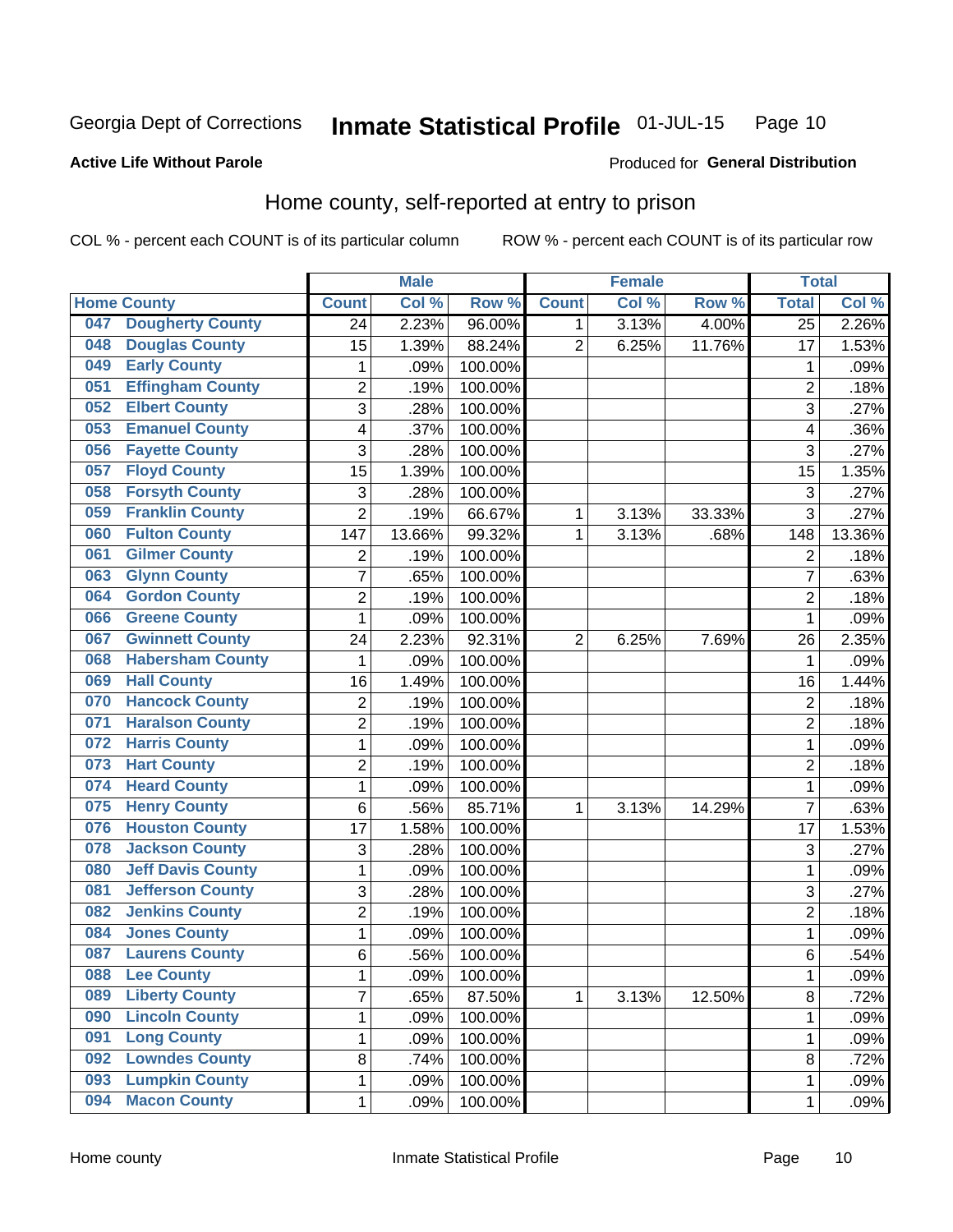Georgia Dept of Corrections **Inmate Statistical Profile** 01-JUL-15

**Active Life Without Parole**

Produced for **General Distribution**

## Home county, self-reported at entry to prison

COL % - percent each COUNT is of its particular column ROW % - percent each COUNT is of its particular row

| | | Male | | | Female | | | Total | |
|---|---|---|---|---|---|---|---|---|---|
| Home County | | Count | Col % | Row % | Count | Col % | Row % | Total | Col % |
| 047 | Dougherty County | 24 | 2.23% | 96.00% | 1 | 3.13% | 4.00% | 25 | 2.26% |
| 048 | Douglas County | 15 | 1.39% | 88.24% | 2 | 6.25% | 11.76% | 17 | 1.53% |
| 049 | Early County | 1 | .09% | 100.00% | | | | 1 | .09% |
| 051 | Effingham County | 2 | .19% | 100.00% | | | | 2 | .18% |
| 052 | Elbert County | 3 | .28% | 100.00% | | | | 3 | .27% |
| 053 | Emanuel County | 4 | .37% | 100.00% | | | | 4 | .36% |
| 056 | Fayette County | 3 | .28% | 100.00% | | | | 3 | .27% |
| 057 | Floyd County | 15 | 1.39% | 100.00% | | | | 15 | 1.35% |
| 058 | Forsyth County | 3 | .28% | 100.00% | | | | 3 | .27% |
| 059 | Franklin County | 2 | .19% | 66.67% | 1 | 3.13% | 33.33% | 3 | .27% |
| 060 | Fulton County | 147 | 13.66% | 99.32% | 1 | 3.13% | .68% | 148 | 13.36% |
| 061 | Gilmer County | 2 | .19% | 100.00% | | | | 2 | .18% |
| 063 | Glynn County | 7 | .65% | 100.00% | | | | 7 | .63% |
| 064 | Gordon County | 2 | .19% | 100.00% | | | | 2 | .18% |
| 066 | Greene County | 1 | .09% | 100.00% | | | | 1 | .09% |
| 067 | Gwinnett County | 24 | 2.23% | 92.31% | 2 | 6.25% | 7.69% | 26 | 2.35% |
| 068 | Habersham County | 1 | .09% | 100.00% | | | | 1 | .09% |
| 069 | Hall County | 16 | 1.49% | 100.00% | | | | 16 | 1.44% |
| 070 | Hancock County | 2 | .19% | 100.00% | | | | 2 | .18% |
| 071 | Haralson County | 2 | .19% | 100.00% | | | | 2 | .18% |
| 072 | Harris County | 1 | .09% | 100.00% | | | | 1 | .09% |
| 073 | Hart County | 2 | .19% | 100.00% | | | | 2 | .18% |
| 074 | Heard County | 1 | .09% | 100.00% | | | | 1 | .09% |
| 075 | Henry County | 6 | .56% | 85.71% | 1 | 3.13% | 14.29% | 7 | .63% |
| 076 | Houston County | 17 | 1.58% | 100.00% | | | | 17 | 1.53% |
| 078 | Jackson County | 3 | .28% | 100.00% | | | | 3 | .27% |
| 080 | Jeff Davis County | 1 | .09% | 100.00% | | | | 1 | .09% |
| 081 | Jefferson County | 3 | .28% | 100.00% | | | | 3 | .27% |
| 082 | Jenkins County | 2 | .19% | 100.00% | | | | 2 | .18% |
| 084 | Jones County | 1 | .09% | 100.00% | | | | 1 | .09% |
| 087 | Laurens County | 6 | .56% | 100.00% | | | | 6 | .54% |
| 088 | Lee County | 1 | .09% | 100.00% | | | | 1 | .09% |
| 089 | Liberty County | 7 | .65% | 87.50% | 1 | 3.13% | 12.50% | 8 | .72% |
| 090 | Lincoln County | 1 | .09% | 100.00% | | | | 1 | .09% |
| 091 | Long County | 1 | .09% | 100.00% | | | | 1 | .09% |
| 092 | Lowndes County | 8 | .74% | 100.00% | | | | 8 | .72% |
| 093 | Lumpkin County | 1 | .09% | 100.00% | | | | 1 | .09% |
| 094 | Macon County | 1 | .09% | 100.00% | | | | 1 | .09% |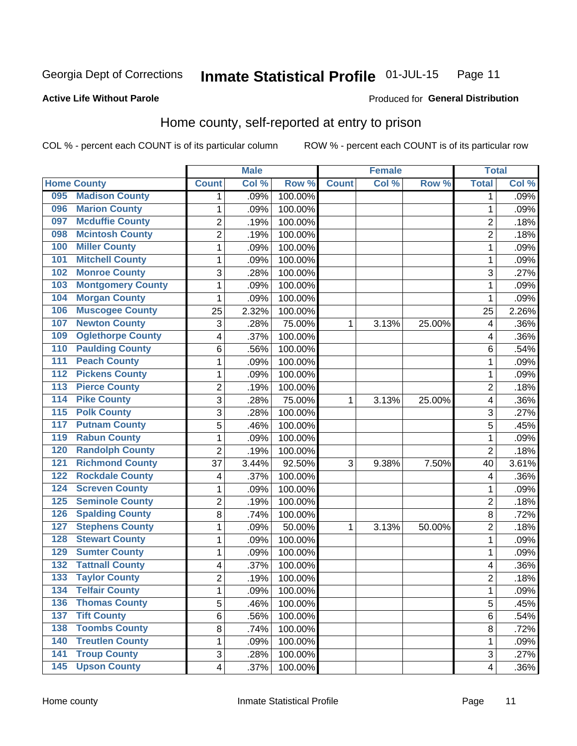Georgia Dept of Corrections **Inmate Statistical Profile** 01-JUL-15

**Active Life Without Parole**

Produced for **General Distribution**

## Home county, self-reported at entry to prison

COL % - percent each COUNT is of its particular column ROW % - percent each COUNT is of its particular row

| Home County | | Male | | | Female | | | Total | |
|---|---|---|---|---|---|---|---|---|---|
| | | Count | Col % | Row % | Count | Col % | Row % | Total | Col % |
| 095 | Madison County | 1 | .09% | 100.00% | | | | 1 | .09% |
| 096 | Marion County | 1 | .09% | 100.00% | | | | 1 | .09% |
| 097 | Mcduffie County | 2 | .19% | 100.00% | | | | 2 | .18% |
| 098 | Mcintosh County | 2 | .19% | 100.00% | | | | 2 | .18% |
| 100 | Miller County | 1 | .09% | 100.00% | | | | 1 | .09% |
| 101 | Mitchell County | 1 | .09% | 100.00% | | | | 1 | .09% |
| 102 | Monroe County | 3 | .28% | 100.00% | | | | 3 | .27% |
| 103 | Montgomery County | 1 | .09% | 100.00% | | | | 1 | .09% |
| 104 | Morgan County | 1 | .09% | 100.00% | | | | 1 | .09% |
| 106 | Muscogee County | 25 | 2.32% | 100.00% | | | | 25 | 2.26% |
| 107 | Newton County | 3 | .28% | 75.00% | 1 | 3.13% | 25.00% | 4 | .36% |
| 109 | Oglethorpe County | 4 | .37% | 100.00% | | | | 4 | .36% |
| 110 | Paulding County | 6 | .56% | 100.00% | | | | 6 | .54% |
| 111 | Peach County | 1 | .09% | 100.00% | | | | 1 | .09% |
| 112 | Pickens County | 1 | .09% | 100.00% | | | | 1 | .09% |
| 113 | Pierce County | 2 | .19% | 100.00% | | | | 2 | .18% |
| 114 | Pike County | 3 | .28% | 75.00% | 1 | 3.13% | 25.00% | 4 | .36% |
| 115 | Polk County | 3 | .28% | 100.00% | | | | 3 | .27% |
| 117 | Putnam County | 5 | .46% | 100.00% | | | | 5 | .45% |
| 119 | Rabun County | 1 | .09% | 100.00% | | | | 1 | .09% |
| 120 | Randolph County | 2 | .19% | 100.00% | | | | 2 | .18% |
| 121 | Richmond County | 37 | 3.44% | 92.50% | 3 | 9.38% | 7.50% | 40 | 3.61% |
| 122 | Rockdale County | 4 | .37% | 100.00% | | | | 4 | .36% |
| 124 | Screven County | 1 | .09% | 100.00% | | | | 1 | .09% |
| 125 | Seminole County | 2 | .19% | 100.00% | | | | 2 | .18% |
| 126 | Spalding County | 8 | .74% | 100.00% | | | | 8 | .72% |
| 127 | Stephens County | 1 | .09% | 50.00% | 1 | 3.13% | 50.00% | 2 | .18% |
| 128 | Stewart County | 1 | .09% | 100.00% | | | | 1 | .09% |
| 129 | Sumter County | 1 | .09% | 100.00% | | | | 1 | .09% |
| 132 | Tattnall County | 4 | .37% | 100.00% | | | | 4 | .36% |
| 133 | Taylor County | 2 | .19% | 100.00% | | | | 2 | .18% |
| 134 | Telfair County | 1 | .09% | 100.00% | | | | 1 | .09% |
| 136 | Thomas County | 5 | .46% | 100.00% | | | | 5 | .45% |
| 137 | Tift County | 6 | .56% | 100.00% | | | | 6 | .54% |
| 138 | Toombs County | 8 | .74% | 100.00% | | | | 8 | .72% |
| 140 | Treutlen County | 1 | .09% | 100.00% | | | | 1 | .09% |
| 141 | Troup County | 3 | .28% | 100.00% | | | | 3 | .27% |
| 145 | Upson County | 4 | .37% | 100.00% | | | | 4 | .36% |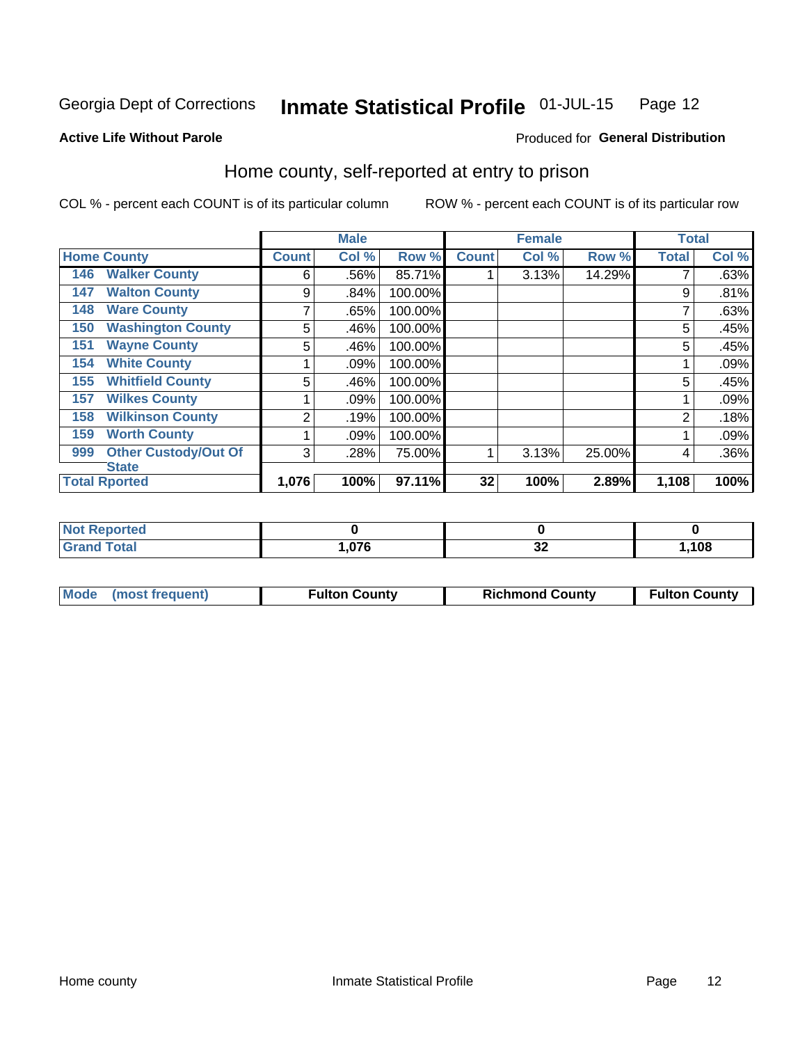Georgia Dept of Corrections **Inmate Statistical Profile** 01-JUL-15

**Active Life Without Parole**

Produced for **General Distribution**

## Home county, self-reported at entry to prison

COL % - percent each COUNT is of its particular column ROW % - percent each COUNT is of its particular row

| | | Male | | | Female | | | Total | |
|---|---|---|---|---|---|---|---|---|---|
| Home County | | Count | Col % | Row % | Count | Col % | Row % | Total | Col % |
| 146 | Walker County | 6 | .56% | 85.71% | 1 | 3.13% | 14.29% | 7 | .63% |
| 147 | Walton County | 9 | .84% | 100.00% | | | | 9 | .81% |
| 148 | Ware County | 7 | .65% | 100.00% | | | | 7 | .63% |
| 150 | Washington County | 5 | .46% | 100.00% | | | | 5 | .45% |
| 151 | Wayne County | 5 | .46% | 100.00% | | | | 5 | .45% |
| 154 | White County | 1 | .09% | 100.00% | | | | 1 | .09% |
| 155 | Whitfield County | 5 | .46% | 100.00% | | | | 5 | .45% |
| 157 | Wilkes County | 1 | .09% | 100.00% | | | | 1 | .09% |
| 158 | Wilkinson County | 2 | .19% | 100.00% | | | | 2 | .18% |
| 159 | Worth County | 1 | .09% | 100.00% | | | | 1 | .09% |
| 999 | Other Custody/Out Of State | 3 | .28% | 75.00% | 1 | 3.13% | 25.00% | 4 | .36% |
| Total Rported | | **1,076** | **100%** | **97.11%** | **32** | **100%** | **2.89%** | **1,108** | **100%** |

| | Male | Female | Total |
|---|---|---|---|
| Not Reported | **0** | **0** | **0** |
| Grand Total | **1,076** | **32** | **1,108** |

| | Male | Female | Total |
|---|---|---|---|
| Mode (most frequent) | **Fulton County** | **Richmond County** | **Fulton County** |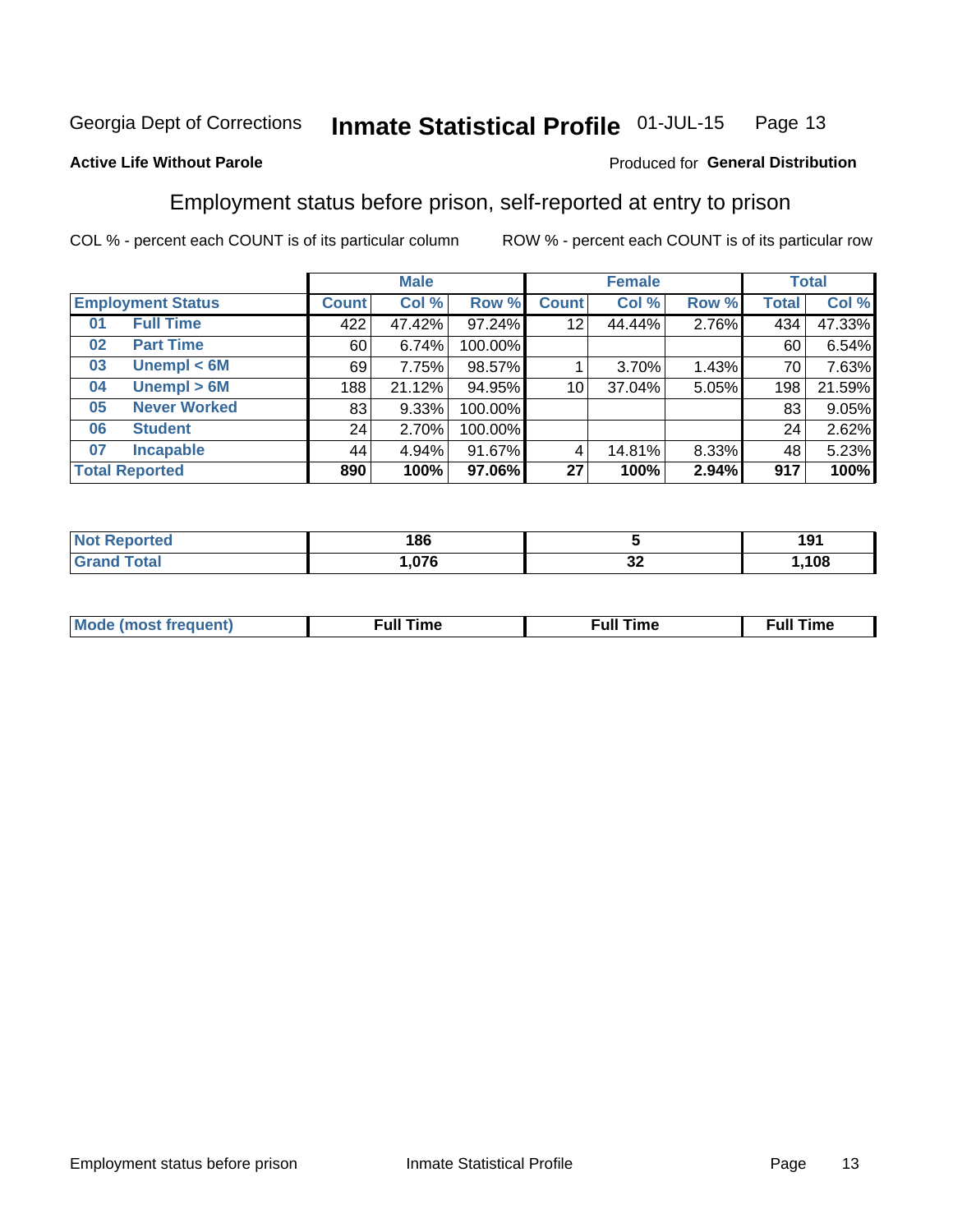Georgia Dept of Corrections **Inmate Statistical Profile** 01-JUL-15

**Active Life Without Parole**

Produced for **General Distribution**

## Employment status before prison, self-reported at entry to prison

COL % - percent each COUNT is of its particular column

ROW % - percent each COUNT is of its particular row

| | | Male | | | Female | | | Total | |
|---|---|---|---|---|---|---|---|---|---|
| **Employment Status** | | **Count** | **Col %** | **Row %** | **Count** | **Col %** | **Row %** | **Total** | **Col %** |
| 01 | Full Time | 422 | 47.42% | 97.24% | 12 | 44.44% | 2.76% | 434 | 47.33% |
| 02 | Part Time | 60 | 6.74% | 100.00% | | | | 60 | 6.54% |
| 03 | Unempl < 6M | 69 | 7.75% | 98.57% | 1 | 3.70% | 1.43% | 70 | 7.63% |
| 04 | Unempl > 6M | 188 | 21.12% | 94.95% | 10 | 37.04% | 5.05% | 198 | 21.59% |
| 05 | Never Worked | 83 | 9.33% | 100.00% | | | | 83 | 9.05% |
| 06 | Student | 24 | 2.70% | 100.00% | | | | 24 | 2.62% |
| 07 | Incapable | 44 | 4.94% | 91.67% | 4 | 14.81% | 8.33% | 48 | 5.23% |
| **Total Reported** | | **890** | **100%** | **97.06%** | **27** | **100%** | **2.94%** | **917** | **100%** |

| | Male | Female | Total |
|---|---|---|---|
| Not Reported | 186 | 5 | 191 |
| Grand Total | 1,076 | 32 | 1,108 |

| | Male | Female | Total |
|---|---|---|---|
| Mode (most frequent) | Full Time | Full Time | Full Time |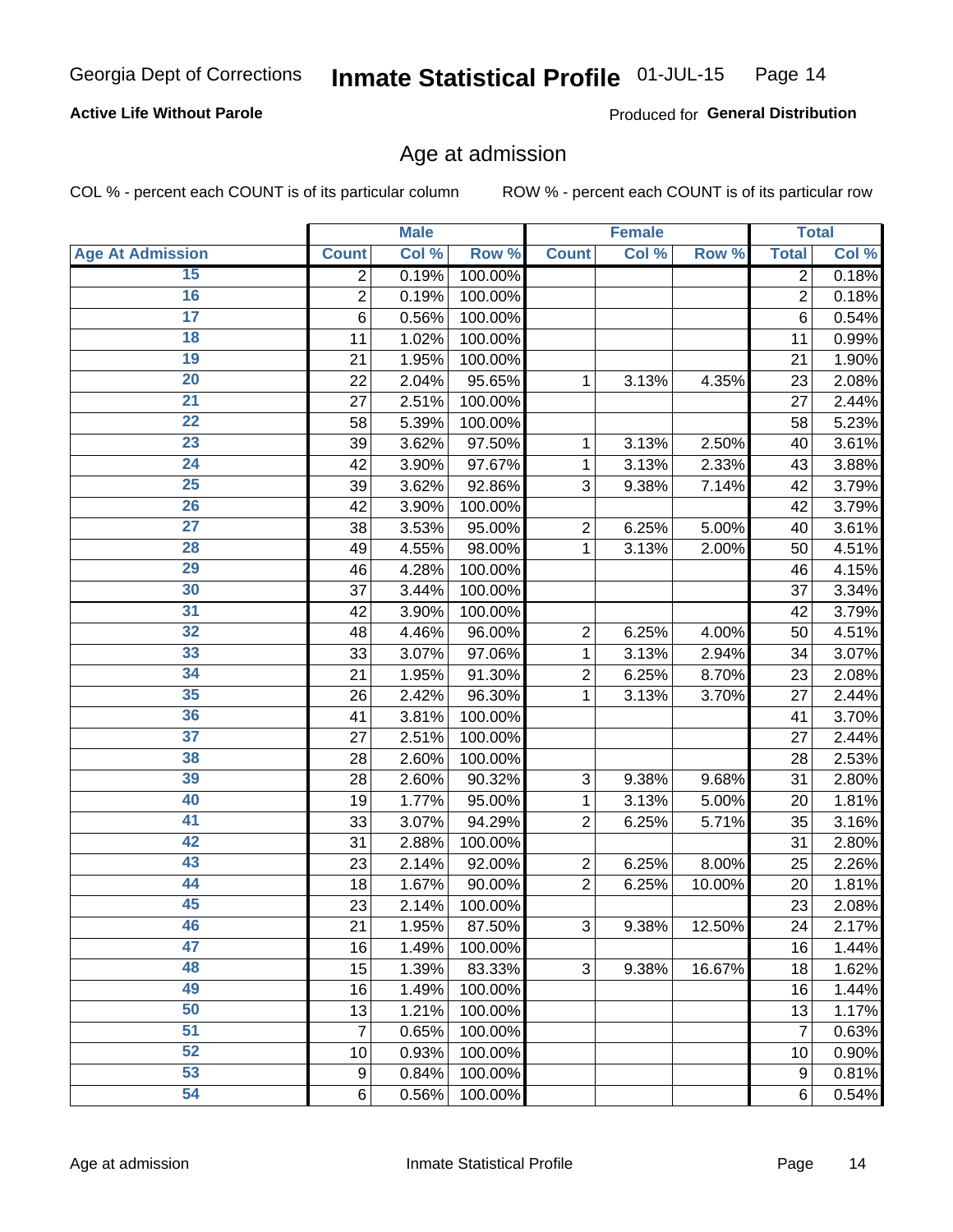Georgia Dept of Corrections **Inmate Statistical Profile** 01-JUL-15

**Active Life Without Parole**

Produced for **General Distribution**

## Age at admission

COL % - percent each COUNT is of its particular column ROW % - percent each COUNT is of its particular row

| | Male | | | Female | | | Total | |
|---|---|---|---|---|---|---|---|---|
| Age At Admission | Count | Col % | Row % | Count | Col % | Row % | Total | Col % |
| 15 | 2 | 0.19% | 100.00% | | | | 2 | 0.18% |
| 16 | 2 | 0.19% | 100.00% | | | | 2 | 0.18% |
| 17 | 6 | 0.56% | 100.00% | | | | 6 | 0.54% |
| 18 | 11 | 1.02% | 100.00% | | | | 11 | 0.99% |
| 19 | 21 | 1.95% | 100.00% | | | | 21 | 1.90% |
| 20 | 22 | 2.04% | 95.65% | 1 | 3.13% | 4.35% | 23 | 2.08% |
| 21 | 27 | 2.51% | 100.00% | | | | 27 | 2.44% |
| 22 | 58 | 5.39% | 100.00% | | | | 58 | 5.23% |
| 23 | 39 | 3.62% | 97.50% | 1 | 3.13% | 2.50% | 40 | 3.61% |
| 24 | 42 | 3.90% | 97.67% | 1 | 3.13% | 2.33% | 43 | 3.88% |
| 25 | 39 | 3.62% | 92.86% | 3 | 9.38% | 7.14% | 42 | 3.79% |
| 26 | 42 | 3.90% | 100.00% | | | | 42 | 3.79% |
| 27 | 38 | 3.53% | 95.00% | 2 | 6.25% | 5.00% | 40 | 3.61% |
| 28 | 49 | 4.55% | 98.00% | 1 | 3.13% | 2.00% | 50 | 4.51% |
| 29 | 46 | 4.28% | 100.00% | | | | 46 | 4.15% |
| 30 | 37 | 3.44% | 100.00% | | | | 37 | 3.34% |
| 31 | 42 | 3.90% | 100.00% | | | | 42 | 3.79% |
| 32 | 48 | 4.46% | 96.00% | 2 | 6.25% | 4.00% | 50 | 4.51% |
| 33 | 33 | 3.07% | 97.06% | 1 | 3.13% | 2.94% | 34 | 3.07% |
| 34 | 21 | 1.95% | 91.30% | 2 | 6.25% | 8.70% | 23 | 2.08% |
| 35 | 26 | 2.42% | 96.30% | 1 | 3.13% | 3.70% | 27 | 2.44% |
| 36 | 41 | 3.81% | 100.00% | | | | 41 | 3.70% |
| 37 | 27 | 2.51% | 100.00% | | | | 27 | 2.44% |
| 38 | 28 | 2.60% | 100.00% | | | | 28 | 2.53% |
| 39 | 28 | 2.60% | 90.32% | 3 | 9.38% | 9.68% | 31 | 2.80% |
| 40 | 19 | 1.77% | 95.00% | 1 | 3.13% | 5.00% | 20 | 1.81% |
| 41 | 33 | 3.07% | 94.29% | 2 | 6.25% | 5.71% | 35 | 3.16% |
| 42 | 31 | 2.88% | 100.00% | | | | 31 | 2.80% |
| 43 | 23 | 2.14% | 92.00% | 2 | 6.25% | 8.00% | 25 | 2.26% |
| 44 | 18 | 1.67% | 90.00% | 2 | 6.25% | 10.00% | 20 | 1.81% |
| 45 | 23 | 2.14% | 100.00% | | | | 23 | 2.08% |
| 46 | 21 | 1.95% | 87.50% | 3 | 9.38% | 12.50% | 24 | 2.17% |
| 47 | 16 | 1.49% | 100.00% | | | | 16 | 1.44% |
| 48 | 15 | 1.39% | 83.33% | 3 | 9.38% | 16.67% | 18 | 1.62% |
| 49 | 16 | 1.49% | 100.00% | | | | 16 | 1.44% |
| 50 | 13 | 1.21% | 100.00% | | | | 13 | 1.17% |
| 51 | 7 | 0.65% | 100.00% | | | | 7 | 0.63% |
| 52 | 10 | 0.93% | 100.00% | | | | 10 | 0.90% |
| 53 | 9 | 0.84% | 100.00% | | | | 9 | 0.81% |
| 54 | 6 | 0.56% | 100.00% | | | | 6 | 0.54% |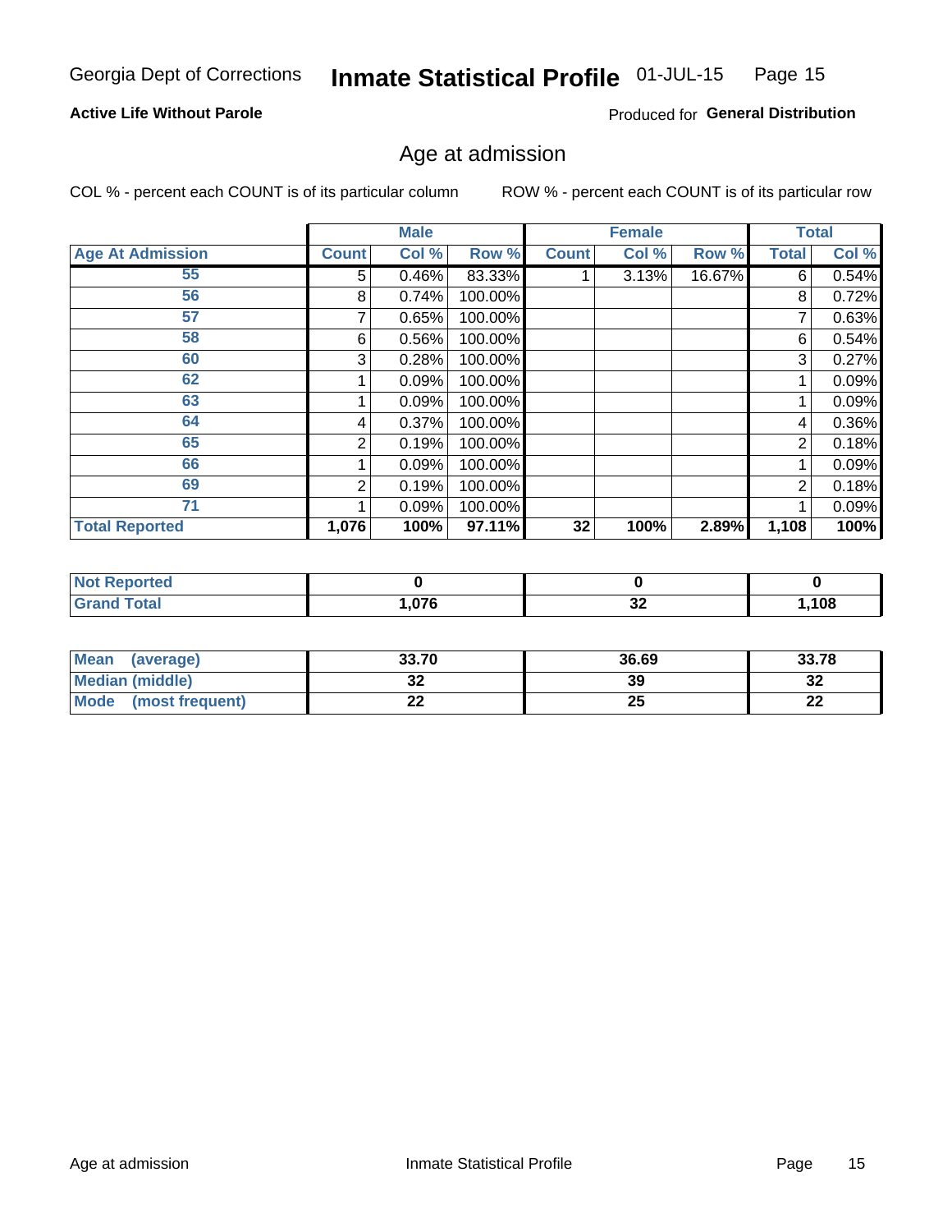Georgia Dept of Corrections **Inmate Statistical Profile** 01-JUL-15

**Active Life Without Parole**

Produced for **General Distribution**

## Age at admission

COL % - percent each COUNT is of its particular column ROW % - percent each COUNT is of its particular row

| | Male | | | Female | | | Total | |
|---|---|---|---|---|---|---|---|---|
| **Age At Admission** | **Count** | **Col %** | **Row %** | **Count** | **Col %** | **Row %** | **Total** | **Col %** |
| 55 | 5 | 0.46% | 83.33% | 1 | 3.13% | 16.67% | 6 | 0.54% |
| 56 | 8 | 0.74% | 100.00% | | | | 8 | 0.72% |
| 57 | 7 | 0.65% | 100.00% | | | | 7 | 0.63% |
| 58 | 6 | 0.56% | 100.00% | | | | 6 | 0.54% |
| 60 | 3 | 0.28% | 100.00% | | | | 3 | 0.27% |
| 62 | 1 | 0.09% | 100.00% | | | | 1 | 0.09% |
| 63 | 1 | 0.09% | 100.00% | | | | 1 | 0.09% |
| 64 | 4 | 0.37% | 100.00% | | | | 4 | 0.36% |
| 65 | 2 | 0.19% | 100.00% | | | | 2 | 0.18% |
| 66 | 1 | 0.09% | 100.00% | | | | 1 | 0.09% |
| 69 | 2 | 0.19% | 100.00% | | | | 2 | 0.18% |
| 71 | 1 | 0.09% | 100.00% | | | | 1 | 0.09% |
| **Total Reported** | **1,076** | **100%** | **97.11%** | **32** | **100%** | **2.89%** | **1,108** | **100%** |

| | Male | Female | Total |
|---|---|---|---|
| **Not Reported** | **0** | **0** | **0** |
| **Grand Total** | **1,076** | **32** | **1,108** |

| | Male | Female | Total |
|---|---|---|---|
| **Mean (average)** | **33.70** | **36.69** | **33.78** |
| **Median (middle)** | **32** | **39** | **32** |
| **Mode (most frequent)** | **22** | **25** | **22** |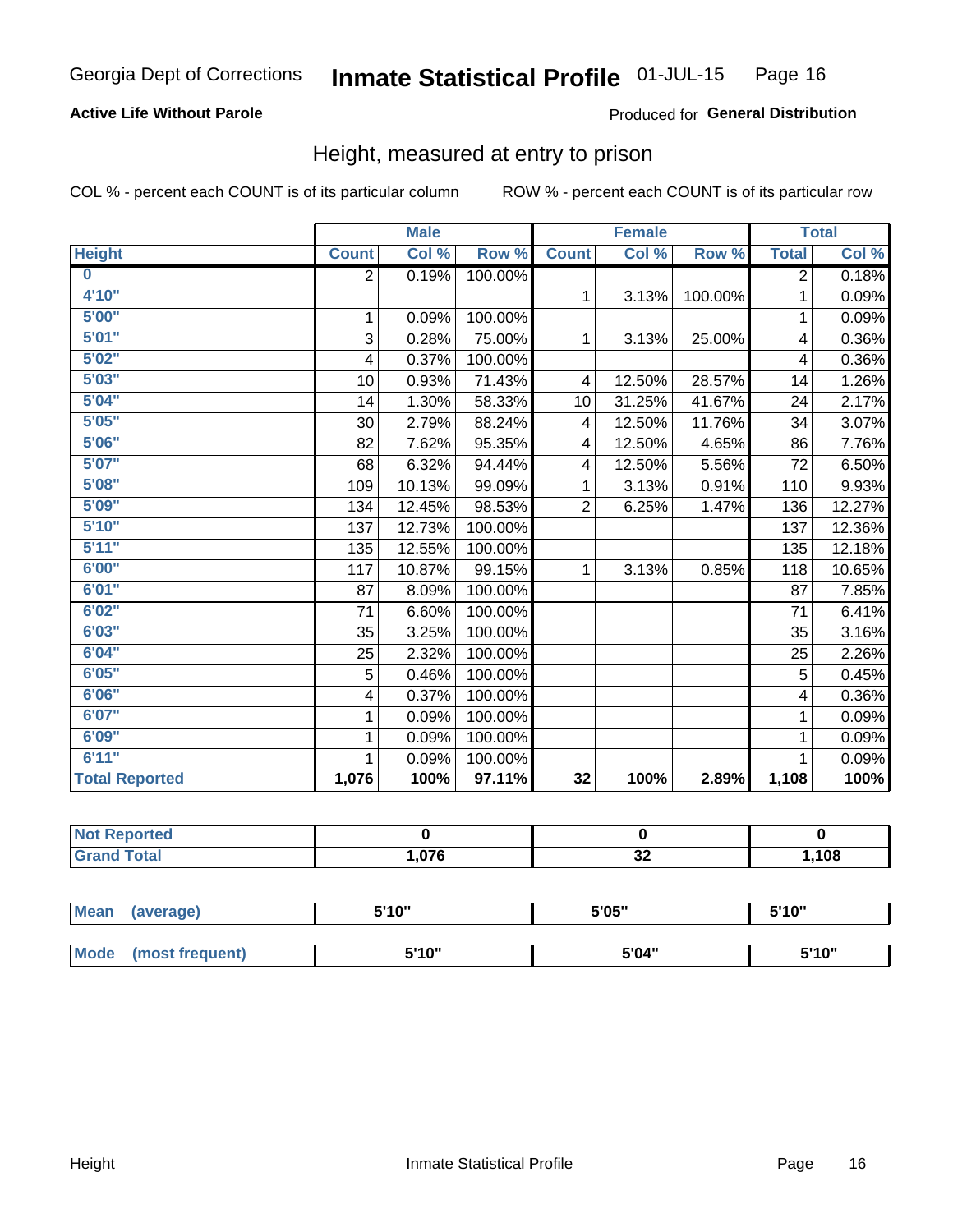Georgia Dept of Corrections **Inmate Statistical Profile** 01-JUL-15

**Active Life Without Parole**

Produced for **General Distribution**

## Height, measured at entry to prison

COL % - percent each COUNT is of its particular column

ROW % - percent each COUNT is of its particular row

| | Male | | | Female | | | Total | |
|---|---|---|---|---|---|---|---|---|
| **Height** | **Count** | **Col %** | **Row %** | **Count** | **Col %** | **Row %** | **Total** | **Col %** |
| **0** | 2 | 0.19% | 100.00% | | | | 2 | 0.18% |
| **4'10"** | | | | 1 | 3.13% | 100.00% | 1 | 0.09% |
| **5'00"** | 1 | 0.09% | 100.00% | | | | 1 | 0.09% |
| **5'01"** | 3 | 0.28% | 75.00% | 1 | 3.13% | 25.00% | 4 | 0.36% |
| **5'02"** | 4 | 0.37% | 100.00% | | | | 4 | 0.36% |
| **5'03"** | 10 | 0.93% | 71.43% | 4 | 12.50% | 28.57% | 14 | 1.26% |
| **5'04"** | 14 | 1.30% | 58.33% | 10 | 31.25% | 41.67% | 24 | 2.17% |
| **5'05"** | 30 | 2.79% | 88.24% | 4 | 12.50% | 11.76% | 34 | 3.07% |
| **5'06"** | 82 | 7.62% | 95.35% | 4 | 12.50% | 4.65% | 86 | 7.76% |
| **5'07"** | 68 | 6.32% | 94.44% | 4 | 12.50% | 5.56% | 72 | 6.50% |
| **5'08"** | 109 | 10.13% | 99.09% | 1 | 3.13% | 0.91% | 110 | 9.93% |
| **5'09"** | 134 | 12.45% | 98.53% | 2 | 6.25% | 1.47% | 136 | 12.27% |
| **5'10"** | 137 | 12.73% | 100.00% | | | | 137 | 12.36% |
| **5'11"** | 135 | 12.55% | 100.00% | | | | 135 | 12.18% |
| **6'00"** | 117 | 10.87% | 99.15% | 1 | 3.13% | 0.85% | 118 | 10.65% |
| **6'01"** | 87 | 8.09% | 100.00% | | | | 87 | 7.85% |
| **6'02"** | 71 | 6.60% | 100.00% | | | | 71 | 6.41% |
| **6'03"** | 35 | 3.25% | 100.00% | | | | 35 | 3.16% |
| **6'04"** | 25 | 2.32% | 100.00% | | | | 25 | 2.26% |
| **6'05"** | 5 | 0.46% | 100.00% | | | | 5 | 0.45% |
| **6'06"** | 4 | 0.37% | 100.00% | | | | 4 | 0.36% |
| **6'07"** | 1 | 0.09% | 100.00% | | | | 1 | 0.09% |
| **6'09"** | 1 | 0.09% | 100.00% | | | | 1 | 0.09% |
| **6'11"** | 1 | 0.09% | 100.00% | | | | 1 | 0.09% |
| **Total Reported** | **1,076** | **100%** | **97.11%** | **32** | **100%** | **2.89%** | **1,108** | **100%** |

| | Male | Female | Total |
|---|---|---|---|
| **Not Reported** | **0** | **0** | **0** |
| **Grand Total** | **1,076** | **32** | **1,108** |

| | Male | Female | Total |
|---|---|---|---|
| **Mean (average)** | **5'10"** | **5'05"** | **5'10"** |
| **Mode (most frequent)** | **5'10"** | **5'04"** | **5'10"** |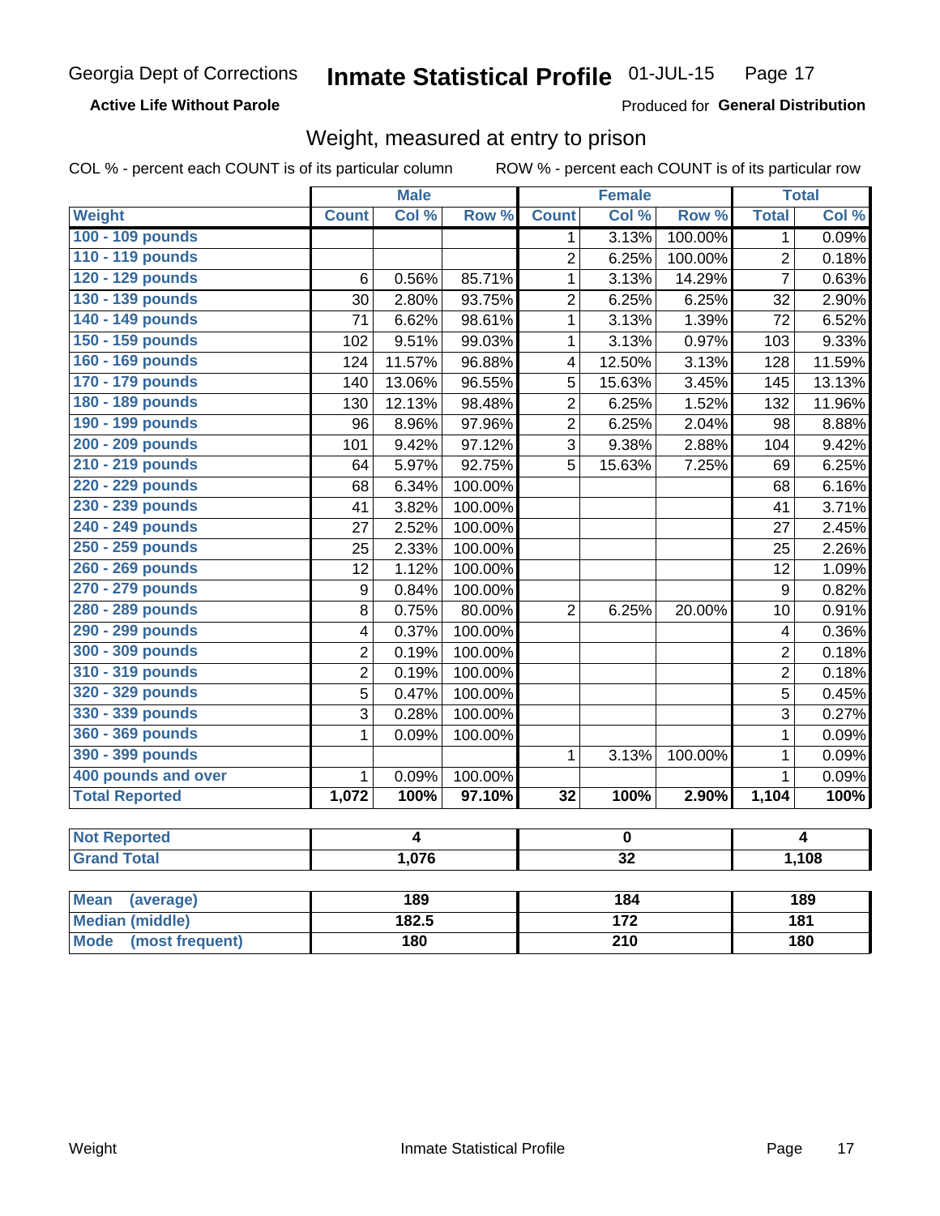Georgia Dept of Corrections **Inmate Statistical Profile** 01-JUL-15

**Active Life Without Parole**

Produced for **General Distribution**

## Weight, measured at entry to prison

COL % - percent each COUNT is of its particular column ROW % - percent each COUNT is of its particular row

| | Male | | | Female | | | Total | |
|---|---|---|---|---|---|---|---|---|
| **Weight** | **Count** | **Col %** | **Row %** | **Count** | **Col %** | **Row %** | **Total** | **Col %** |
| 100 - 109 pounds | | | | 1 | 3.13% | 100.00% | 1 | 0.09% |
| 110 - 119 pounds | | | | 2 | 6.25% | 100.00% | 2 | 0.18% |
| 120 - 129 pounds | 6 | 0.56% | 85.71% | 1 | 3.13% | 14.29% | 7 | 0.63% |
| 130 - 139 pounds | 30 | 2.80% | 93.75% | 2 | 6.25% | 6.25% | 32 | 2.90% |
| 140 - 149 pounds | 71 | 6.62% | 98.61% | 1 | 3.13% | 1.39% | 72 | 6.52% |
| 150 - 159 pounds | 102 | 9.51% | 99.03% | 1 | 3.13% | 0.97% | 103 | 9.33% |
| 160 - 169 pounds | 124 | 11.57% | 96.88% | 4 | 12.50% | 3.13% | 128 | 11.59% |
| 170 - 179 pounds | 140 | 13.06% | 96.55% | 5 | 15.63% | 3.45% | 145 | 13.13% |
| 180 - 189 pounds | 130 | 12.13% | 98.48% | 2 | 6.25% | 1.52% | 132 | 11.96% |
| 190 - 199 pounds | 96 | 8.96% | 97.96% | 2 | 6.25% | 2.04% | 98 | 8.88% |
| 200 - 209 pounds | 101 | 9.42% | 97.12% | 3 | 9.38% | 2.88% | 104 | 9.42% |
| 210 - 219 pounds | 64 | 5.97% | 92.75% | 5 | 15.63% | 7.25% | 69 | 6.25% |
| 220 - 229 pounds | 68 | 6.34% | 100.00% | | | | 68 | 6.16% |
| 230 - 239 pounds | 41 | 3.82% | 100.00% | | | | 41 | 3.71% |
| 240 - 249 pounds | 27 | 2.52% | 100.00% | | | | 27 | 2.45% |
| 250 - 259 pounds | 25 | 2.33% | 100.00% | | | | 25 | 2.26% |
| 260 - 269 pounds | 12 | 1.12% | 100.00% | | | | 12 | 1.09% |
| 270 - 279 pounds | 9 | 0.84% | 100.00% | | | | 9 | 0.82% |
| 280 - 289 pounds | 8 | 0.75% | 80.00% | 2 | 6.25% | 20.00% | 10 | 0.91% |
| 290 - 299 pounds | 4 | 0.37% | 100.00% | | | | 4 | 0.36% |
| 300 - 309 pounds | 2 | 0.19% | 100.00% | | | | 2 | 0.18% |
| 310 - 319 pounds | 2 | 0.19% | 100.00% | | | | 2 | 0.18% |
| 320 - 329 pounds | 5 | 0.47% | 100.00% | | | | 5 | 0.45% |
| 330 - 339 pounds | 3 | 0.28% | 100.00% | | | | 3 | 0.27% |
| 360 - 369 pounds | 1 | 0.09% | 100.00% | | | | 1 | 0.09% |
| 390 - 399 pounds | | | | 1 | 3.13% | 100.00% | 1 | 0.09% |
| 400 pounds and over | 1 | 0.09% | 100.00% | | | | 1 | 0.09% |
| **Total Reported** | **1,072** | **100%** | **97.10%** | **32** | **100%** | **2.90%** | **1,104** | **100%** |

| | Male | Female | Total |
|---|---|---|---|
| **Not Reported** | **4** | **0** | **4** |
| **Grand Total** | **1,076** | **32** | **1,108** |

| | Male | Female | Total |
|---|---|---|---|
| **Mean (average)** | **189** | **184** | **189** |
| **Median (middle)** | **182.5** | **172** | **181** |
| **Mode (most frequent)** | **180** | **210** | **180** |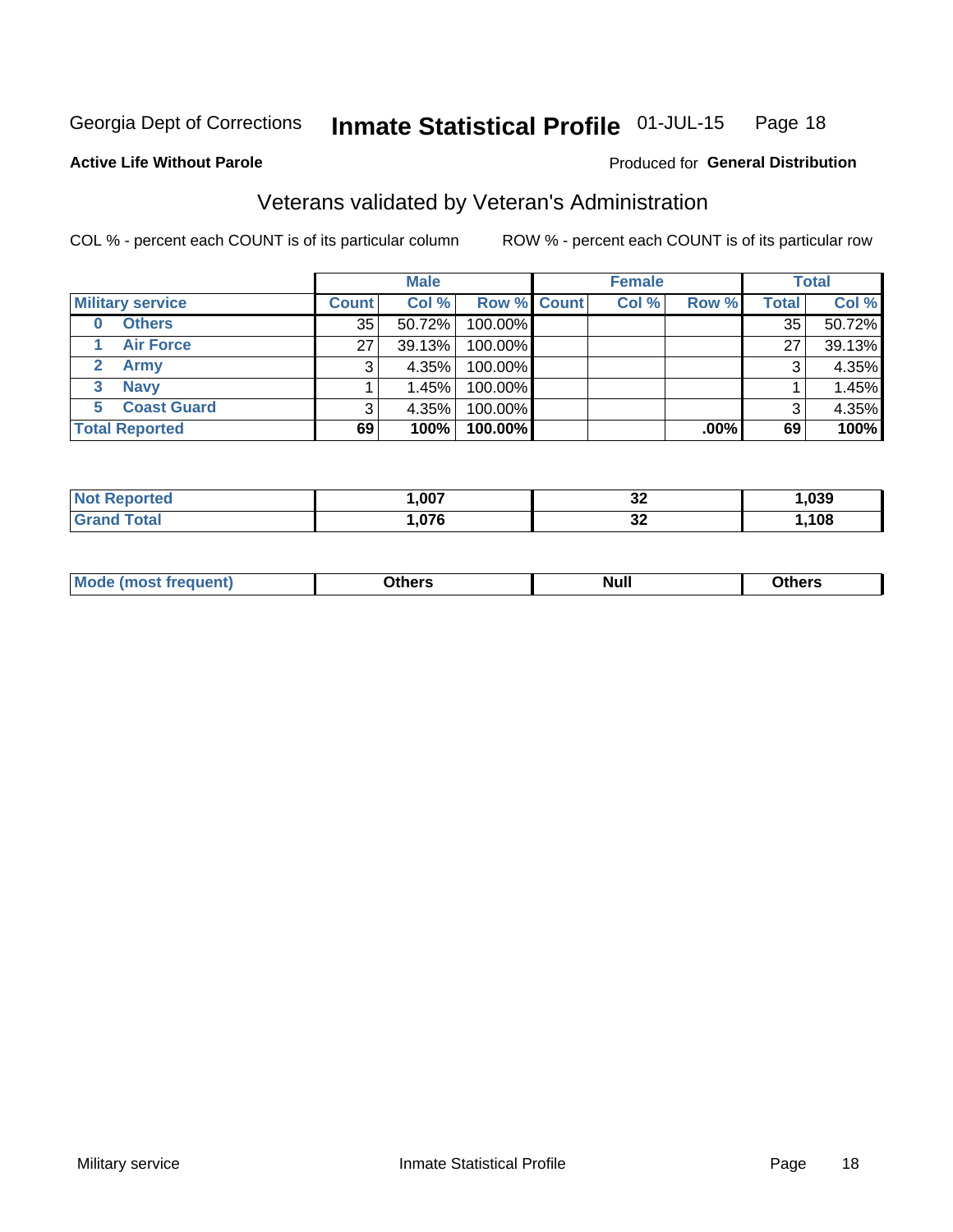Georgia Dept of Corrections **Inmate Statistical Profile** 01-JUL-15

**Active Life Without Parole**

Produced for **General Distribution**

## Veterans validated by Veteran's Administration

COL % - percent each COUNT is of its particular column

ROW % - percent each COUNT is of its particular row

| | Male | | | Female | | | Total | |
|---|---|---|---|---|---|---|---|---|
| **Military service** | **Count** | **Col %** | **Row %** | **Count** | **Col %** | **Row %** | **Total** | **Col %** |
| **0 Others** | 35 | 50.72% | 100.00% | | | | 35 | 50.72% |
| **1 Air Force** | 27 | 39.13% | 100.00% | | | | 27 | 39.13% |
| **2 Army** | 3 | 4.35% | 100.00% | | | | 3 | 4.35% |
| **3 Navy** | 1 | 1.45% | 100.00% | | | | 1 | 1.45% |
| **5 Coast Guard** | 3 | 4.35% | 100.00% | | | | 3 | 4.35% |
| **Total Reported** | **69** | **100%** | **100.00%** | | | **.00%** | **69** | **100%** |

| | Male | Female | Total |
|---|---|---|---|
| **Not Reported** | **1,007** | **32** | **1,039** |
| **Grand Total** | **1,076** | **32** | **1,108** |

| | Male | Female | Total |
|---|---|---|---|
| **Mode (most frequent)** | **Others** | **Null** | **Others** |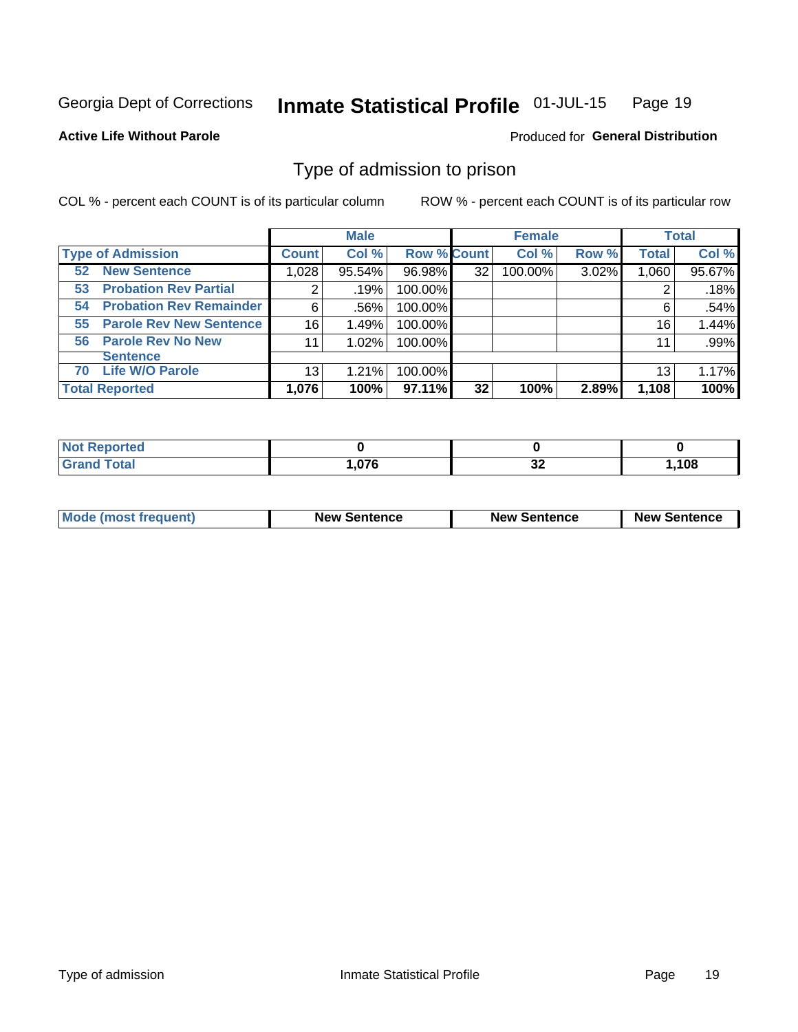Georgia Dept of Corrections **Inmate Statistical Profile** 01-JUL-15

**Active Life Without Parole**

Produced for **General Distribution**

## Type of admission to prison

COL % - percent each COUNT is of its particular column

ROW % - percent each COUNT is of its particular row

| | Male | | | Female | | | Total | |
|---|---|---|---|---|---|---|---|---|
| **Type of Admission** | **Count** | **Col %** | **Row %** | **Count** | **Col %** | **Row %** | **Total** | **Col %** |
| **52 New Sentence** | 1,028 | 95.54% | 96.98% | 32 | 100.00% | 3.02% | 1,060 | 95.67% |
| **53 Probation Rev Partial** | 2 | .19% | 100.00% | | | | 2 | .18% |
| **54 Probation Rev Remainder** | 6 | .56% | 100.00% | | | | 6 | .54% |
| **55 Parole Rev New Sentence** | 16 | 1.49% | 100.00% | | | | 16 | 1.44% |
| **56 Parole Rev No New Sentence** | 11 | 1.02% | 100.00% | | | | 11 | .99% |
| **70 Life W/O Parole** | 13 | 1.21% | 100.00% | | | | 13 | 1.17% |
| **Total Reported** | **1,076** | **100%** | **97.11%** | **32** | **100%** | **2.89%** | **1,108** | **100%** |

| | Male | Female | Total |
|---|---|---|---|
| **Not Reported** | **0** | **0** | **0** |
| **Grand Total** | **1,076** | **32** | **1,108** |

| | Male | Female | Total |
|---|---|---|---|
| **Mode (most frequent)** | **New Sentence** | **New Sentence** | **New Sentence** |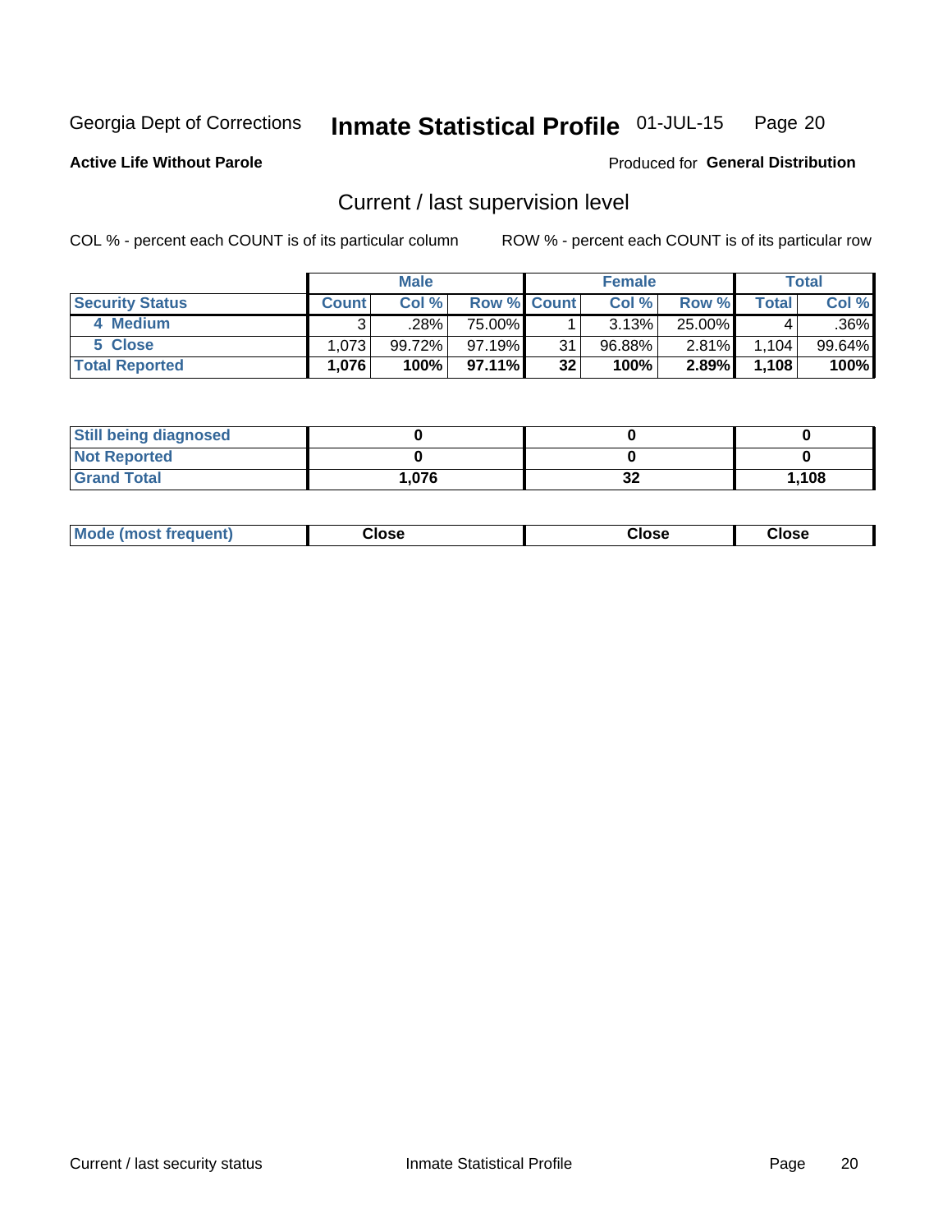Georgia Dept of Corrections **Inmate Statistical Profile** 01-JUL-15

**Active Life Without Parole**

Produced for **General Distribution**

## Current / last supervision level

COL % - percent each COUNT is of its particular column

ROW % - percent each COUNT is of its particular row

| | Male | | | Female | | | Total | |
|---|---|---|---|---|---|---|---|---|
| **Security Status** | **Count** | **Col %** | **Row %** | **Count** | **Col %** | **Row %** | **Total** | **Col %** |
| 4 Medium | 3 | .28% | 75.00% | 1 | 3.13% | 25.00% | 4 | .36% |
| 5 Close | 1,073 | 99.72% | 97.19% | 31 | 96.88% | 2.81% | 1,104 | 99.64% |
| **Total Reported** | **1,076** | **100%** | **97.11%** | **32** | **100%** | **2.89%** | **1,108** | **100%** |

| | | | |
|---|---|---|---|
| **Still being diagnosed** | **0** | **0** | **0** |
| **Not Reported** | **0** | **0** | **0** |
| **Grand Total** | **1,076** | **32** | **1,108** |

| | | | |
|---|---|---|---|
| **Mode (most frequent)** | **Close** | **Close** | **Close** |

Current / last security status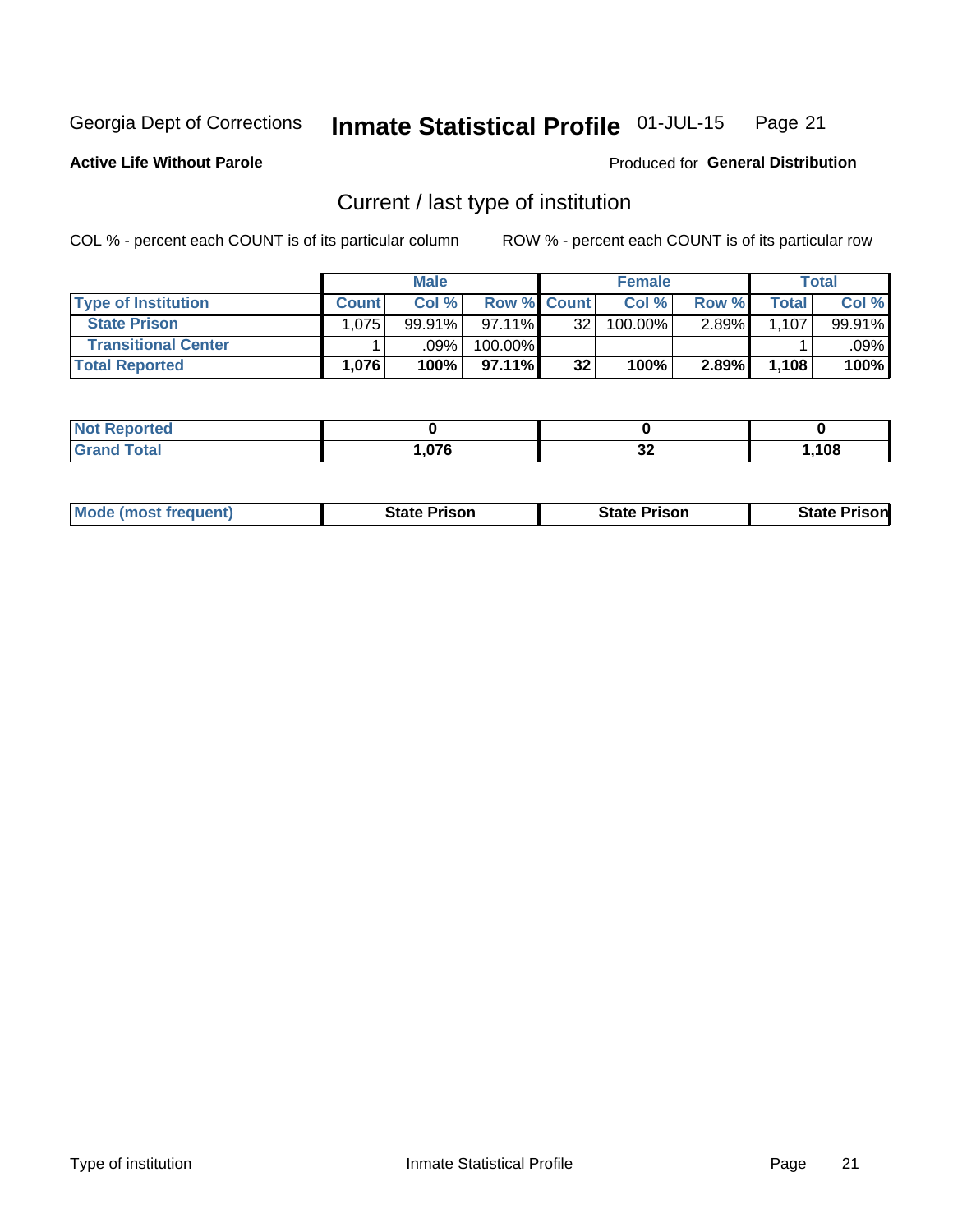Georgia Dept of Corrections **Inmate Statistical Profile** 01-JUL-15

**Active Life Without Parole**

Produced for **General Distribution**

## Current / last type of institution

COL % - percent each COUNT is of its particular column    ROW % - percent each COUNT is of its particular row

| | Male | | | Female | | | Total | |
|---|---|---|---|---|---|---|---|---|
| **Type of Institution** | **Count** | **Col %** | **Row %** | **Count** | **Col %** | **Row %** | **Total** | **Col %** |
| **State Prison** | 1,075 | 99.91% | 97.11% | 32 | 100.00% | 2.89% | 1,107 | 99.91% |
| **Transitional Center** | 1 | .09% | 100.00% | | | | 1 | .09% |
| **Total Reported** | **1,076** | **100%** | **97.11%** | **32** | **100%** | **2.89%** | **1,108** | **100%** |

| | Male | Female | Total |
|---|---|---|---|
| **Not Reported** | **0** | **0** | **0** |
| **Grand Total** | **1,076** | **32** | **1,108** |

| | Male | Female | Total |
|---|---|---|---|
| **Mode (most frequent)** | **State Prison** | **State Prison** | **State Prison** |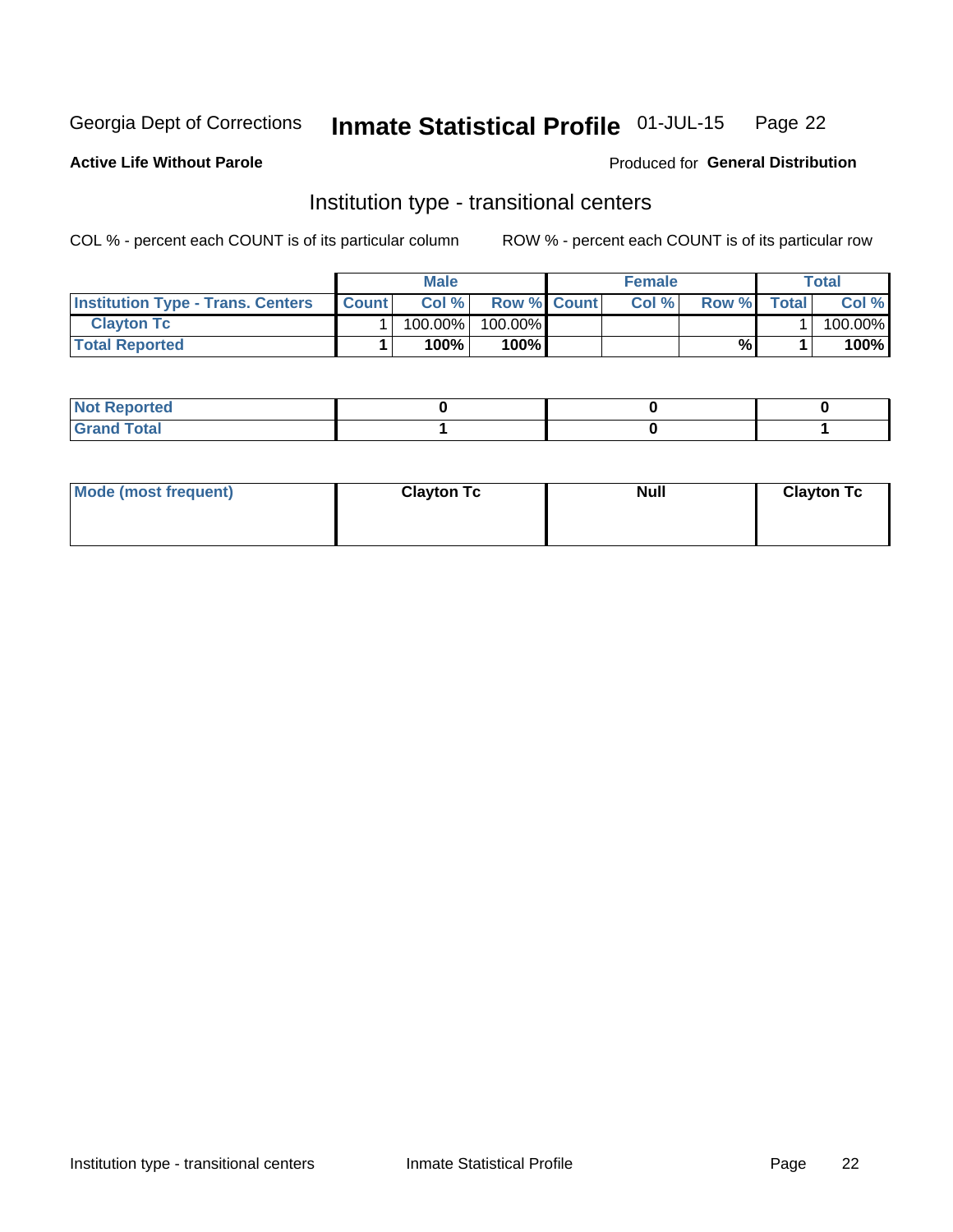Georgia Dept of Corrections **Inmate Statistical Profile** 01-JUL-15

**Active Life Without Parole**

Produced for **General Distribution**

## Institution type - transitional centers

COL % - percent each COUNT is of its particular column

ROW % - percent each COUNT is of its particular row

| | Male | | | Female | | | Total | |
|---|---|---|---|---|---|---|---|---|
| **Institution Type - Trans. Centers** | **Count** | **Col %** | **Row %** | **Count** | **Col %** | **Row %** | **Total** | **Col %** |
| **Clayton Tc** | 1 | 100.00% | 100.00% | | | | 1 | 100.00% |
| **Total Reported** | **1** | **100%** | **100%** | | | **%** | **1** | **100%** |

| | Male | Female | Total |
|---|---|---|---|
| **Not Reported** | **0** | **0** | **0** |
| **Grand Total** | **1** | **0** | **1** |

| | Male | Female | Total |
|---|---|---|---|
| **Mode (most frequent)** | **Clayton Tc** | **Null** | **Clayton Tc** |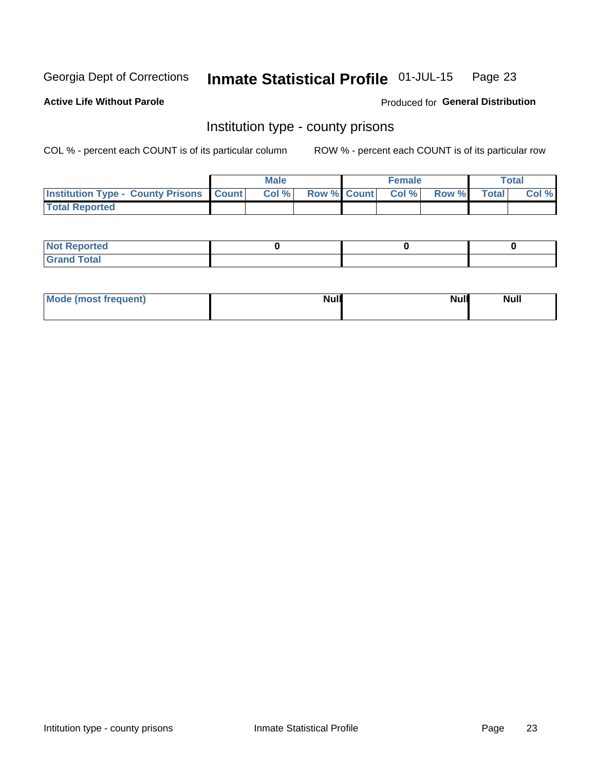Georgia Dept of Corrections **Inmate Statistical Profile** 01-JUL-15 Page 23

**Active Life Without Parole**

Produced for **General Distribution**

## Institution type - county prisons

COL % - percent each COUNT is of its particular column ROW % - percent each COUNT is of its particular row

| | Male | | | Female | | | Total | |
|---|---|---|---|---|---|---|---|---|
| Institution Type - County Prisons | Count | Col % | Row % | Count | Col % | Row % | Total | Col % |
| Total Reported | | | | | | | | |
| Not Reported | 0 | | | 0 | | | 0 | |
| Grand Total | | | | | | | | |
| Mode (most frequent) | Null | | | Null | | | Null | |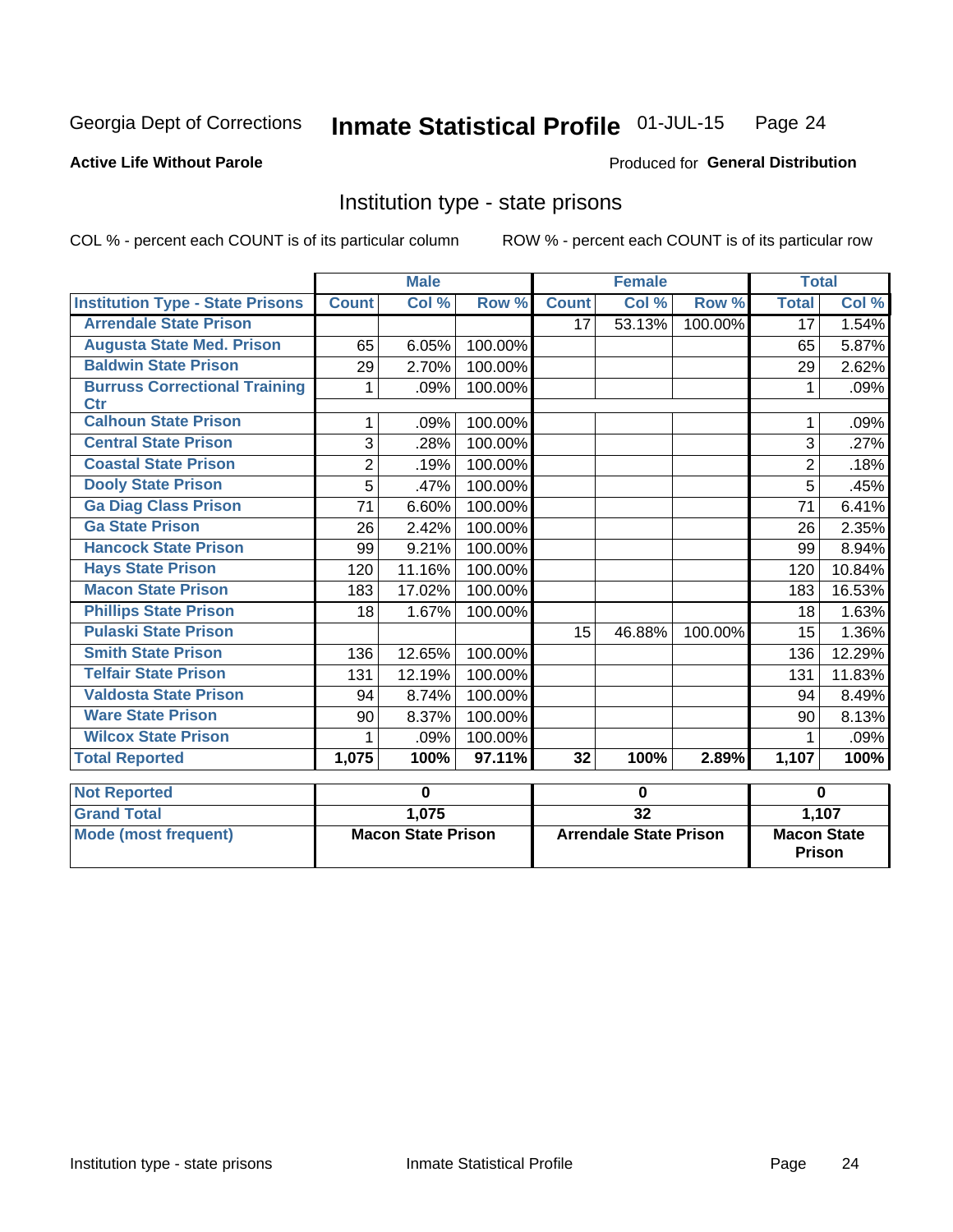Georgia Dept of Corrections **Inmate Statistical Profile** 01-JUL-15

**Active Life Without Parole**

Produced for **General Distribution**

## Institution type - state prisons

COL % - percent each COUNT is of its particular column ROW % - percent each COUNT is of its particular row

| | Male | | | Female | | | Total | |
|---|---|---|---|---|---|---|---|---|
| **Institution Type - State Prisons** | **Count** | **Col %** | **Row %** | **Count** | **Col %** | **Row %** | **Total** | **Col %** |
| Arrendale State Prison | | | | 17 | 53.13% | 100.00% | 17 | 1.54% |
| Augusta State Med. Prison | 65 | 6.05% | 100.00% | | | | 65 | 5.87% |
| Baldwin State Prison | 29 | 2.70% | 100.00% | | | | 29 | 2.62% |
| Burruss Correctional Training Ctr | 1 | .09% | 100.00% | | | | 1 | .09% |
| Calhoun State Prison | 1 | .09% | 100.00% | | | | 1 | .09% |
| Central State Prison | 3 | .28% | 100.00% | | | | 3 | .27% |
| Coastal State Prison | 2 | .19% | 100.00% | | | | 2 | .18% |
| Dooly State Prison | 5 | .47% | 100.00% | | | | 5 | .45% |
| Ga Diag Class Prison | 71 | 6.60% | 100.00% | | | | 71 | 6.41% |
| Ga State Prison | 26 | 2.42% | 100.00% | | | | 26 | 2.35% |
| Hancock State Prison | 99 | 9.21% | 100.00% | | | | 99 | 8.94% |
| Hays State Prison | 120 | 11.16% | 100.00% | | | | 120 | 10.84% |
| Macon State Prison | 183 | 17.02% | 100.00% | | | | 183 | 16.53% |
| Phillips State Prison | 18 | 1.67% | 100.00% | | | | 18 | 1.63% |
| Pulaski State Prison | | | | 15 | 46.88% | 100.00% | 15 | 1.36% |
| Smith State Prison | 136 | 12.65% | 100.00% | | | | 136 | 12.29% |
| Telfair State Prison | 131 | 12.19% | 100.00% | | | | 131 | 11.83% |
| Valdosta State Prison | 94 | 8.74% | 100.00% | | | | 94 | 8.49% |
| Ware State Prison | 90 | 8.37% | 100.00% | | | | 90 | 8.13% |
| Wilcox State Prison | 1 | .09% | 100.00% | | | | 1 | .09% |
| **Total Reported** | **1,075** | **100%** | **97.11%** | **32** | **100%** | **2.89%** | **1,107** | **100%** |

| | Male | Female | Total |
|---|---|---|---|
| **Not Reported** | **0** | **0** | **0** |
| **Grand Total** | **1,075** | **32** | **1,107** |
| **Mode (most frequent)** | **Macon State Prison** | **Arrendale State Prison** | **Macon State Prison** |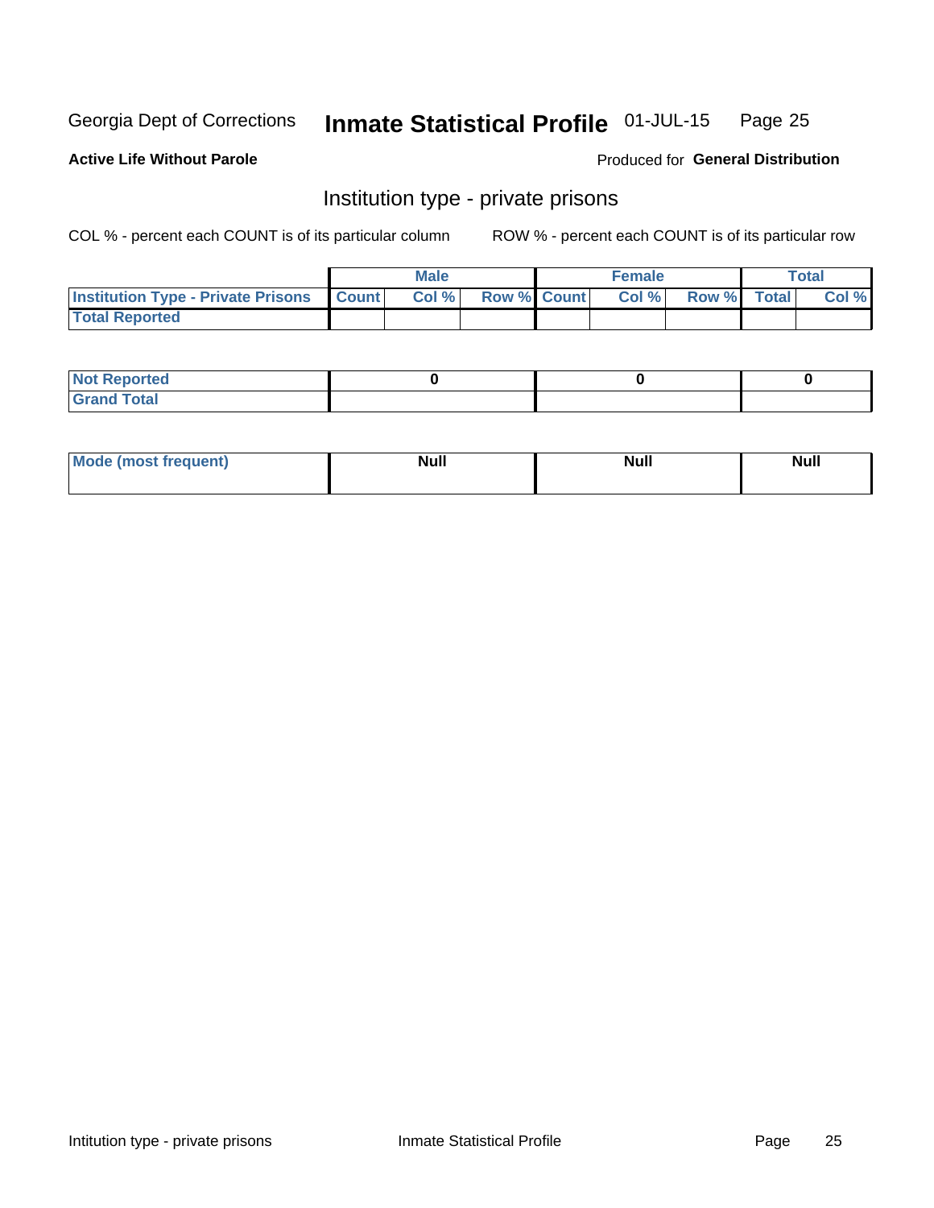Georgia Dept of Corrections **Inmate Statistical Profile** 01-JUL-15

**Active Life Without Parole**

Produced for **General Distribution**

## Institution type - private prisons

COL % - percent each COUNT is of its particular column

ROW % - percent each COUNT is of its particular row

| | Male | | | Female | | | Total | |
|---|---|---|---|---|---|---|---|---|
| Institution Type - Private Prisons | Count | Col % | Row % | Count | Col % | Row % | Total | Col % |
| Total Reported | | | | | | | | |

| | Male | Female | Total |
|---|---|---|---|
| Not Reported | 0 | 0 | 0 |
| Grand Total | | | |

| | Male | Female | Total |
|---|---|---|---|
| Mode (most frequent) | Null | Null | Null |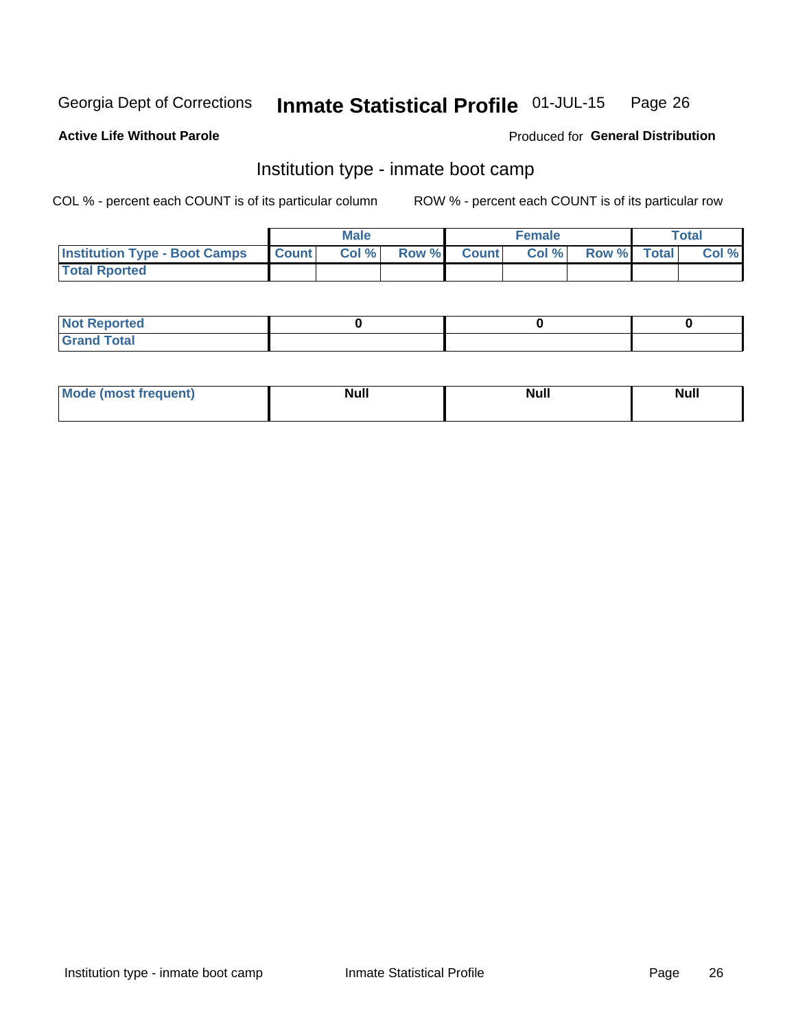Georgia Dept of Corrections **Inmate Statistical Profile** 01-JUL-15

**Active Life Without Parole**

Produced for **General Distribution**

## Institution type - inmate boot camp

COL % - percent each COUNT is of its particular column

ROW % - percent each COUNT is of its particular row

| | Male | | | Female | | | Total | |
|---|---|---|---|---|---|---|---|---|
| **Institution Type - Boot Camps** | **Count** | **Col %** | **Row %** | **Count** | **Col %** | **Row %** | **Total** | **Col %** |
| **Total Rported** | | | | | | | | |

| | | | |
|---|---|---|---|
| **Not Reported** | 0 | 0 | 0 |
| **Grand Total** | | | |

| | | | |
|---|---|---|---|
| **Mode (most frequent)** | Null | Null | Null |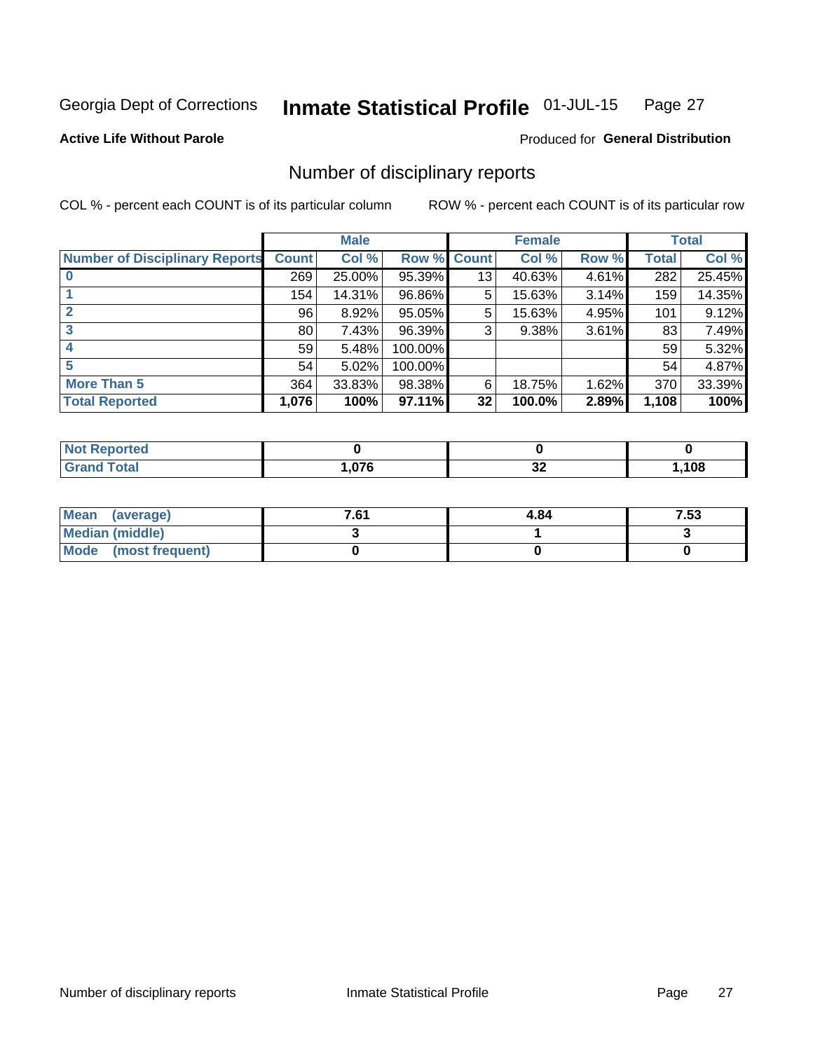Georgia Dept of Corrections **Inmate Statistical Profile** 01-JUL-15

**Active Life Without Parole**

Produced for **General Distribution**

## Number of disciplinary reports

COL % - percent each COUNT is of its particular column

ROW % - percent each COUNT is of its particular row

| | Male | | | Female | | | Total | |
|---|---|---|---|---|---|---|---|---|
| **Number of Disciplinary Reports** | **Count** | **Col %** | **Row %** | **Count** | **Col %** | **Row %** | **Total** | **Col %** |
| **0** | 269 | 25.00% | 95.39% | 13 | 40.63% | 4.61% | 282 | 25.45% |
| **1** | 154 | 14.31% | 96.86% | 5 | 15.63% | 3.14% | 159 | 14.35% |
| **2** | 96 | 8.92% | 95.05% | 5 | 15.63% | 4.95% | 101 | 9.12% |
| **3** | 80 | 7.43% | 96.39% | 3 | 9.38% | 3.61% | 83 | 7.49% |
| **4** | 59 | 5.48% | 100.00% | | | | 59 | 5.32% |
| **5** | 54 | 5.02% | 100.00% | | | | 54 | 4.87% |
| **More Than 5** | 364 | 33.83% | 98.38% | 6 | 18.75% | 1.62% | 370 | 33.39% |
| **Total Reported** | **1,076** | **100%** | **97.11%** | **32** | **100.0%** | **2.89%** | **1,108** | **100%** |

| | Male | Female | Total |
|---|---|---|---|
| **Not Reported** | **0** | **0** | **0** |
| **Grand Total** | **1,076** | **32** | **1,108** |

| | Male | Female | Total |
|---|---|---|---|
| **Mean (average)** | **7.61** | **4.84** | **7.53** |
| **Median (middle)** | **3** | **1** | **3** |
| **Mode (most frequent)** | **0** | **0** | **0** |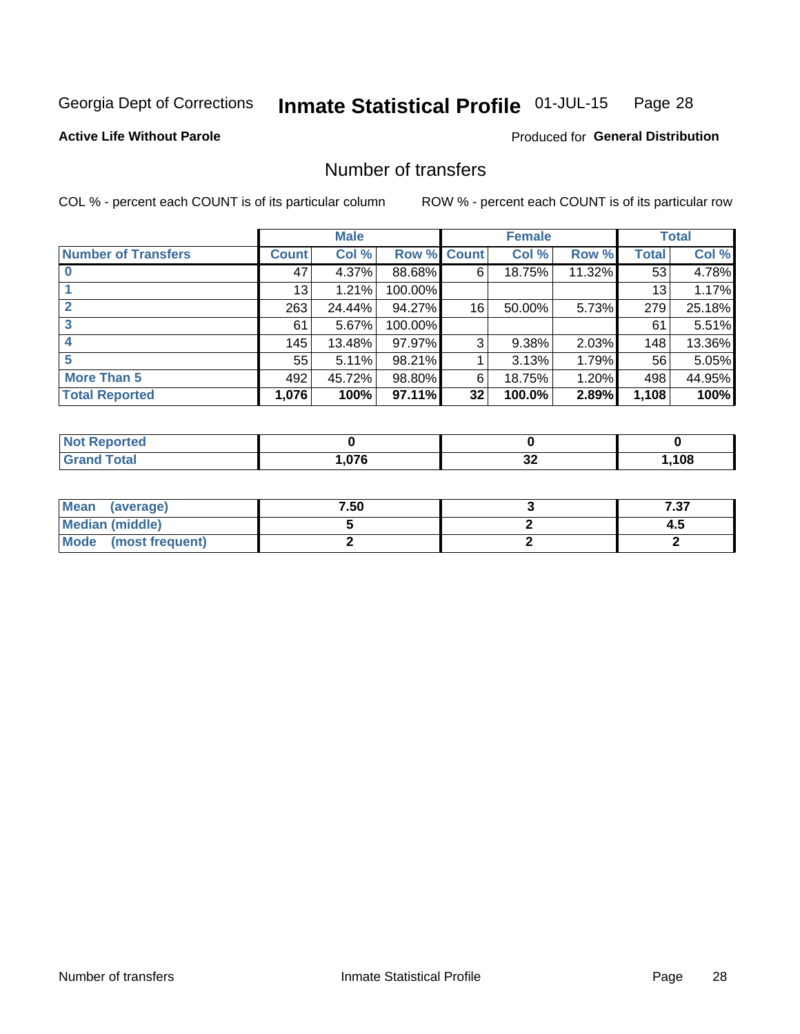Georgia Dept of Corrections **Inmate Statistical Profile** 01-JUL-15

**Active Life Without Parole**

Produced for **General Distribution**

## Number of transfers

COL % - percent each COUNT is of its particular column ROW % - percent each COUNT is of its particular row

| | Male | | | Female | | | Total | |
|---|---|---|---|---|---|---|---|---|
| **Number of Transfers** | **Count** | **Col %** | **Row %** | **Count** | **Col %** | **Row %** | **Total** | **Col %** |
| **0** | 47 | 4.37% | 88.68% | 6 | 18.75% | 11.32% | 53 | 4.78% |
| **1** | 13 | 1.21% | 100.00% | | | | 13 | 1.17% |
| **2** | 263 | 24.44% | 94.27% | 16 | 50.00% | 5.73% | 279 | 25.18% |
| **3** | 61 | 5.67% | 100.00% | | | | 61 | 5.51% |
| **4** | 145 | 13.48% | 97.97% | 3 | 9.38% | 2.03% | 148 | 13.36% |
| **5** | 55 | 5.11% | 98.21% | 1 | 3.13% | 1.79% | 56 | 5.05% |
| **More Than 5** | 492 | 45.72% | 98.80% | 6 | 18.75% | 1.20% | 498 | 44.95% |
| **Total Reported** | **1,076** | **100%** | **97.11%** | **32** | **100.0%** | **2.89%** | **1,108** | **100%** |

| | Male | Female | Total |
|---|---|---|---|
| **Not Reported** | **0** | **0** | **0** |
| **Grand Total** | **1,076** | **32** | **1,108** |

| | Male | Female | Total |
|---|---|---|---|
| **Mean (average)** | **7.50** | **3** | **7.37** |
| **Median (middle)** | **5** | **2** | **4.5** |
| **Mode (most frequent)** | **2** | **2** | **2** |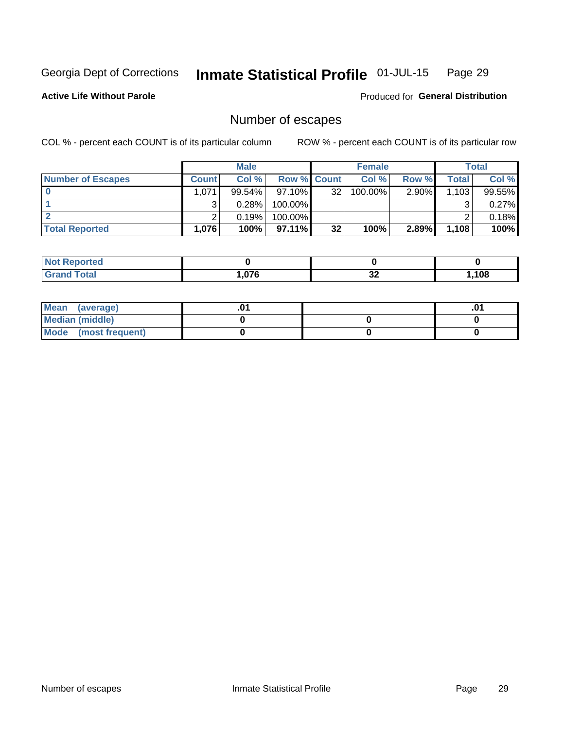Georgia Dept of Corrections **Inmate Statistical Profile** 01-JUL-15

**Active Life Without Parole**

Produced for **General Distribution**

## Number of escapes

COL % - percent each COUNT is of its particular column ROW % - percent each COUNT is of its particular row

| | Male | | | Female | | | Total | |
|---|---|---|---|---|---|---|---|---|
| **Number of Escapes** | **Count** | **Col %** | **Row %** | **Count** | **Col %** | **Row %** | **Total** | **Col %** |
| **0** | 1,071 | 99.54% | 97.10% | 32 | 100.00% | 2.90% | 1,103 | 99.55% |
| **1** | 3 | 0.28% | 100.00% | | | | 3 | 0.27% |
| **2** | 2 | 0.19% | 100.00% | | | | 2 | 0.18% |
| **Total Reported** | **1,076** | **100%** | **97.11%** | **32** | **100%** | **2.89%** | **1,108** | **100%** |

| | Male | Female | Total |
|---|---|---|---|
| **Not Reported** | **0** | **0** | **0** |
| **Grand Total** | **1,076** | **32** | **1,108** |

| | Male | Female | Total |
|---|---|---|---|
| **Mean (average)** | **.01** | | **.01** |
| **Median (middle)** | **0** | **0** | **0** |
| **Mode (most frequent)** | **0** | **0** | **0** |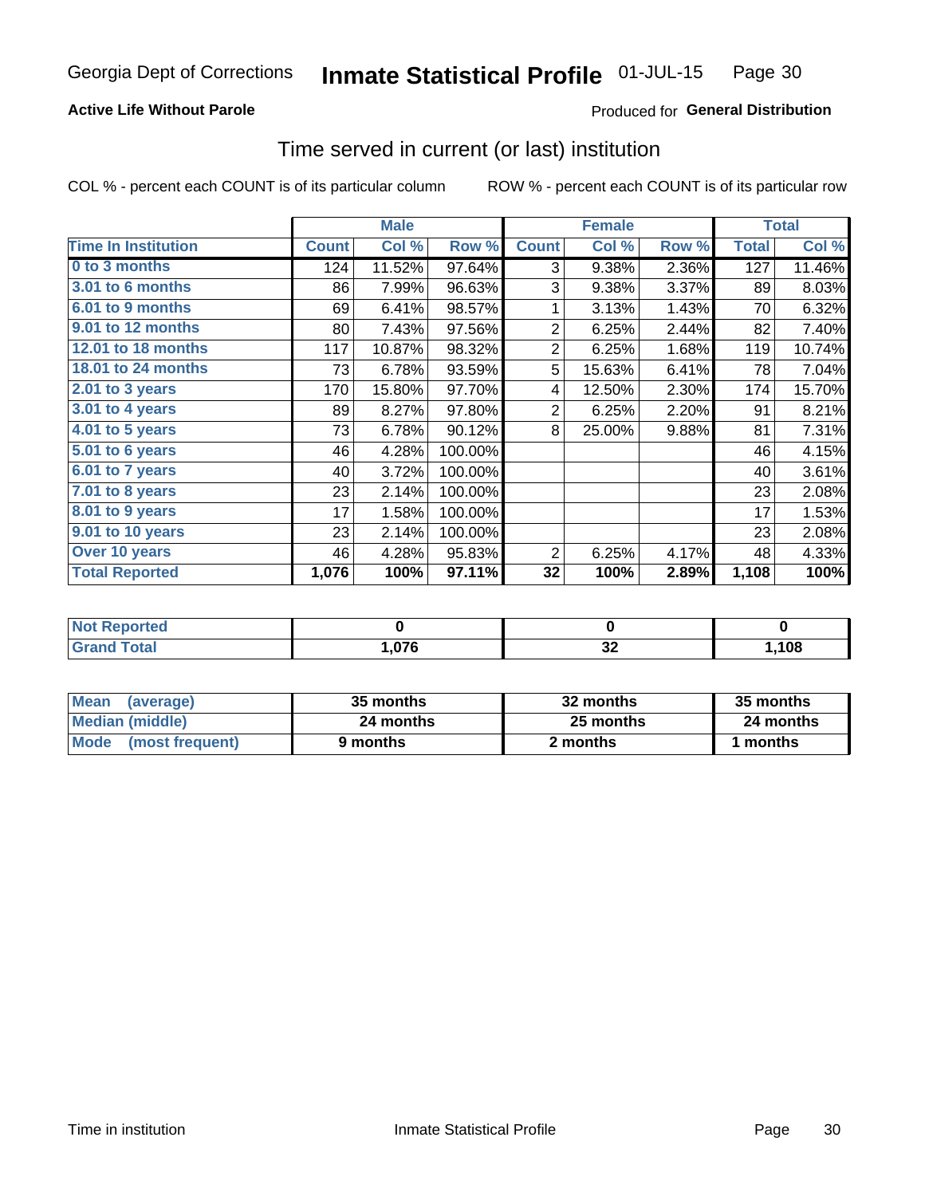Georgia Dept of Corrections **Inmate Statistical Profile** 01-JUL-15

**Active Life Without Parole**

Produced for **General Distribution**

## Time served in current (or last) institution

COL % - percent each COUNT is of its particular column

ROW % - percent each COUNT is of its particular row

| | Male | | | Female | | | Total | |
|---|---|---|---|---|---|---|---|---|
| **Time In Institution** | **Count** | **Col %** | **Row %** | **Count** | **Col %** | **Row %** | **Total** | **Col %** |
| **0 to 3 months** | 124 | 11.52% | 97.64% | 3 | 9.38% | 2.36% | 127 | 11.46% |
| **3.01 to 6 months** | 86 | 7.99% | 96.63% | 3 | 9.38% | 3.37% | 89 | 8.03% |
| **6.01 to 9 months** | 69 | 6.41% | 98.57% | 1 | 3.13% | 1.43% | 70 | 6.32% |
| **9.01 to 12 months** | 80 | 7.43% | 97.56% | 2 | 6.25% | 2.44% | 82 | 7.40% |
| **12.01 to 18 months** | 117 | 10.87% | 98.32% | 2 | 6.25% | 1.68% | 119 | 10.74% |
| **18.01 to 24 months** | 73 | 6.78% | 93.59% | 5 | 15.63% | 6.41% | 78 | 7.04% |
| **2.01 to 3 years** | 170 | 15.80% | 97.70% | 4 | 12.50% | 2.30% | 174 | 15.70% |
| **3.01 to 4 years** | 89 | 8.27% | 97.80% | 2 | 6.25% | 2.20% | 91 | 8.21% |
| **4.01 to 5 years** | 73 | 6.78% | 90.12% | 8 | 25.00% | 9.88% | 81 | 7.31% |
| **5.01 to 6 years** | 46 | 4.28% | 100.00% | | | | 46 | 4.15% |
| **6.01 to 7 years** | 40 | 3.72% | 100.00% | | | | 40 | 3.61% |
| **7.01 to 8 years** | 23 | 2.14% | 100.00% | | | | 23 | 2.08% |
| **8.01 to 9 years** | 17 | 1.58% | 100.00% | | | | 17 | 1.53% |
| **9.01 to 10 years** | 23 | 2.14% | 100.00% | | | | 23 | 2.08% |
| **Over 10 years** | 46 | 4.28% | 95.83% | 2 | 6.25% | 4.17% | 48 | 4.33% |
| **Total Reported** | **1,076** | **100%** | **97.11%** | **32** | **100%** | **2.89%** | **1,108** | **100%** |

| | Male | Female | Total |
|---|---|---|---|
| **Not Reported** | **0** | **0** | **0** |
| **Grand Total** | **1,076** | **32** | **1,108** |

| | Male | Female | Total |
|---|---|---|---|
| **Mean (average)** | **35 months** | **32 months** | **35 months** |
| **Median (middle)** | **24 months** | **25 months** | **24 months** |
| **Mode (most frequent)** | **9 months** | **2 months** | **1 months** |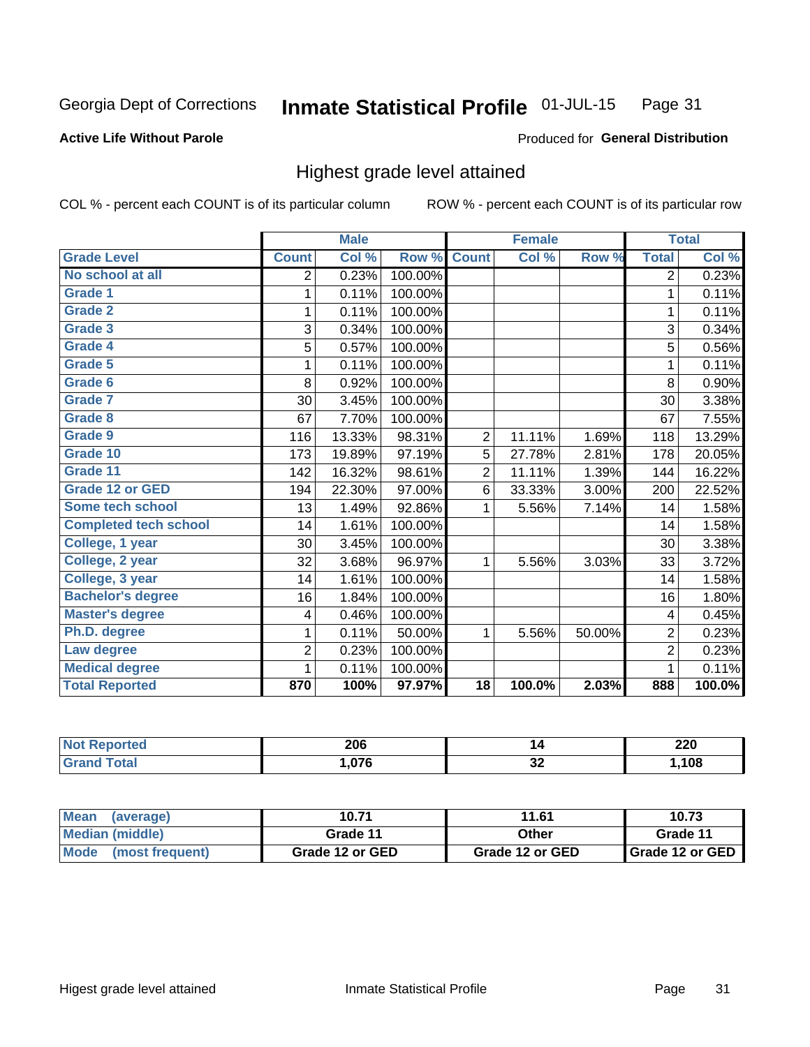Georgia Dept of Corrections **Inmate Statistical Profile** 01-JUL-15

**Active Life Without Parole**

Produced for **General Distribution**

## Highest grade level attained

COL % - percent each COUNT is of its particular column

ROW % - percent each COUNT is of its particular row

| | Male | | | Female | | | Total | |
|---|---|---|---|---|---|---|---|---|
| **Grade Level** | **Count** | **Col %** | **Row %** | **Count** | **Col %** | **Row %** | **Total** | **Col %** |
| No school at all | 2 | 0.23% | 100.00% | | | | 2 | 0.23% |
| Grade 1 | 1 | 0.11% | 100.00% | | | | 1 | 0.11% |
| Grade 2 | 1 | 0.11% | 100.00% | | | | 1 | 0.11% |
| Grade 3 | 3 | 0.34% | 100.00% | | | | 3 | 0.34% |
| Grade 4 | 5 | 0.57% | 100.00% | | | | 5 | 0.56% |
| Grade 5 | 1 | 0.11% | 100.00% | | | | 1 | 0.11% |
| Grade 6 | 8 | 0.92% | 100.00% | | | | 8 | 0.90% |
| Grade 7 | 30 | 3.45% | 100.00% | | | | 30 | 3.38% |
| Grade 8 | 67 | 7.70% | 100.00% | | | | 67 | 7.55% |
| Grade 9 | 116 | 13.33% | 98.31% | 2 | 11.11% | 1.69% | 118 | 13.29% |
| Grade 10 | 173 | 19.89% | 97.19% | 5 | 27.78% | 2.81% | 178 | 20.05% |
| Grade 11 | 142 | 16.32% | 98.61% | 2 | 11.11% | 1.39% | 144 | 16.22% |
| Grade 12 or GED | 194 | 22.30% | 97.00% | 6 | 33.33% | 3.00% | 200 | 22.52% |
| Some tech school | 13 | 1.49% | 92.86% | 1 | 5.56% | 7.14% | 14 | 1.58% |
| Completed tech school | 14 | 1.61% | 100.00% | | | | 14 | 1.58% |
| College, 1 year | 30 | 3.45% | 100.00% | | | | 30 | 3.38% |
| College, 2 year | 32 | 3.68% | 96.97% | 1 | 5.56% | 3.03% | 33 | 3.72% |
| College, 3 year | 14 | 1.61% | 100.00% | | | | 14 | 1.58% |
| Bachelor's degree | 16 | 1.84% | 100.00% | | | | 16 | 1.80% |
| Master's degree | 4 | 0.46% | 100.00% | | | | 4 | 0.45% |
| Ph.D. degree | 1 | 0.11% | 50.00% | 1 | 5.56% | 50.00% | 2 | 0.23% |
| Law degree | 2 | 0.23% | 100.00% | | | | 2 | 0.23% |
| Medical degree | 1 | 0.11% | 100.00% | | | | 1 | 0.11% |
| **Total Reported** | **870** | **100%** | **97.97%** | **18** | **100.0%** | **2.03%** | **888** | **100.0%** |

| | Male | Female | Total |
|---|---|---|---|
| Not Reported | 206 | 14 | 220 |
| Grand Total | 1,076 | 32 | 1,108 |

| | Male | Female | Total |
|---|---|---|---|
| Mean (average) | 10.71 | 11.61 | 10.73 |
| Median (middle) | Grade 11 | Other | Grade 11 |
| Mode (most frequent) | Grade 12 or GED | Grade 12 or GED | Grade 12 or GED |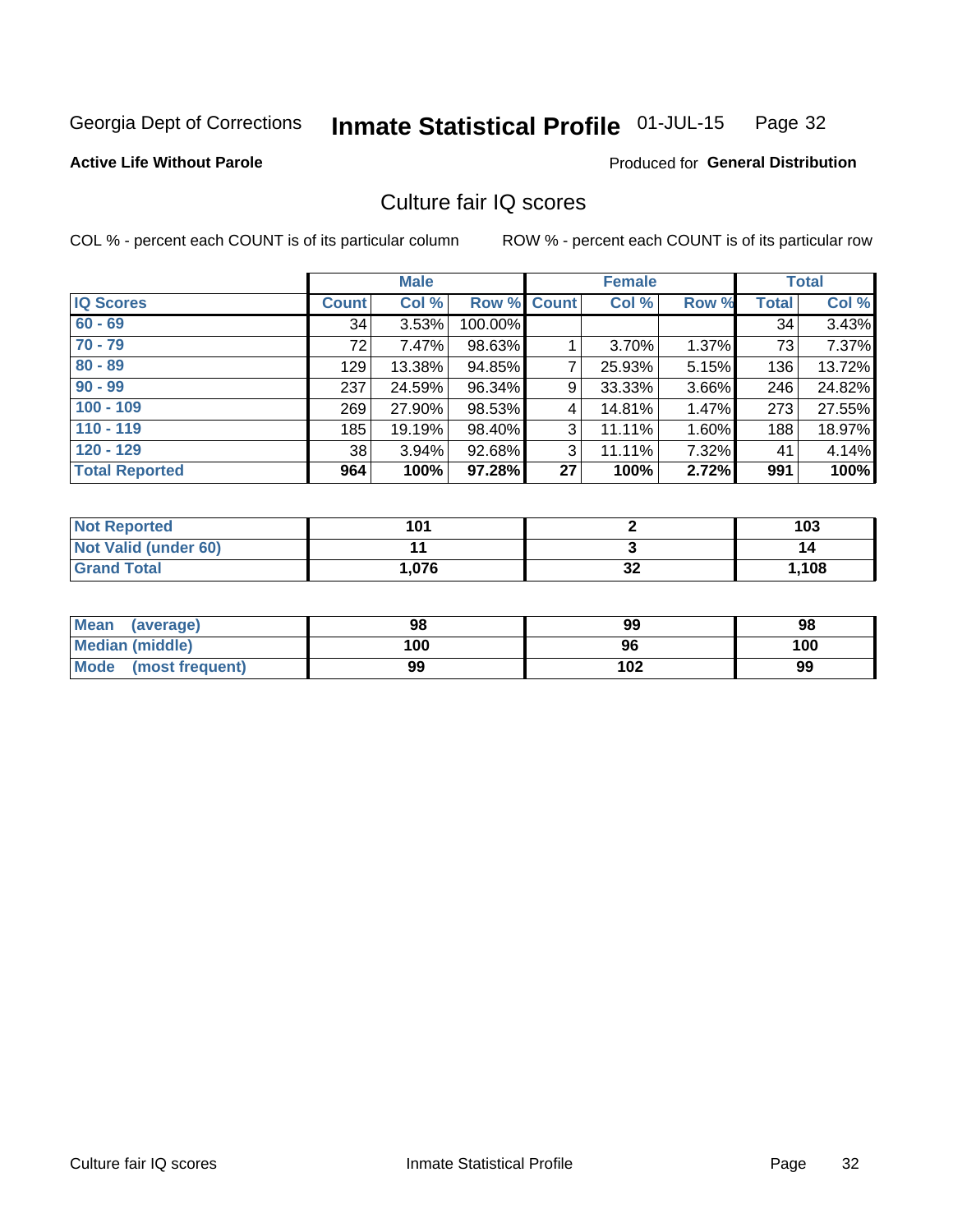Georgia Dept of Corrections **Inmate Statistical Profile** 01-JUL-15

**Active Life Without Parole**

Produced for **General Distribution**

## Culture fair IQ scores

COL % - percent each COUNT is of its particular column

ROW % - percent each COUNT is of its particular row

| | Male | | | Female | | | Total | |
|---|---|---|---|---|---|---|---|---|
| **IQ Scores** | **Count** | **Col %** | **Row %** | **Count** | **Col %** | **Row %** | **Total** | **Col %** |
| **60 - 69** | 34 | 3.53% | 100.00% | | | | 34 | 3.43% |
| **70 - 79** | 72 | 7.47% | 98.63% | 1 | 3.70% | 1.37% | 73 | 7.37% |
| **80 - 89** | 129 | 13.38% | 94.85% | 7 | 25.93% | 5.15% | 136 | 13.72% |
| **90 - 99** | 237 | 24.59% | 96.34% | 9 | 33.33% | 3.66% | 246 | 24.82% |
| **100 - 109** | 269 | 27.90% | 98.53% | 4 | 14.81% | 1.47% | 273 | 27.55% |
| **110 - 119** | 185 | 19.19% | 98.40% | 3 | 11.11% | 1.60% | 188 | 18.97% |
| **120 - 129** | 38 | 3.94% | 92.68% | 3 | 11.11% | 7.32% | 41 | 4.14% |
| **Total Reported** | **964** | **100%** | **97.28%** | **27** | **100%** | **2.72%** | **991** | **100%** |

| | | | |
|---|---|---|---|
| **Not Reported** | **101** | **2** | **103** |
| **Not Valid (under 60)** | **11** | **3** | **14** |
| **Grand Total** | **1,076** | **32** | **1,108** |

| | | | |
|---|---|---|---|
| **Mean (average)** | **98** | **99** | **98** |
| **Median (middle)** | **100** | **96** | **100** |
| **Mode (most frequent)** | **99** | **102** | **99** |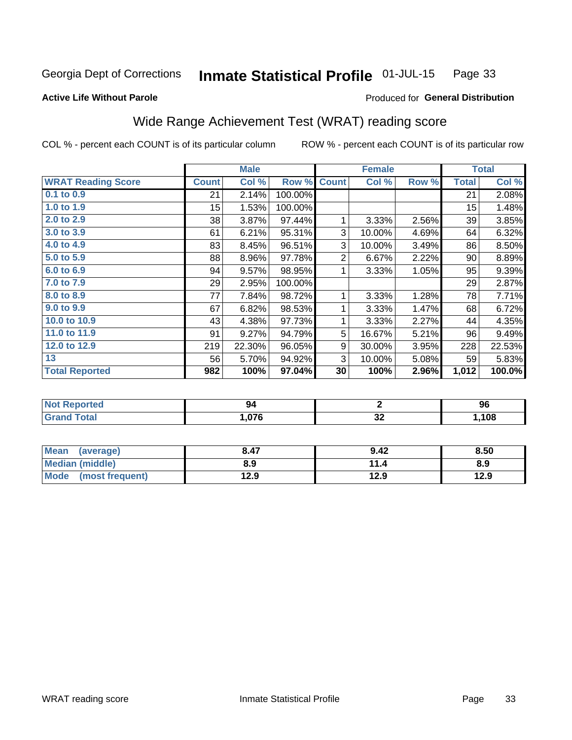Georgia Dept of Corrections **Inmate Statistical Profile** 01-JUL-15

**Active Life Without Parole**

Produced for **General Distribution**

## Wide Range Achievement Test (WRAT) reading score

COL % - percent each COUNT is of its particular column ROW % - percent each COUNT is of its particular row

| | Male | | | Female | | | Total | |
|---|---|---|---|---|---|---|---|---|
| **WRAT Reading Score** | **Count** | **Col %** | **Row %** | **Count** | **Col %** | **Row %** | **Total** | **Col %** |
| 0.1 to 0.9 | 21 | 2.14% | 100.00% | | | | 21 | 2.08% |
| 1.0 to 1.9 | 15 | 1.53% | 100.00% | | | | 15 | 1.48% |
| 2.0 to 2.9 | 38 | 3.87% | 97.44% | 1 | 3.33% | 2.56% | 39 | 3.85% |
| 3.0 to 3.9 | 61 | 6.21% | 95.31% | 3 | 10.00% | 4.69% | 64 | 6.32% |
| 4.0 to 4.9 | 83 | 8.45% | 96.51% | 3 | 10.00% | 3.49% | 86 | 8.50% |
| 5.0 to 5.9 | 88 | 8.96% | 97.78% | 2 | 6.67% | 2.22% | 90 | 8.89% |
| 6.0 to 6.9 | 94 | 9.57% | 98.95% | 1 | 3.33% | 1.05% | 95 | 9.39% |
| 7.0 to 7.9 | 29 | 2.95% | 100.00% | | | | 29 | 2.87% |
| 8.0 to 8.9 | 77 | 7.84% | 98.72% | 1 | 3.33% | 1.28% | 78 | 7.71% |
| 9.0 to 9.9 | 67 | 6.82% | 98.53% | 1 | 3.33% | 1.47% | 68 | 6.72% |
| 10.0 to 10.9 | 43 | 4.38% | 97.73% | 1 | 3.33% | 2.27% | 44 | 4.35% |
| 11.0 to 11.9 | 91 | 9.27% | 94.79% | 5 | 16.67% | 5.21% | 96 | 9.49% |
| 12.0 to 12.9 | 219 | 22.30% | 96.05% | 9 | 30.00% | 3.95% | 228 | 22.53% |
| 13 | 56 | 5.70% | 94.92% | 3 | 10.00% | 5.08% | 59 | 5.83% |
| **Total Reported** | **982** | **100%** | **97.04%** | **30** | **100%** | **2.96%** | **1,012** | **100.0%** |

| | Male | Female | Total |
|---|---|---|---|
| Not Reported | 94 | 2 | 96 |
| Grand Total | 1,076 | 32 | 1,108 |

| | Male | Female | Total |
|---|---|---|---|
| Mean (average) | 8.47 | 9.42 | 8.50 |
| Median (middle) | 8.9 | 11.4 | 8.9 |
| Mode (most frequent) | 12.9 | 12.9 | 12.9 |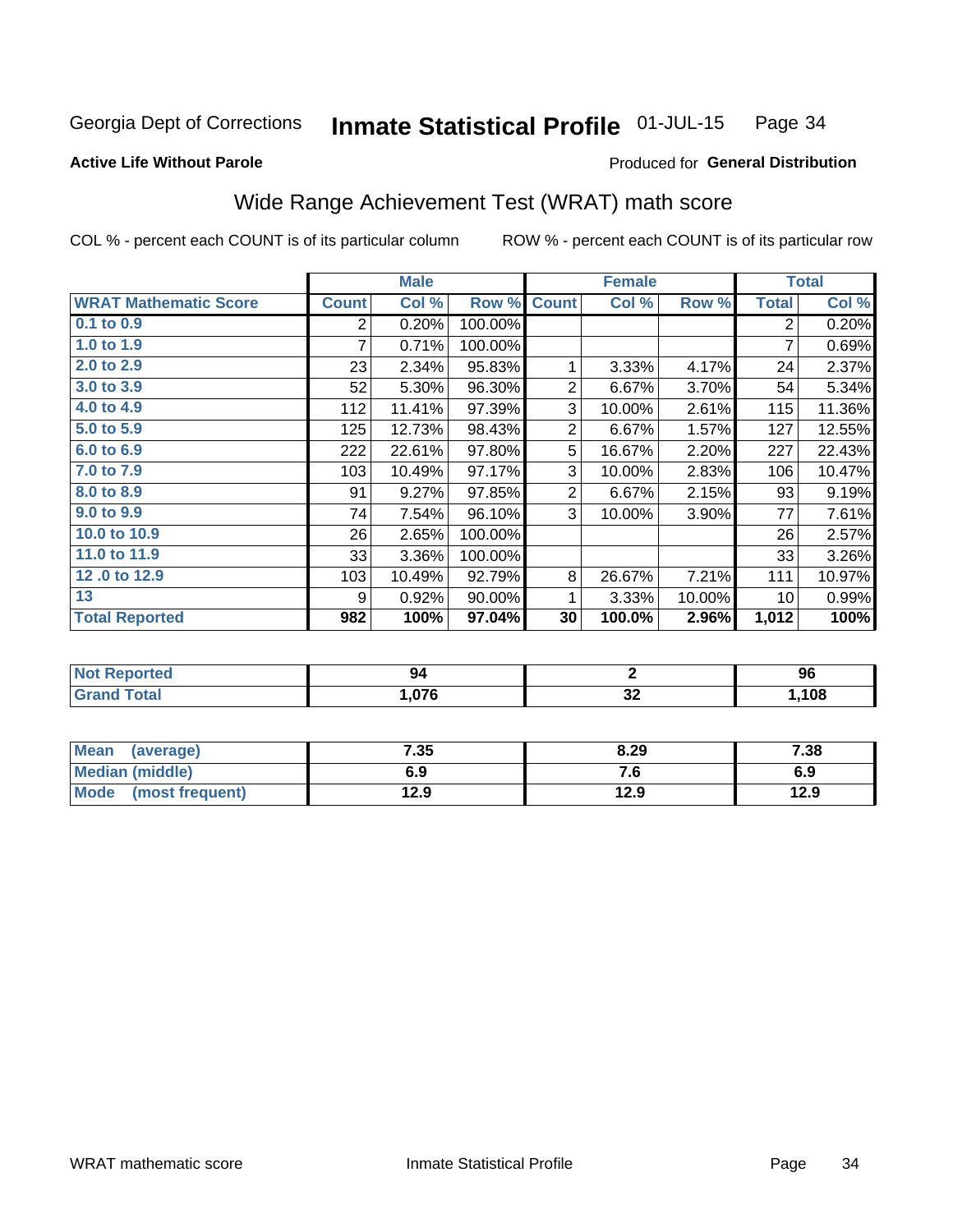Georgia Dept of Corrections **Inmate Statistical Profile** 01-JUL-15

**Active Life Without Parole**

Produced for **General Distribution**

## Wide Range Achievement Test (WRAT) math score

COL % - percent each COUNT is of its particular column ROW % - percent each COUNT is of its particular row

| | Male | | | Female | | | Total | |
|---|---|---|---|---|---|---|---|---|
| **WRAT Mathematic Score** | **Count** | **Col %** | **Row %** | **Count** | **Col %** | **Row %** | **Total** | **Col %** |
| 0.1 to 0.9 | 2 | 0.20% | 100.00% | | | | 2 | 0.20% |
| 1.0 to 1.9 | 7 | 0.71% | 100.00% | | | | 7 | 0.69% |
| 2.0 to 2.9 | 23 | 2.34% | 95.83% | 1 | 3.33% | 4.17% | 24 | 2.37% |
| 3.0 to 3.9 | 52 | 5.30% | 96.30% | 2 | 6.67% | 3.70% | 54 | 5.34% |
| 4.0 to 4.9 | 112 | 11.41% | 97.39% | 3 | 10.00% | 2.61% | 115 | 11.36% |
| 5.0 to 5.9 | 125 | 12.73% | 98.43% | 2 | 6.67% | 1.57% | 127 | 12.55% |
| 6.0 to 6.9 | 222 | 22.61% | 97.80% | 5 | 16.67% | 2.20% | 227 | 22.43% |
| 7.0 to 7.9 | 103 | 10.49% | 97.17% | 3 | 10.00% | 2.83% | 106 | 10.47% |
| 8.0 to 8.9 | 91 | 9.27% | 97.85% | 2 | 6.67% | 2.15% | 93 | 9.19% |
| 9.0 to 9.9 | 74 | 7.54% | 96.10% | 3 | 10.00% | 3.90% | 77 | 7.61% |
| 10.0 to 10.9 | 26 | 2.65% | 100.00% | | | | 26 | 2.57% |
| 11.0 to 11.9 | 33 | 3.36% | 100.00% | | | | 33 | 3.26% |
| 12 .0 to 12.9 | 103 | 10.49% | 92.79% | 8 | 26.67% | 7.21% | 111 | 10.97% |
| 13 | 9 | 0.92% | 90.00% | 1 | 3.33% | 10.00% | 10 | 0.99% |
| **Total Reported** | **982** | **100%** | **97.04%** | **30** | **100.0%** | **2.96%** | **1,012** | **100%** |

| | Male | Female | Total |
|---|---|---|---|
| Not Reported | **94** | **2** | **96** |
| Grand Total | **1,076** | **32** | **1,108** |

| | Male | Female | Total |
|---|---|---|---|
| Mean (average) | **7.35** | **8.29** | **7.38** |
| Median (middle) | **6.9** | **7.6** | **6.9** |
| Mode (most frequent) | **12.9** | **12.9** | **12.9** |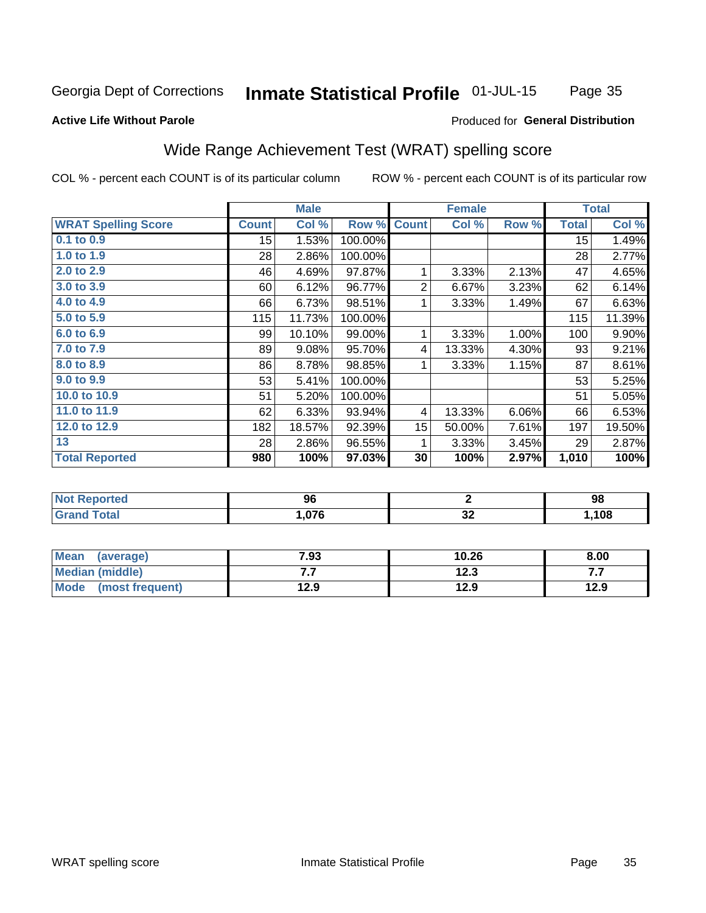Georgia Dept of Corrections **Inmate Statistical Profile** 01-JUL-15

**Active Life Without Parole**

Produced for **General Distribution**

## Wide Range Achievement Test (WRAT) spelling score

COL % - percent each COUNT is of its particular column ROW % - percent each COUNT is of its particular row

| | Male | | | Female | | | Total | |
|---|---|---|---|---|---|---|---|---|
| **WRAT Spelling Score** | **Count** | **Col %** | **Row %** | **Count** | **Col %** | **Row %** | **Total** | **Col %** |
| 0.1 to 0.9 | 15 | 1.53% | 100.00% | | | | 15 | 1.49% |
| 1.0 to 1.9 | 28 | 2.86% | 100.00% | | | | 28 | 2.77% |
| 2.0 to 2.9 | 46 | 4.69% | 97.87% | 1 | 3.33% | 2.13% | 47 | 4.65% |
| 3.0 to 3.9 | 60 | 6.12% | 96.77% | 2 | 6.67% | 3.23% | 62 | 6.14% |
| 4.0 to 4.9 | 66 | 6.73% | 98.51% | 1 | 3.33% | 1.49% | 67 | 6.63% |
| 5.0 to 5.9 | 115 | 11.73% | 100.00% | | | | 115 | 11.39% |
| 6.0 to 6.9 | 99 | 10.10% | 99.00% | 1 | 3.33% | 1.00% | 100 | 9.90% |
| 7.0 to 7.9 | 89 | 9.08% | 95.70% | 4 | 13.33% | 4.30% | 93 | 9.21% |
| 8.0 to 8.9 | 86 | 8.78% | 98.85% | 1 | 3.33% | 1.15% | 87 | 8.61% |
| 9.0 to 9.9 | 53 | 5.41% | 100.00% | | | | 53 | 5.25% |
| 10.0 to 10.9 | 51 | 5.20% | 100.00% | | | | 51 | 5.05% |
| 11.0 to 11.9 | 62 | 6.33% | 93.94% | 4 | 13.33% | 6.06% | 66 | 6.53% |
| 12.0 to 12.9 | 182 | 18.57% | 92.39% | 15 | 50.00% | 7.61% | 197 | 19.50% |
| 13 | 28 | 2.86% | 96.55% | 1 | 3.33% | 3.45% | 29 | 2.87% |
| **Total Reported** | **980** | **100%** | **97.03%** | **30** | **100%** | **2.97%** | **1,010** | **100%** |

| | Male | Female | Total |
|---|---|---|---|
| Not Reported | **96** | **2** | **98** |
| Grand Total | **1,076** | **32** | **1,108** |

| | Male | Female | Total |
|---|---|---|---|
| Mean (average) | **7.93** | **10.26** | **8.00** |
| Median (middle) | **7.7** | **12.3** | **7.7** |
| Mode (most frequent) | **12.9** | **12.9** | **12.9** |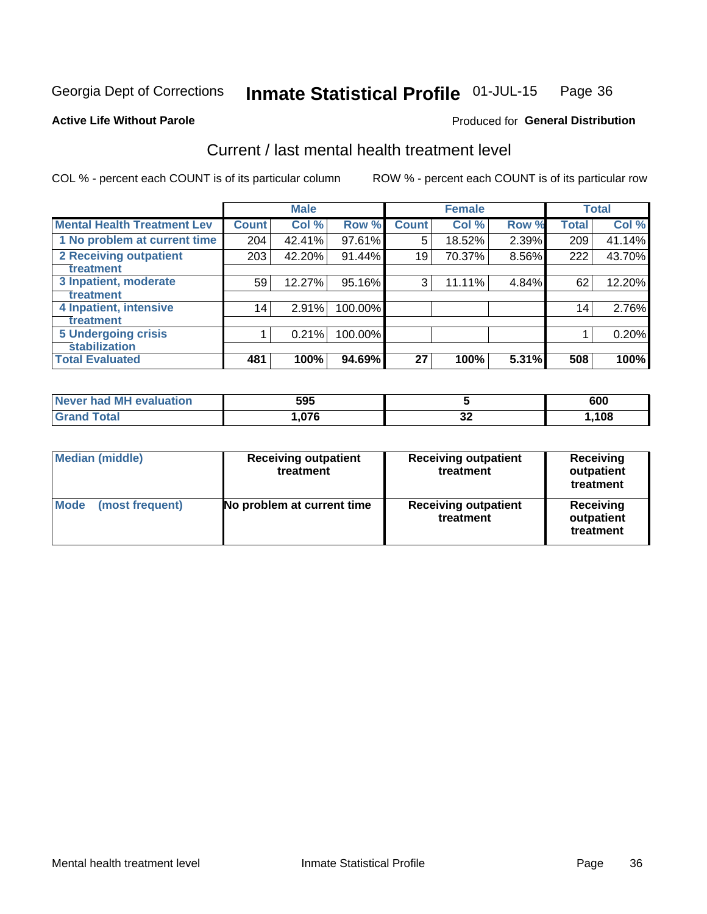Georgia Dept of Corrections **Inmate Statistical Profile** 01-JUL-15

**Active Life Without Parole**

Produced for **General Distribution**

## Current / last mental health treatment level

COL % - percent each COUNT is of its particular column

ROW % - percent each COUNT is of its particular row

| | Male | | | Female | | | Total | |
|---|---|---|---|---|---|---|---|---|
| **Mental Health Treatment Lev** | **Count** | **Col %** | **Row %** | **Count** | **Col %** | **Row %** | **Total** | **Col %** |
| 1 No problem at current time | 204 | 42.41% | 97.61% | 5 | 18.52% | 2.39% | 209 | 41.14% |
| 2 Receiving outpatient treatment | 203 | 42.20% | 91.44% | 19 | 70.37% | 8.56% | 222 | 43.70% |
| 3 Inpatient, moderate treatment | 59 | 12.27% | 95.16% | 3 | 11.11% | 4.84% | 62 | 12.20% |
| 4 Inpatient, intensive treatment | 14 | 2.91% | 100.00% | | | | 14 | 2.76% |
| 5 Undergoing crisis stabilization | 1 | 0.21% | 100.00% | | | | 1 | 0.20% |
| **Total Evaluated** | **481** | **100%** | **94.69%** | **27** | **100%** | **5.31%** | **508** | **100%** |

| | Male | Female | Total |
|---|---|---|---|
| Never had MH evaluation | 595 | 5 | 600 |
| Grand Total | 1,076 | 32 | 1,108 |

| | Male | Female | Total |
|---|---|---|---|
| Median (middle) | Receiving outpatient treatment | Receiving outpatient treatment | Receiving outpatient treatment |
| Mode (most frequent) | No problem at current time | Receiving outpatient treatment | Receiving outpatient treatment |

Mental health treatment level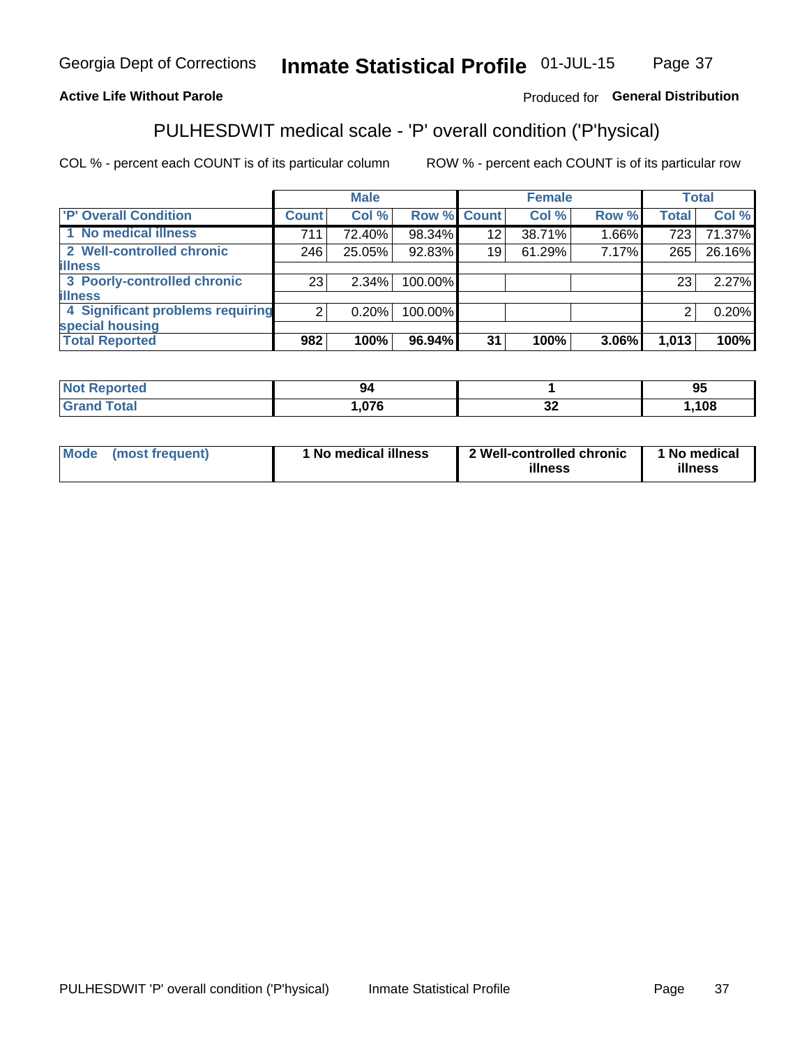Georgia Dept of Corrections **Inmate Statistical Profile** 01-JUL-15

**Active Life Without Parole**

Produced for **General Distribution**

## PULHESDWIT medical scale - 'P' overall condition ('P'hysical)

COL % - percent each COUNT is of its particular column

ROW % - percent each COUNT is of its particular row

| | Male | | | Female | | | Total | |
|---|---|---|---|---|---|---|---|---|
| 'P' Overall Condition | Count | Col % | Row % | Count | Col % | Row % | Total | Col % |
| 1 No medical illness | 711 | 72.40% | 98.34% | 12 | 38.71% | 1.66% | 723 | 71.37% |
| 2 Well-controlled chronic illness | 246 | 25.05% | 92.83% | 19 | 61.29% | 7.17% | 265 | 26.16% |
| 3 Poorly-controlled chronic illness | 23 | 2.34% | 100.00% | | | | 23 | 2.27% |
| 4 Significant problems requiring special housing | 2 | 0.20% | 100.00% | | | | 2 | 0.20% |
| **Total Reported** | **982** | **100%** | **96.94%** | **31** | **100%** | **3.06%** | **1,013** | **100%** |

| | Male | Female | Total |
|---|---|---|---|
| **Not Reported** | **94** | **1** | **95** |
| **Grand Total** | **1,076** | **32** | **1,108** |

| | Male | Female | Total |
|---|---|---|---|
| **Mode (most frequent)** | **1 No medical illness** | **2 Well-controlled chronic illness** | **1 No medical illness** |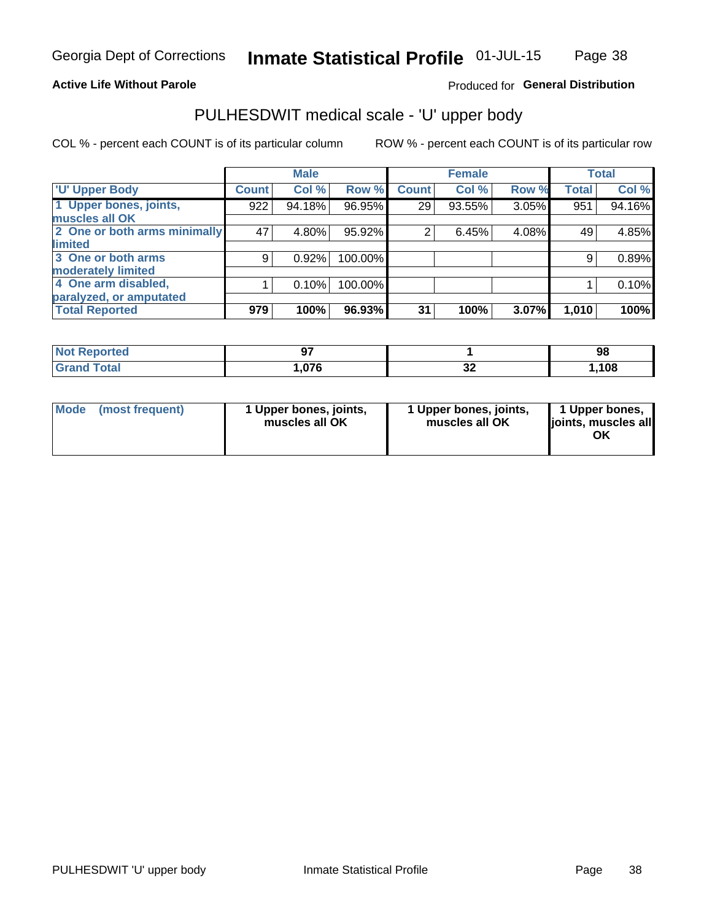Georgia Dept of Corrections **Inmate Statistical Profile** 01-JUL-15

**Active Life Without Parole**

Produced for **General Distribution**

## PULHESDWIT medical scale - 'U' upper body

COL % - percent each COUNT is of its particular column ROW % - percent each COUNT is of its particular row

| | Male | | | Female | | | Total | |
|---|---|---|---|---|---|---|---|---|
| **'U' Upper Body** | **Count** | **Col %** | **Row %** | **Count** | **Col %** | **Row %** | **Total** | **Col %** |
| **1 Upper bones, joints, muscles all OK** | 922 | 94.18% | 96.95% | 29 | 93.55% | 3.05% | 951 | 94.16% |
| **2 One or both arms minimally limited** | 47 | 4.80% | 95.92% | 2 | 6.45% | 4.08% | 49 | 4.85% |
| **3 One or both arms moderately limited** | 9 | 0.92% | 100.00% | | | | 9 | 0.89% |
| **4 One arm disabled, paralyzed, or amputated** | 1 | 0.10% | 100.00% | | | | 1 | 0.10% |
| **Total Reported** | **979** | **100%** | **96.93%** | **31** | **100%** | **3.07%** | **1,010** | **100%** |

| | Male | Female | Total |
|---|---|---|---|
| **Not Reported** | **97** | **1** | **98** |
| **Grand Total** | **1,076** | **32** | **1,108** |

| | Male | Female | Total |
|---|---|---|---|
| **Mode (most frequent)** | **1 Upper bones, joints, muscles all OK** | **1 Upper bones, joints, muscles all OK** | **1 Upper bones, joints, muscles all OK** |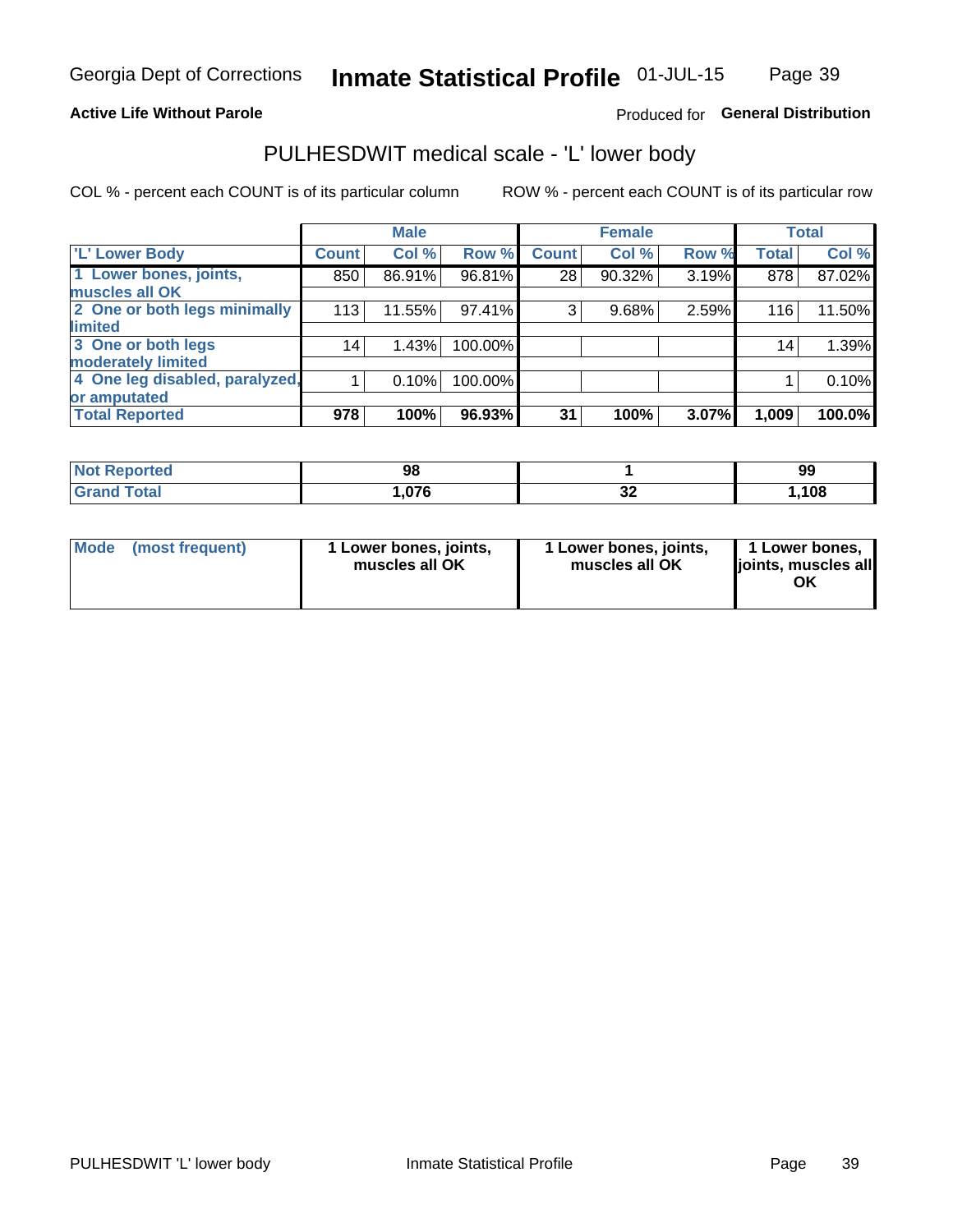Georgia Dept of Corrections **Inmate Statistical Profile** 01-JUL-15

**Active Life Without Parole**

Produced for **General Distribution**

## PULHESDWIT medical scale - 'L' lower body

COL % - percent each COUNT is of its particular column

ROW % - percent each COUNT is of its particular row

| | Male | | | Female | | | Total | |
|---|---|---|---|---|---|---|---|---|
| 'L' Lower Body | Count | Col % | Row % | Count | Col % | Row % | Total | Col % |
| 1 Lower bones, joints, muscles all OK | 850 | 86.91% | 96.81% | 28 | 90.32% | 3.19% | 878 | 87.02% |
| 2 One or both legs minimally limited | 113 | 11.55% | 97.41% | 3 | 9.68% | 2.59% | 116 | 11.50% |
| 3 One or both legs moderately limited | 14 | 1.43% | 100.00% | | | | 14 | 1.39% |
| 4 One leg disabled, paralyzed, or amputated | 1 | 0.10% | 100.00% | | | | 1 | 0.10% |
| **Total Reported** | **978** | **100%** | **96.93%** | **31** | **100%** | **3.07%** | **1,009** | **100.0%** |

| | Male | Female | Total |
|---|---|---|---|
| Not Reported | 98 | 1 | 99 |
| Grand Total | 1,076 | 32 | 1,108 |

| | Male | Female | Total |
|---|---|---|---|
| Mode (most frequent) | 1 Lower bones, joints, muscles all OK | 1 Lower bones, joints, muscles all OK | 1 Lower bones, joints, muscles all OK |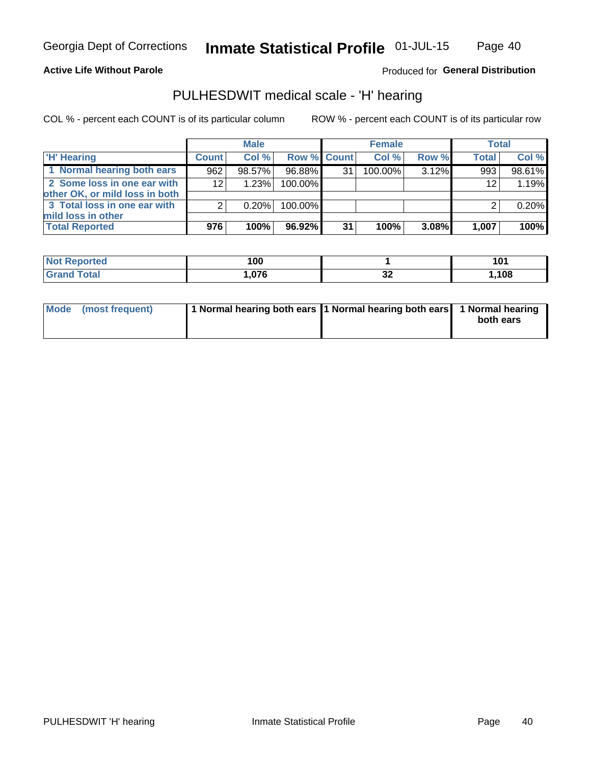Georgia Dept of Corrections **Inmate Statistical Profile** 01-JUL-15

**Active Life Without Parole**

Produced for **General Distribution**

## PULHESDWIT medical scale - 'H' hearing

COL % - percent each COUNT is of its particular column ROW % - percent each COUNT is of its particular row

| | Male | | | Female | | | Total | |
|---|---|---|---|---|---|---|---|---|
| 'H' Hearing | Count | Col % | Row % | Count | Col % | Row % | Total | Col % |
| 1 Normal hearing both ears | 962 | 98.57% | 96.88% | 31 | 100.00% | 3.12% | 993 | 98.61% |
| 2 Some loss in one ear with other OK, or mild loss in both | 12 | 1.23% | 100.00% | | | | 12 | 1.19% |
| 3 Total loss in one ear with mild loss in other | 2 | 0.20% | 100.00% | | | | 2 | 0.20% |
| **Total Reported** | **976** | **100%** | **96.92%** | **31** | **100%** | **3.08%** | **1,007** | **100%** |

| | Male | Female | Total |
|---|---|---|---|
| Not Reported | 100 | 1 | 101 |
| Grand Total | 1,076 | 32 | 1,108 |

| | Male | Female | Total |
|---|---|---|---|
| Mode (most frequent) | 1 Normal hearing both ears | 1 Normal hearing both ears | 1 Normal hearing both ears |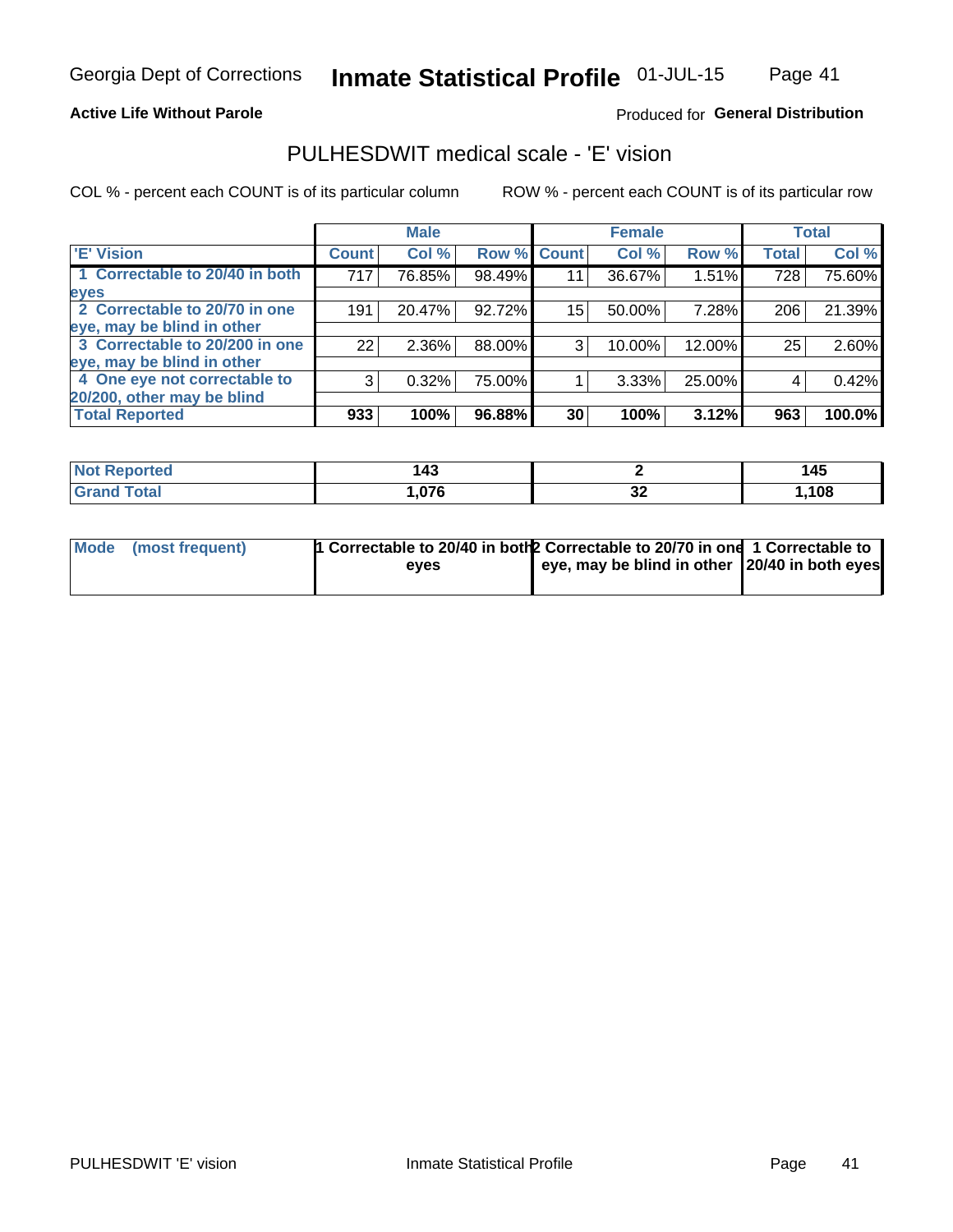Georgia Dept of Corrections **Inmate Statistical Profile** 01-JUL-15

**Active Life Without Parole**

Produced for **General Distribution**

## PULHESDWIT medical scale - 'E' vision

COL % - percent each COUNT is of its particular column

ROW % - percent each COUNT is of its particular row

| | Male | | | Female | | | Total | |
|---|---|---|---|---|---|---|---|---|
| **'E' Vision** | **Count** | **Col %** | **Row %** | **Count** | **Col %** | **Row %** | **Total** | **Col %** |
| **1 Correctable to 20/40 in both eyes** | 717 | 76.85% | 98.49% | 11 | 36.67% | 1.51% | 728 | 75.60% |
| **2 Correctable to 20/70 in one eye, may be blind in other** | 191 | 20.47% | 92.72% | 15 | 50.00% | 7.28% | 206 | 21.39% |
| **3 Correctable to 20/200 in one eye, may be blind in other** | 22 | 2.36% | 88.00% | 3 | 10.00% | 12.00% | 25 | 2.60% |
| **4 One eye not correctable to 20/200, other may be blind** | 3 | 0.32% | 75.00% | 1 | 3.33% | 25.00% | 4 | 0.42% |
| **Total Reported** | **933** | **100%** | **96.88%** | **30** | **100%** | **3.12%** | **963** | **100.0%** |

| | Male | Female | Total |
|---|---|---|---|
| **Not Reported** | **143** | **2** | **145** |
| **Grand Total** | **1,076** | **32** | **1,108** |

| | Male | Female | Total |
|---|---|---|---|
| **Mode (most frequent)** | **1 Correctable to 20/40 in both eyes** | **2 Correctable to 20/70 in one eye, may be blind in other** | **1 Correctable to 20/40 in both eyes** |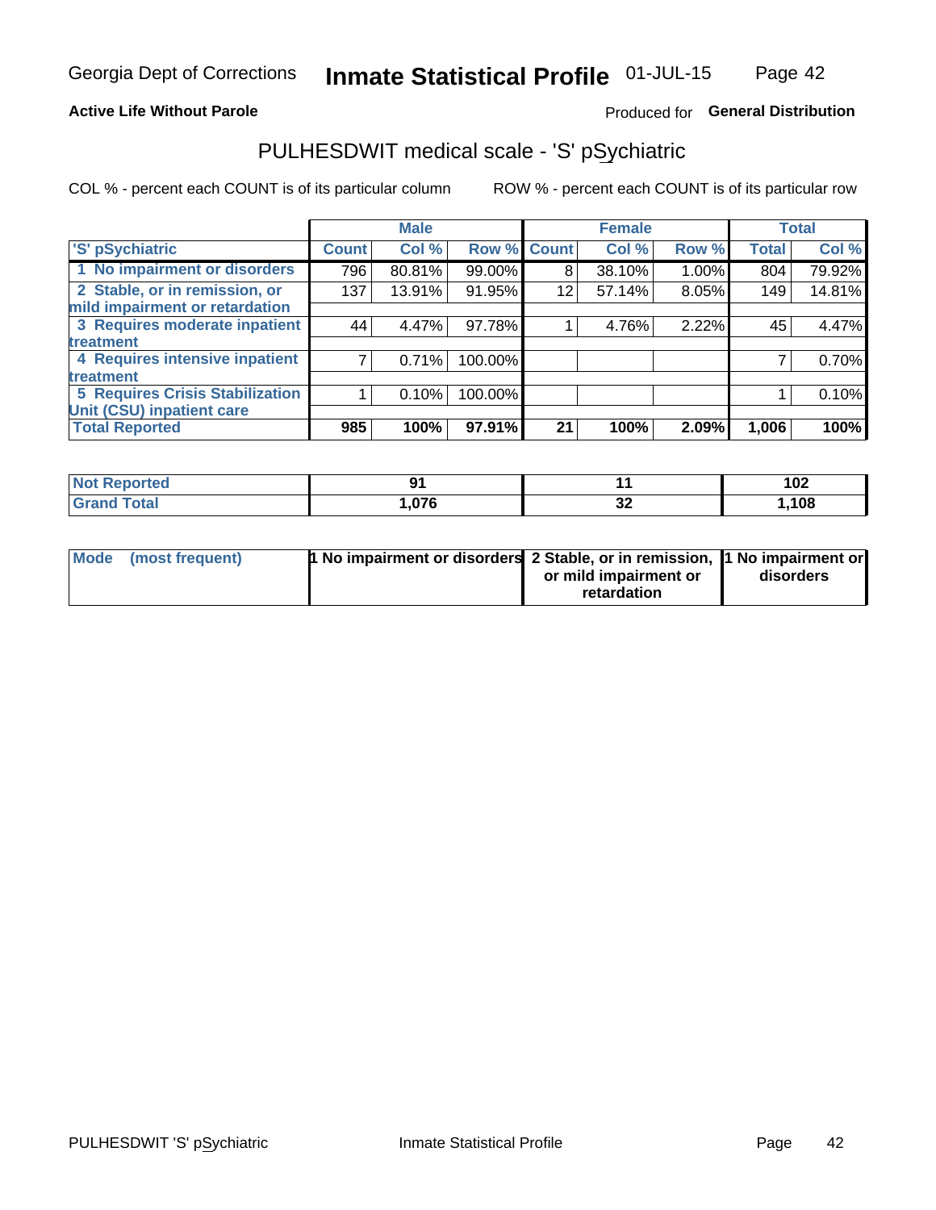Georgia Dept of Corrections **Inmate Statistical Profile** 01-JUL-15

**Active Life Without Parole**

Produced for **General Distribution**

## PULHESDWIT medical scale - 'S' pSychiatric

COL % - percent each COUNT is of its particular column

ROW % - percent each COUNT is of its particular row

| 'S' pSychiatric | Male | | | Female | | | Total | |
|---|---|---|---|---|---|---|---|---|
| | Count | Col % | Row % | Count | Col % | Row % | Total | Col % |
| 1 No impairment or disorders | 796 | 80.81% | 99.00% | 8 | 38.10% | 1.00% | 804 | 79.92% |
| 2 Stable, or in remission, or mild impairment or retardation | 137 | 13.91% | 91.95% | 12 | 57.14% | 8.05% | 149 | 14.81% |
| 3 Requires moderate inpatient treatment | 44 | 4.47% | 97.78% | 1 | 4.76% | 2.22% | 45 | 4.47% |
| 4 Requires intensive inpatient treatment | 7 | 0.71% | 100.00% | | | | 7 | 0.70% |
| 5 Requires Crisis Stabilization Unit (CSU) inpatient care | 1 | 0.10% | 100.00% | | | | 1 | 0.10% |
| **Total Reported** | **985** | **100%** | **97.91%** | **21** | **100%** | **2.09%** | **1,006** | **100%** |

| | Male | Female | Total |
|---|---|---|---|
| Not Reported | 91 | 11 | 102 |
| Grand Total | 1,076 | 32 | 1,108 |

| | Male | Female | Total |
|---|---|---|---|
| Mode (most frequent) | 1 No impairment or disorders | 2 Stable, or in remission, or mild impairment or retardation | 1 No impairment or disorders |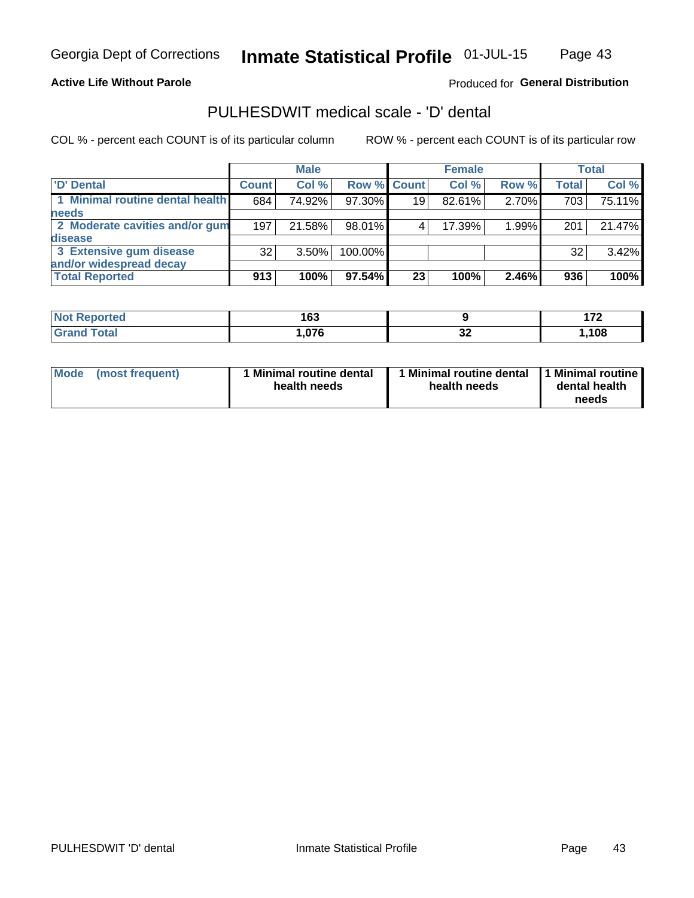Georgia Dept of Corrections **Inmate Statistical Profile** 01-JUL-15

**Active Life Without Parole**

Produced for **General Distribution**

## PULHESDWIT medical scale - 'D' dental

COL % - percent each COUNT is of its particular column

ROW % - percent each COUNT is of its particular row

| | Male | | | Female | | | Total | |
|---|---|---|---|---|---|---|---|---|
| 'D' Dental | Count | Col % | Row % | Count | Col % | Row % | Total | Col % |
| 1 Minimal routine dental health needs | 684 | 74.92% | 97.30% | 19 | 82.61% | 2.70% | 703 | 75.11% |
| 2 Moderate cavities and/or gum disease | 197 | 21.58% | 98.01% | 4 | 17.39% | 1.99% | 201 | 21.47% |
| 3 Extensive gum disease and/or widespread decay | 32 | 3.50% | 100.00% | | | | 32 | 3.42% |
| **Total Reported** | **913** | **100%** | **97.54%** | **23** | **100%** | **2.46%** | **936** | **100%** |

| | Male | Female | Total |
|---|---|---|---|
| **Not Reported** | **163** | **9** | **172** |
| **Grand Total** | **1,076** | **32** | **1,108** |

| | | | |
|---|---|---|---|
| **Mode (most frequent)** | **1 Minimal routine dental health needs** | **1 Minimal routine dental health needs** | **1 Minimal routine dental health needs** |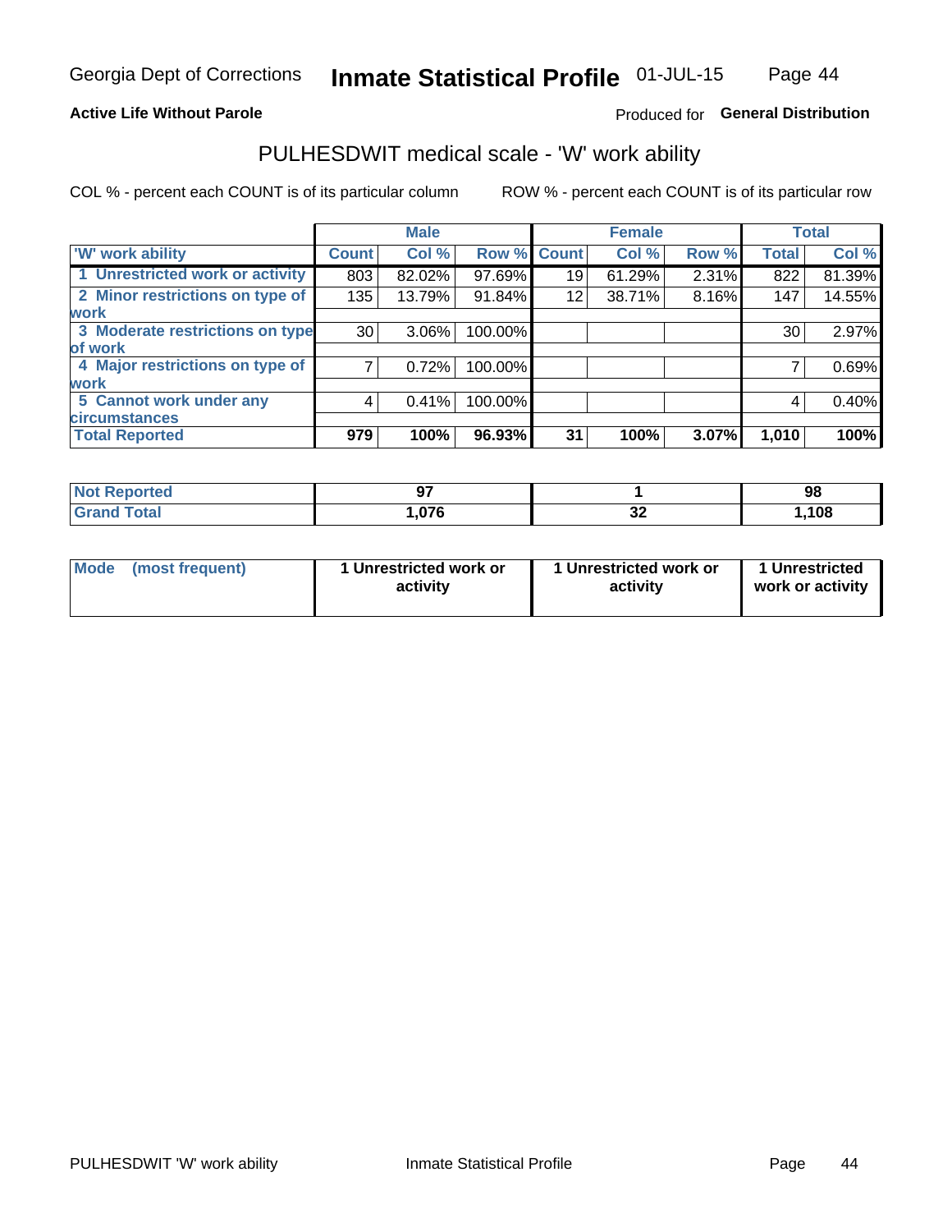Georgia Dept of Corrections **Inmate Statistical Profile** 01-JUL-15

**Active Life Without Parole**

Produced for **General Distribution**

## PULHESDWIT medical scale - 'W' work ability

COL % - percent each COUNT is of its particular column

ROW % - percent each COUNT is of its particular row

| | Male | | | Female | | | Total | |
|---|---|---|---|---|---|---|---|---|
| 'W' work ability | Count | Col % | Row % | Count | Col % | Row % | Total | Col % |
| 1 Unrestricted work or activity | 803 | 82.02% | 97.69% | 19 | 61.29% | 2.31% | 822 | 81.39% |
| 2 Minor restrictions on type of work | 135 | 13.79% | 91.84% | 12 | 38.71% | 8.16% | 147 | 14.55% |
| 3 Moderate restrictions on type of work | 30 | 3.06% | 100.00% | | | | 30 | 2.97% |
| 4 Major restrictions on type of work | 7 | 0.72% | 100.00% | | | | 7 | 0.69% |
| 5 Cannot work under any circumstances | 4 | 0.41% | 100.00% | | | | 4 | 0.40% |
| **Total Reported** | **979** | **100%** | **96.93%** | **31** | **100%** | **3.07%** | **1,010** | **100%** |

| | Male | Female | Total |
|---|---|---|---|
| Not Reported | 97 | 1 | 98 |
| Grand Total | 1,076 | 32 | 1,108 |

| | Male | Female | Total |
|---|---|---|---|
| Mode (most frequent) | 1 Unrestricted work or activity | 1 Unrestricted work or activity | 1 Unrestricted work or activity |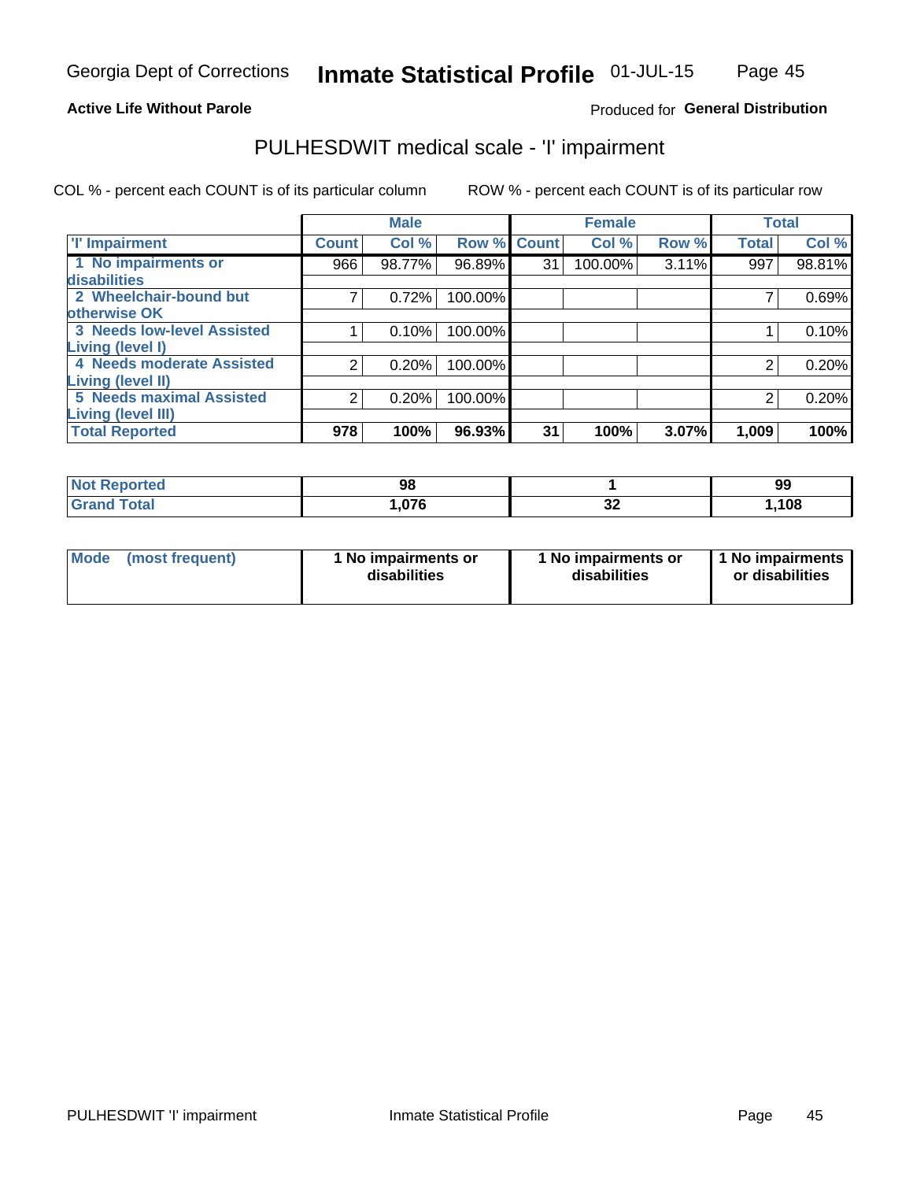Georgia Dept of Corrections **Inmate Statistical Profile** 01-JUL-15

**Active Life Without Parole**

Produced for **General Distribution**

# PULHESDWIT medical scale - 'I' impairment

COL % - percent each COUNT is of its particular column ROW % - percent each COUNT is of its particular row

| | Male | | | Female | | | Total | |
|---|---|---|---|---|---|---|---|---|
| 'I' Impairment | Count | Col % | Row % | Count | Col % | Row % | Total | Col % |
| 1 No impairments or disabilities | 966 | 98.77% | 96.89% | 31 | 100.00% | 3.11% | 997 | 98.81% |
| 2 Wheelchair-bound but otherwise OK | 7 | 0.72% | 100.00% | | | | 7 | 0.69% |
| 3 Needs low-level Assisted Living (level I) | 1 | 0.10% | 100.00% | | | | 1 | 0.10% |
| 4 Needs moderate Assisted Living (level II) | 2 | 0.20% | 100.00% | | | | 2 | 0.20% |
| 5 Needs maximal Assisted Living (level III) | 2 | 0.20% | 100.00% | | | | 2 | 0.20% |
| **Total Reported** | **978** | **100%** | **96.93%** | **31** | **100%** | **3.07%** | **1,009** | **100%** |

| | Male | Female | Total |
|---|---|---|---|
| Not Reported | 98 | 1 | 99 |
| Grand Total | 1,076 | 32 | 1,108 |

| | Male | Female | Total |
|---|---|---|---|
| Mode (most frequent) | 1 No impairments or disabilities | 1 No impairments or disabilities | 1 No impairments or disabilities |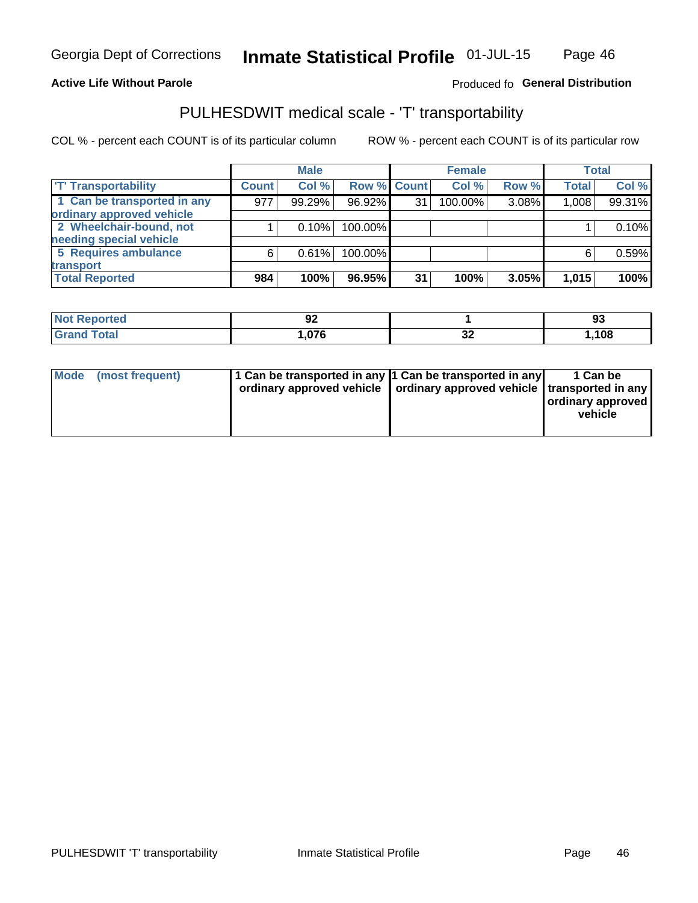Georgia Dept of Corrections **Inmate Statistical Profile** 01-JUL-15

**Active Life Without Parole**

Produced fo **General Distribution**

## PULHESDWIT medical scale - 'T' transportability

COL % - percent each COUNT is of its particular column

ROW % - percent each COUNT is of its particular row

| | Male | | | Female | | | Total | |
|---|---|---|---|---|---|---|---|---|
| 'T' Transportability | Count | Col % | Row % | Count | Col % | Row % | Total | Col % |
| 1 Can be transported in any ordinary approved vehicle | 977 | 99.29% | 96.92% | 31 | 100.00% | 3.08% | 1,008 | 99.31% |
| 2 Wheelchair-bound, not needing special vehicle | 1 | 0.10% | 100.00% | | | | 1 | 0.10% |
| 5 Requires ambulance transport | 6 | 0.61% | 100.00% | | | | 6 | 0.59% |
| **Total Reported** | **984** | **100%** | **96.95%** | **31** | **100%** | **3.05%** | **1,015** | **100%** |

| | Male | Female | Total |
|---|---|---|---|
| Not Reported | 92 | 1 | 93 |
| Grand Total | 1,076 | 32 | 1,108 |

| | Male | Female | Total |
|---|---|---|---|
| Mode (most frequent) | 1 Can be transported in any ordinary approved vehicle | 1 Can be transported in any ordinary approved vehicle | 1 Can be transported in any ordinary approved vehicle |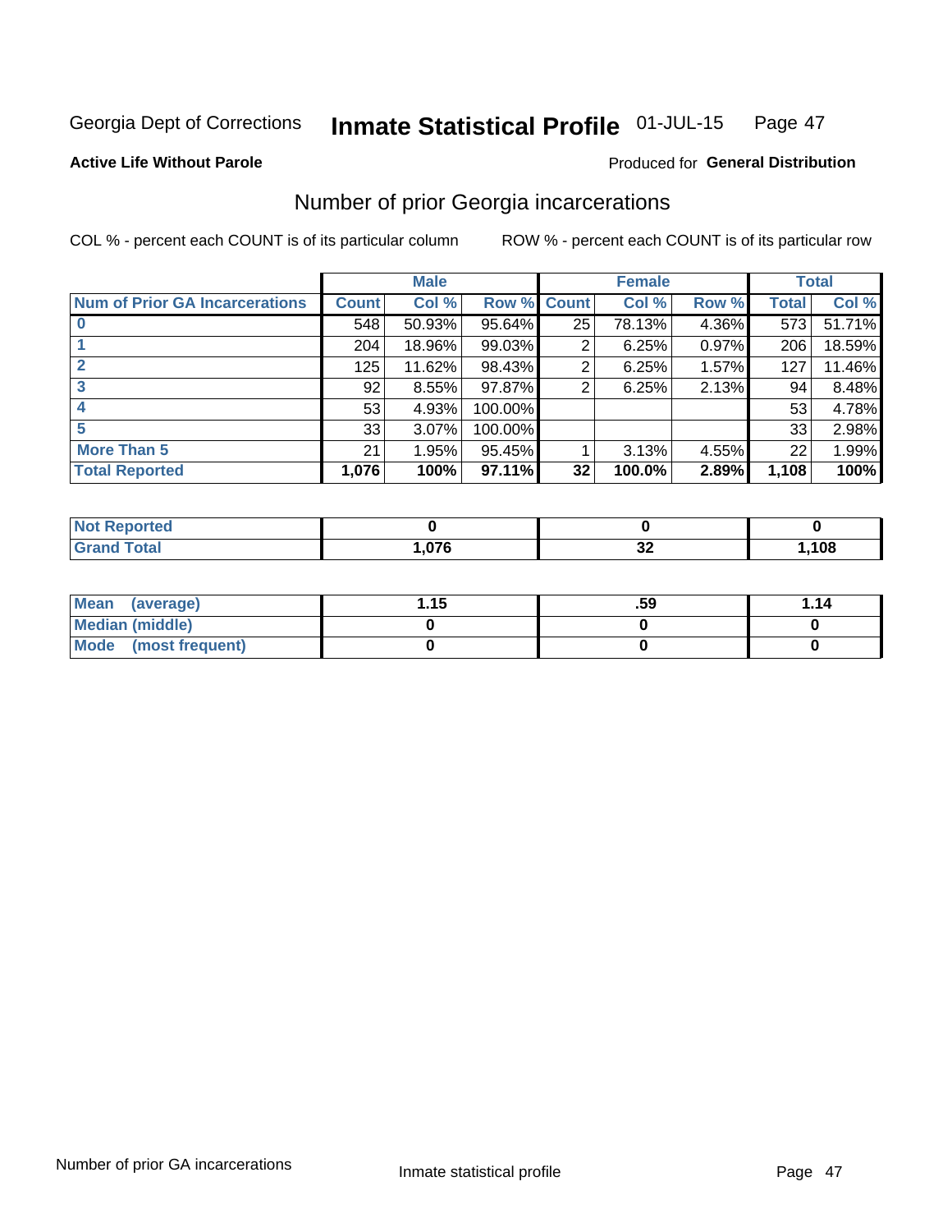Georgia Dept of Corrections **Inmate Statistical Profile** 01-JUL-15

**Active Life Without Parole**

Produced for **General Distribution**

## Number of prior Georgia incarcerations

COL % - percent each COUNT is of its particular column

ROW % - percent each COUNT is of its particular row

| | Male | | | Female | | | Total | |
|---|---|---|---|---|---|---|---|---|
| **Num of Prior GA Incarcerations** | **Count** | **Col %** | **Row %** | **Count** | **Col %** | **Row %** | **Total** | **Col %** |
| **0** | 548 | 50.93% | 95.64% | 25 | 78.13% | 4.36% | 573 | 51.71% |
| **1** | 204 | 18.96% | 99.03% | 2 | 6.25% | 0.97% | 206 | 18.59% |
| **2** | 125 | 11.62% | 98.43% | 2 | 6.25% | 1.57% | 127 | 11.46% |
| **3** | 92 | 8.55% | 97.87% | 2 | 6.25% | 2.13% | 94 | 8.48% |
| **4** | 53 | 4.93% | 100.00% | | | | 53 | 4.78% |
| **5** | 33 | 3.07% | 100.00% | | | | 33 | 2.98% |
| **More Than 5** | 21 | 1.95% | 95.45% | 1 | 3.13% | 4.55% | 22 | 1.99% |
| **Total Reported** | **1,076** | **100%** | **97.11%** | **32** | **100.0%** | **2.89%** | **1,108** | **100%** |

| | Male | Female | Total |
|---|---|---|---|
| **Not Reported** | **0** | **0** | **0** |
| **Grand Total** | **1,076** | **32** | **1,108** |

| | Male | Female | Total |
|---|---|---|---|
| **Mean (average)** | **1.15** | **.59** | **1.14** |
| **Median (middle)** | **0** | **0** | **0** |
| **Mode (most frequent)** | **0** | **0** | **0** |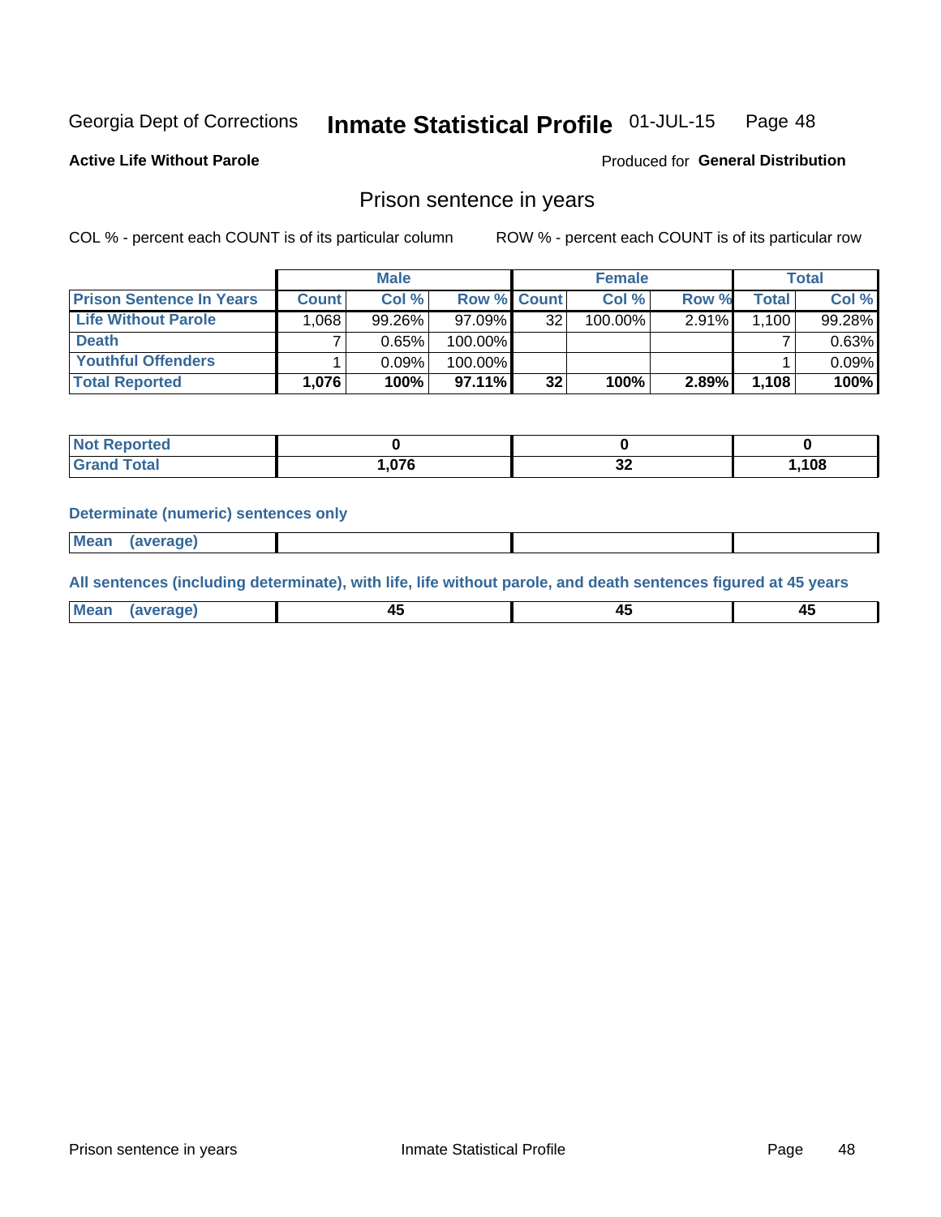Georgia Dept of Corrections **Inmate Statistical Profile** 01-JUL-15

**Active Life Without Parole**

Produced for **General Distribution**

## Prison sentence in years

COL % - percent each COUNT is of its particular column

ROW % - percent each COUNT is of its particular row

| | Male | | | Female | | | Total | |
|---|---|---|---|---|---|---|---|---|
| **Prison Sentence In Years** | **Count** | **Col %** | **Row %** | **Count** | **Col %** | **Row %** | **Total** | **Col %** |
| **Life Without Parole** | 1,068 | 99.26% | 97.09% | 32 | 100.00% | 2.91% | 1,100 | 99.28% |
| **Death** | 7 | 0.65% | 100.00% | | | | 7 | 0.63% |
| **Youthful Offenders** | 1 | 0.09% | 100.00% | | | | 1 | 0.09% |
| **Total Reported** | **1,076** | **100%** | **97.11%** | **32** | **100%** | **2.89%** | **1,108** | **100%** |

| | | | |
|---|---|---|---|
| **Not Reported** | **0** | **0** | **0** |
| **Grand Total** | **1,076** | **32** | **1,108** |

**Determinate (numeric) sentences only**

| | | | |
|---|---|---|---|
| **Mean (average)** | | | |

**All sentences (including determinate), with life, life without parole, and death sentences figured at 45 years**

| | | | |
|---|---|---|---|
| **Mean (average)** | **45** | **45** | **45** |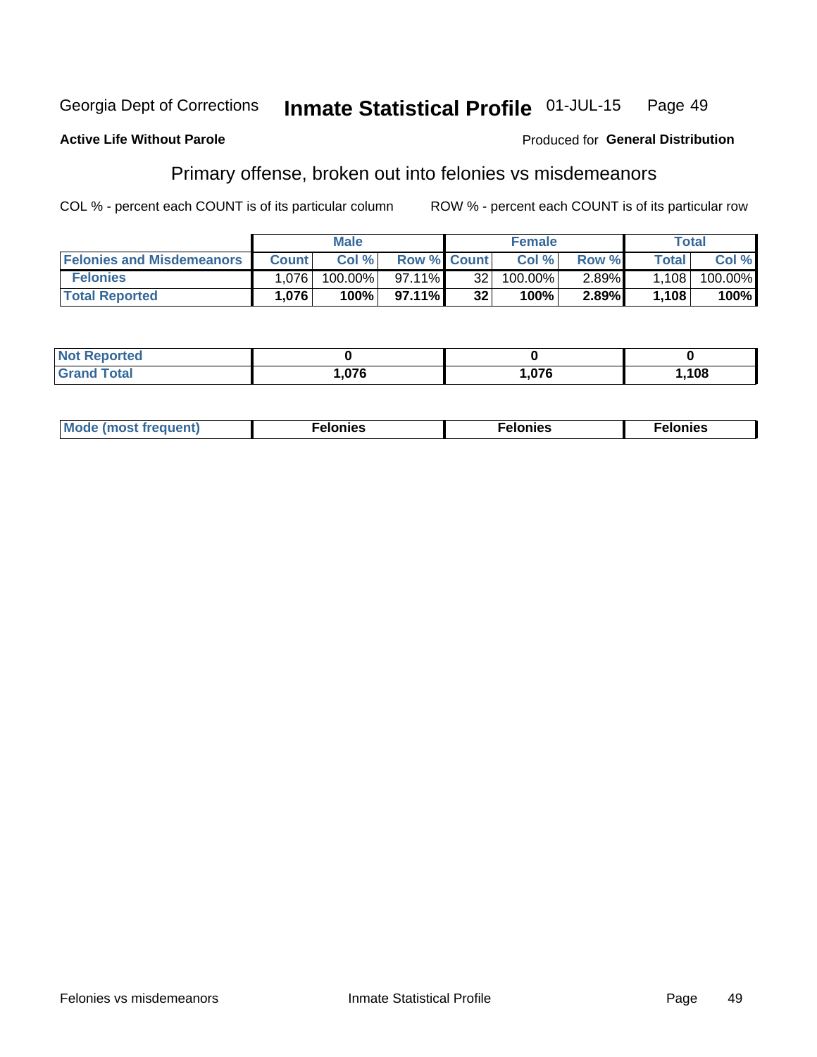Georgia Dept of Corrections **Inmate Statistical Profile** 01-JUL-15

**Active Life Without Parole**

Produced for **General Distribution**

## Primary offense, broken out into felonies vs misdemeanors

COL % - percent each COUNT is of its particular column ROW % - percent each COUNT is of its particular row

| | Male | | | Female | | | Total | |
|---|---|---|---|---|---|---|---|---|
| **Felonies and Misdemeanors** | **Count** | **Col %** | **Row %** | **Count** | **Col %** | **Row %** | **Total** | **Col %** |
| **Felonies** | 1,076 | 100.00% | 97.11% | 32 | 100.00% | 2.89% | 1,108 | 100.00% |
| **Total Reported** | **1,076** | **100%** | **97.11%** | **32** | **100%** | **2.89%** | **1,108** | **100%** |

| | | | |
|---|---|---|---|
| **Not Reported** | **0** | **0** | **0** |
| **Grand Total** | **1,076** | **1,076** | **1,108** |

| | | | |
|---|---|---|---|
| **Mode (most frequent)** | **Felonies** | **Felonies** | **Felonies** |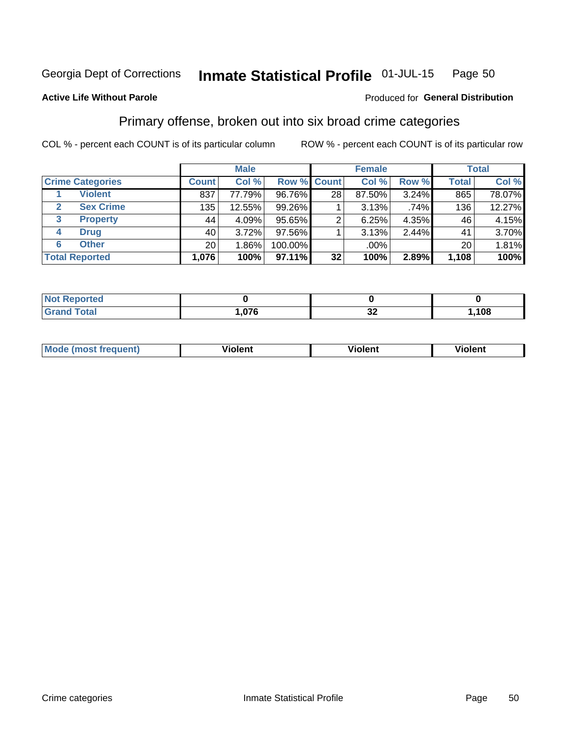Georgia Dept of Corrections **Inmate Statistical Profile** 01-JUL-15

**Active Life Without Parole**

Produced for **General Distribution**

## Primary offense, broken out into six broad crime categories

COL % - percent each COUNT is of its particular column

ROW % - percent each COUNT is of its particular row

| | | Male | | | Female | | | Total | |
|---|---|---|---|---|---|---|---|---|---|
| **Crime Categories** | | **Count** | **Col %** | **Row %** | **Count** | **Col %** | **Row %** | **Total** | **Col %** |
| 1 | Violent | 837 | 77.79% | 96.76% | 28 | 87.50% | 3.24% | 865 | 78.07% |
| 2 | Sex Crime | 135 | 12.55% | 99.26% | 1 | 3.13% | .74% | 136 | 12.27% |
| 3 | Property | 44 | 4.09% | 95.65% | 2 | 6.25% | 4.35% | 46 | 4.15% |
| 4 | Drug | 40 | 3.72% | 97.56% | 1 | 3.13% | 2.44% | 41 | 3.70% |
| 6 | Other | 20 | 1.86% | 100.00% | | .00% | | 20 | 1.81% |
| **Total Reported** | | **1,076** | **100%** | **97.11%** | **32** | **100%** | **2.89%** | **1,108** | **100%** |

| | Male | Female | Total |
|---|---|---|---|
| **Not Reported** | **0** | **0** | **0** |
| **Grand Total** | **1,076** | **32** | **1,108** |

| | Male | Female | Total |
|---|---|---|---|
| **Mode (most frequent)** | **Violent** | **Violent** | **Violent** |

Crime categories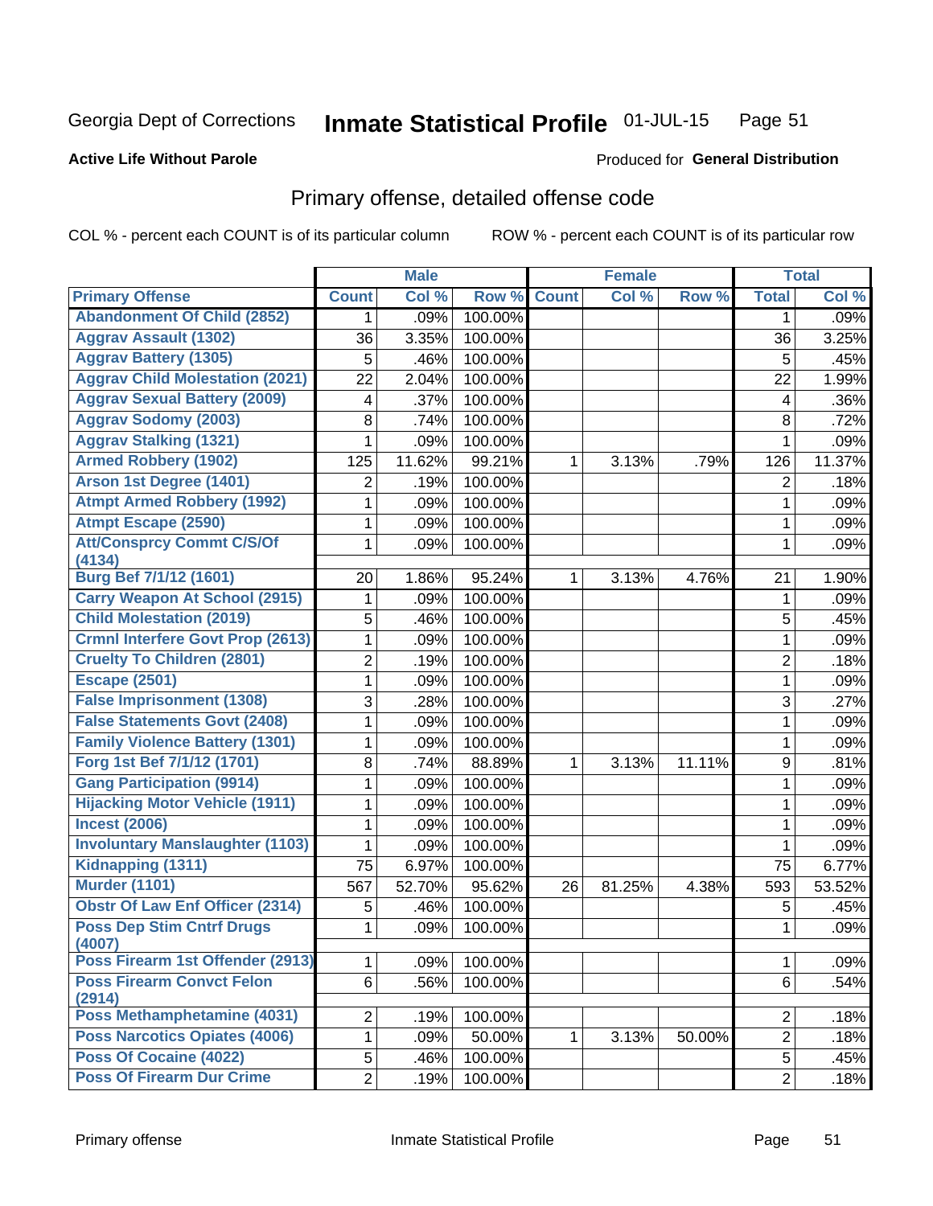Georgia Dept of Corrections **Inmate Statistical Profile** 01-JUL-15

**Active Life Without Parole**

Produced for **General Distribution**

## Primary offense, detailed offense code

COL % - percent each COUNT is of its particular column ROW % - percent each COUNT is of its particular row

| | Male | | | Female | | | Total | |
|---|---|---|---|---|---|---|---|---|
| Primary Offense | Count | Col % | Row % | Count | Col % | Row % | Total | Col % |
| Abandonment Of Child (2852) | 1 | .09% | 100.00% | | | | 1 | .09% |
| Aggrav Assault (1302) | 36 | 3.35% | 100.00% | | | | 36 | 3.25% |
| Aggrav Battery (1305) | 5 | .46% | 100.00% | | | | 5 | .45% |
| Aggrav Child Molestation (2021) | 22 | 2.04% | 100.00% | | | | 22 | 1.99% |
| Aggrav Sexual Battery (2009) | 4 | .37% | 100.00% | | | | 4 | .36% |
| Aggrav Sodomy (2003) | 8 | .74% | 100.00% | | | | 8 | .72% |
| Aggrav Stalking (1321) | 1 | .09% | 100.00% | | | | 1 | .09% |
| Armed Robbery (1902) | 125 | 11.62% | 99.21% | 1 | 3.13% | .79% | 126 | 11.37% |
| Arson 1st Degree (1401) | 2 | .19% | 100.00% | | | | 2 | .18% |
| Atmpt Armed Robbery (1992) | 1 | .09% | 100.00% | | | | 1 | .09% |
| Atmpt Escape (2590) | 1 | .09% | 100.00% | | | | 1 | .09% |
| Att/Consprcy Commt C/S/Of (4134) | 1 | .09% | 100.00% | | | | 1 | .09% |
| Burg Bef 7/1/12 (1601) | 20 | 1.86% | 95.24% | 1 | 3.13% | 4.76% | 21 | 1.90% |
| Carry Weapon At School (2915) | 1 | .09% | 100.00% | | | | 1 | .09% |
| Child Molestation (2019) | 5 | .46% | 100.00% | | | | 5 | .45% |
| Crmnl Interfere Govt Prop (2613) | 1 | .09% | 100.00% | | | | 1 | .09% |
| Cruelty To Children (2801) | 2 | .19% | 100.00% | | | | 2 | .18% |
| Escape (2501) | 1 | .09% | 100.00% | | | | 1 | .09% |
| False Imprisonment (1308) | 3 | .28% | 100.00% | | | | 3 | .27% |
| False Statements Govt (2408) | 1 | .09% | 100.00% | | | | 1 | .09% |
| Family Violence Battery (1301) | 1 | .09% | 100.00% | | | | 1 | .09% |
| Forg 1st Bef 7/1/12 (1701) | 8 | .74% | 88.89% | 1 | 3.13% | 11.11% | 9 | .81% |
| Gang Participation (9914) | 1 | .09% | 100.00% | | | | 1 | .09% |
| Hijacking Motor Vehicle (1911) | 1 | .09% | 100.00% | | | | 1 | .09% |
| Incest (2006) | 1 | .09% | 100.00% | | | | 1 | .09% |
| Involuntary Manslaughter (1103) | 1 | .09% | 100.00% | | | | 1 | .09% |
| Kidnapping (1311) | 75 | 6.97% | 100.00% | | | | 75 | 6.77% |
| Murder (1101) | 567 | 52.70% | 95.62% | 26 | 81.25% | 4.38% | 593 | 53.52% |
| Obstr Of Law Enf Officer (2314) | 5 | .46% | 100.00% | | | | 5 | .45% |
| Poss Dep Stim Cntrf Drugs (4007) | 1 | .09% | 100.00% | | | | 1 | .09% |
| Poss Firearm 1st Offender (2913) | 1 | .09% | 100.00% | | | | 1 | .09% |
| Poss Firearm Convct Felon (2914) | 6 | .56% | 100.00% | | | | 6 | .54% |
| Poss Methamphetamine (4031) | 2 | .19% | 100.00% | | | | 2 | .18% |
| Poss Narcotics Opiates (4006) | 1 | .09% | 50.00% | 1 | 3.13% | 50.00% | 2 | .18% |
| Poss Of Cocaine (4022) | 5 | .46% | 100.00% | | | | 5 | .45% |
| Poss Of Firearm Dur Crime | 2 | .19% | 100.00% | | | | 2 | .18% |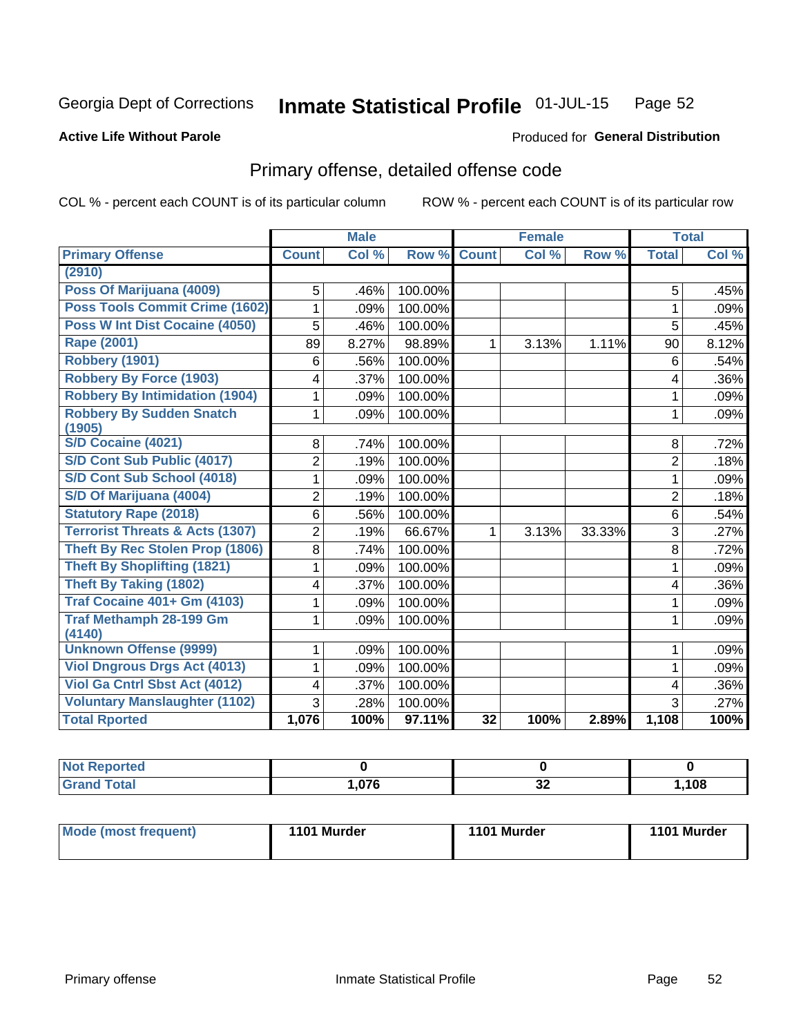Georgia Dept of Corrections **Inmate Statistical Profile** 01-JUL-15 Page 52

**Active Life Without Parole**

Produced for **General Distribution**

## Primary offense, detailed offense code

COL % - percent each COUNT is of its particular column ROW % - percent each COUNT is of its particular row

| | Male | | | Female | | | Total | |
|---|---|---|---|---|---|---|---|---|
| **Primary Offense** | **Count** | **Col %** | **Row %** | **Count** | **Col %** | **Row %** | **Total** | **Col %** |
| (2910) | | | | | | | | |
| Poss Of Marijuana (4009) | 5 | .46% | 100.00% | | | | 5 | .45% |
| Poss Tools Commit Crime (1602) | 1 | .09% | 100.00% | | | | 1 | .09% |
| Poss W Int Dist Cocaine (4050) | 5 | .46% | 100.00% | | | | 5 | .45% |
| Rape (2001) | 89 | 8.27% | 98.89% | 1 | 3.13% | 1.11% | 90 | 8.12% |
| Robbery (1901) | 6 | .56% | 100.00% | | | | 6 | .54% |
| Robbery By Force (1903) | 4 | .37% | 100.00% | | | | 4 | .36% |
| Robbery By Intimidation (1904) | 1 | .09% | 100.00% | | | | 1 | .09% |
| Robbery By Sudden Snatch (1905) | 1 | .09% | 100.00% | | | | 1 | .09% |
| S/D Cocaine (4021) | 8 | .74% | 100.00% | | | | 8 | .72% |
| S/D Cont Sub Public (4017) | 2 | .19% | 100.00% | | | | 2 | .18% |
| S/D Cont Sub School (4018) | 1 | .09% | 100.00% | | | | 1 | .09% |
| S/D Of Marijuana (4004) | 2 | .19% | 100.00% | | | | 2 | .18% |
| Statutory Rape (2018) | 6 | .56% | 100.00% | | | | 6 | .54% |
| Terrorist Threats & Acts (1307) | 2 | .19% | 66.67% | 1 | 3.13% | 33.33% | 3 | .27% |
| Theft By Rec Stolen Prop (1806) | 8 | .74% | 100.00% | | | | 8 | .72% |
| Theft By Shoplifting (1821) | 1 | .09% | 100.00% | | | | 1 | .09% |
| Theft By Taking (1802) | 4 | .37% | 100.00% | | | | 4 | .36% |
| Traf Cocaine 401+ Gm (4103) | 1 | .09% | 100.00% | | | | 1 | .09% |
| Traf Methamph 28-199 Gm (4140) | 1 | .09% | 100.00% | | | | 1 | .09% |
| Unknown Offense (9999) | 1 | .09% | 100.00% | | | | 1 | .09% |
| Viol Dngrous Drgs Act (4013) | 1 | .09% | 100.00% | | | | 1 | .09% |
| Viol Ga Cntrl Sbst Act (4012) | 4 | .37% | 100.00% | | | | 4 | .36% |
| Voluntary Manslaughter (1102) | 3 | .28% | 100.00% | | | | 3 | .27% |
| **Total Rported** | **1,076** | **100%** | **97.11%** | **32** | **100%** | **2.89%** | **1,108** | **100%** |

| | Male | Female | Total |
|---|---|---|---|
| Not Reported | 0 | 0 | 0 |
| Grand Total | 1,076 | 32 | 1,108 |

| | Male | Female | Total |
|---|---|---|---|
| Mode (most frequent) | 1101 Murder | 1101 Murder | 1101 Murder |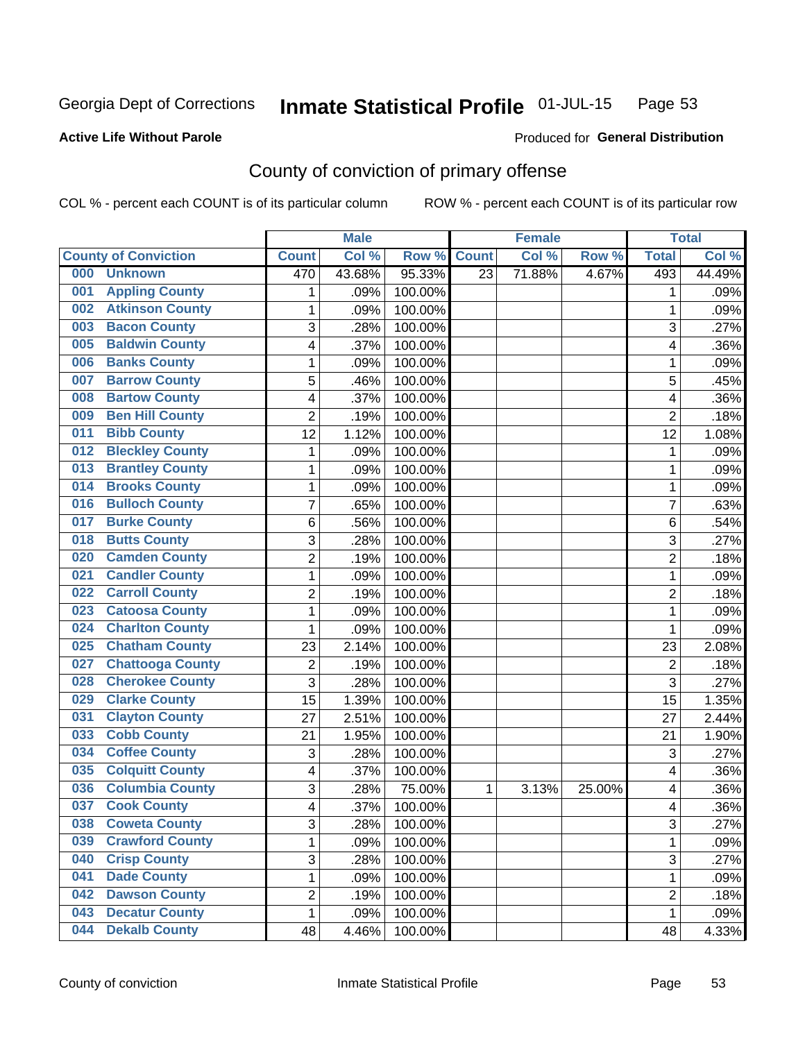Georgia Dept of Corrections **Inmate Statistical Profile** 01-JUL-15

**Active Life Without Parole**

Produced for **General Distribution**

## County of conviction of primary offense

COL % - percent each COUNT is of its particular column ROW % - percent each COUNT is of its particular row

| | Male | | | Female | | | Total | |
|---|---|---|---|---|---|---|---|---|
| County of Conviction | Count | Col % | Row % | Count | Col % | Row % | Total | Col % |
| 000 Unknown | 470 | 43.68% | 95.33% | 23 | 71.88% | 4.67% | 493 | 44.49% |
| 001 Appling County | 1 | .09% | 100.00% | | | | 1 | .09% |
| 002 Atkinson County | 1 | .09% | 100.00% | | | | 1 | .09% |
| 003 Bacon County | 3 | .28% | 100.00% | | | | 3 | .27% |
| 005 Baldwin County | 4 | .37% | 100.00% | | | | 4 | .36% |
| 006 Banks County | 1 | .09% | 100.00% | | | | 1 | .09% |
| 007 Barrow County | 5 | .46% | 100.00% | | | | 5 | .45% |
| 008 Bartow County | 4 | .37% | 100.00% | | | | 4 | .36% |
| 009 Ben Hill County | 2 | .19% | 100.00% | | | | 2 | .18% |
| 011 Bibb County | 12 | 1.12% | 100.00% | | | | 12 | 1.08% |
| 012 Bleckley County | 1 | .09% | 100.00% | | | | 1 | .09% |
| 013 Brantley County | 1 | .09% | 100.00% | | | | 1 | .09% |
| 014 Brooks County | 1 | .09% | 100.00% | | | | 1 | .09% |
| 016 Bulloch County | 7 | .65% | 100.00% | | | | 7 | .63% |
| 017 Burke County | 6 | .56% | 100.00% | | | | 6 | .54% |
| 018 Butts County | 3 | .28% | 100.00% | | | | 3 | .27% |
| 020 Camden County | 2 | .19% | 100.00% | | | | 2 | .18% |
| 021 Candler County | 1 | .09% | 100.00% | | | | 1 | .09% |
| 022 Carroll County | 2 | .19% | 100.00% | | | | 2 | .18% |
| 023 Catoosa County | 1 | .09% | 100.00% | | | | 1 | .09% |
| 024 Charlton County | 1 | .09% | 100.00% | | | | 1 | .09% |
| 025 Chatham County | 23 | 2.14% | 100.00% | | | | 23 | 2.08% |
| 027 Chattooga County | 2 | .19% | 100.00% | | | | 2 | .18% |
| 028 Cherokee County | 3 | .28% | 100.00% | | | | 3 | .27% |
| 029 Clarke County | 15 | 1.39% | 100.00% | | | | 15 | 1.35% |
| 031 Clayton County | 27 | 2.51% | 100.00% | | | | 27 | 2.44% |
| 033 Cobb County | 21 | 1.95% | 100.00% | | | | 21 | 1.90% |
| 034 Coffee County | 3 | .28% | 100.00% | | | | 3 | .27% |
| 035 Colquitt County | 4 | .37% | 100.00% | | | | 4 | .36% |
| 036 Columbia County | 3 | .28% | 75.00% | 1 | 3.13% | 25.00% | 4 | .36% |
| 037 Cook County | 4 | .37% | 100.00% | | | | 4 | .36% |
| 038 Coweta County | 3 | .28% | 100.00% | | | | 3 | .27% |
| 039 Crawford County | 1 | .09% | 100.00% | | | | 1 | .09% |
| 040 Crisp County | 3 | .28% | 100.00% | | | | 3 | .27% |
| 041 Dade County | 1 | .09% | 100.00% | | | | 1 | .09% |
| 042 Dawson County | 2 | .19% | 100.00% | | | | 2 | .18% |
| 043 Decatur County | 1 | .09% | 100.00% | | | | 1 | .09% |
| 044 Dekalb County | 48 | 4.46% | 100.00% | | | | 48 | 4.33% |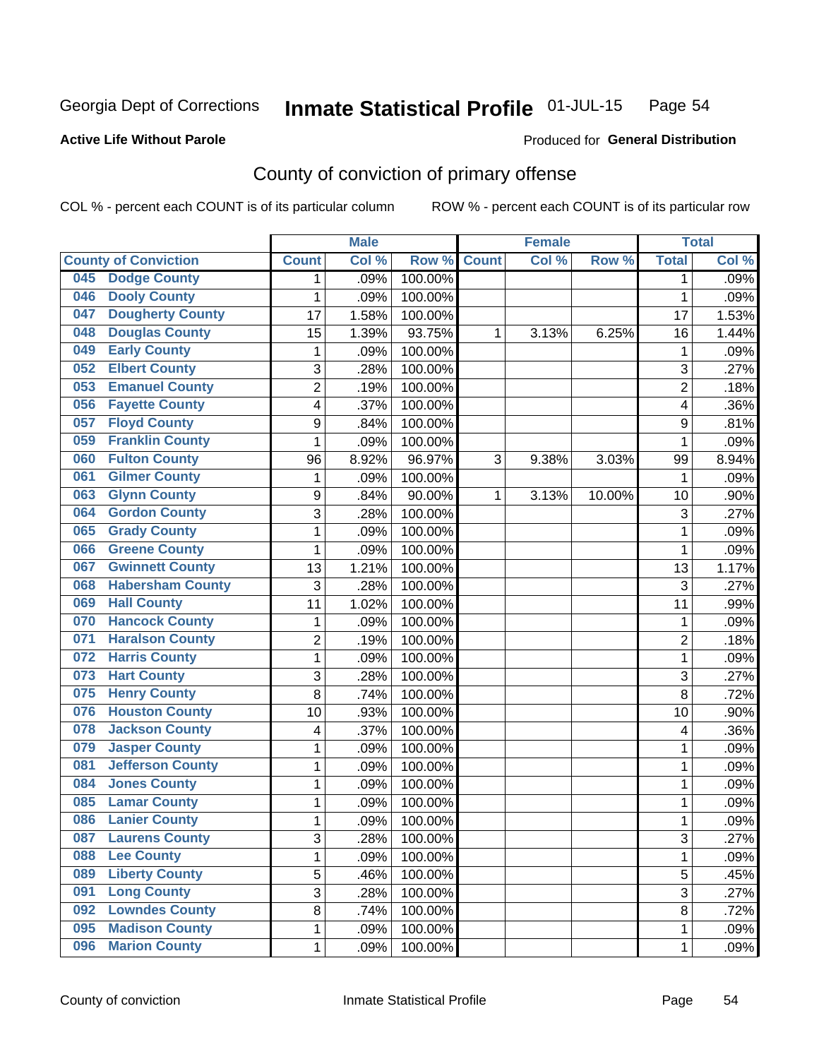Georgia Dept of Corrections **Inmate Statistical Profile** 01-JUL-15

**Active Life Without Parole**

Produced for **General Distribution**

## County of conviction of primary offense

COL % - percent each COUNT is of its particular column ROW % - percent each COUNT is of its particular row

| County of Conviction | Male | | | Female | | | Total | |
|---|---|---|---|---|---|---|---|---|
| | Count | Col % | Row % | Count | Col % | Row % | Total | Col % |
| 045 Dodge County | 1 | .09% | 100.00% | | | | 1 | .09% |
| 046 Dooly County | 1 | .09% | 100.00% | | | | 1 | .09% |
| 047 Dougherty County | 17 | 1.58% | 100.00% | | | | 17 | 1.53% |
| 048 Douglas County | 15 | 1.39% | 93.75% | 1 | 3.13% | 6.25% | 16 | 1.44% |
| 049 Early County | 1 | .09% | 100.00% | | | | 1 | .09% |
| 052 Elbert County | 3 | .28% | 100.00% | | | | 3 | .27% |
| 053 Emanuel County | 2 | .19% | 100.00% | | | | 2 | .18% |
| 056 Fayette County | 4 | .37% | 100.00% | | | | 4 | .36% |
| 057 Floyd County | 9 | .84% | 100.00% | | | | 9 | .81% |
| 059 Franklin County | 1 | .09% | 100.00% | | | | 1 | .09% |
| 060 Fulton County | 96 | 8.92% | 96.97% | 3 | 9.38% | 3.03% | 99 | 8.94% |
| 061 Gilmer County | 1 | .09% | 100.00% | | | | 1 | .09% |
| 063 Glynn County | 9 | .84% | 90.00% | 1 | 3.13% | 10.00% | 10 | .90% |
| 064 Gordon County | 3 | .28% | 100.00% | | | | 3 | .27% |
| 065 Grady County | 1 | .09% | 100.00% | | | | 1 | .09% |
| 066 Greene County | 1 | .09% | 100.00% | | | | 1 | .09% |
| 067 Gwinnett County | 13 | 1.21% | 100.00% | | | | 13 | 1.17% |
| 068 Habersham County | 3 | .28% | 100.00% | | | | 3 | .27% |
| 069 Hall County | 11 | 1.02% | 100.00% | | | | 11 | .99% |
| 070 Hancock County | 1 | .09% | 100.00% | | | | 1 | .09% |
| 071 Haralson County | 2 | .19% | 100.00% | | | | 2 | .18% |
| 072 Harris County | 1 | .09% | 100.00% | | | | 1 | .09% |
| 073 Hart County | 3 | .28% | 100.00% | | | | 3 | .27% |
| 075 Henry County | 8 | .74% | 100.00% | | | | 8 | .72% |
| 076 Houston County | 10 | .93% | 100.00% | | | | 10 | .90% |
| 078 Jackson County | 4 | .37% | 100.00% | | | | 4 | .36% |
| 079 Jasper County | 1 | .09% | 100.00% | | | | 1 | .09% |
| 081 Jefferson County | 1 | .09% | 100.00% | | | | 1 | .09% |
| 084 Jones County | 1 | .09% | 100.00% | | | | 1 | .09% |
| 085 Lamar County | 1 | .09% | 100.00% | | | | 1 | .09% |
| 086 Lanier County | 1 | .09% | 100.00% | | | | 1 | .09% |
| 087 Laurens County | 3 | .28% | 100.00% | | | | 3 | .27% |
| 088 Lee County | 1 | .09% | 100.00% | | | | 1 | .09% |
| 089 Liberty County | 5 | .46% | 100.00% | | | | 5 | .45% |
| 091 Long County | 3 | .28% | 100.00% | | | | 3 | .27% |
| 092 Lowndes County | 8 | .74% | 100.00% | | | | 8 | .72% |
| 095 Madison County | 1 | .09% | 100.00% | | | | 1 | .09% |
| 096 Marion County | 1 | .09% | 100.00% | | | | 1 | .09% |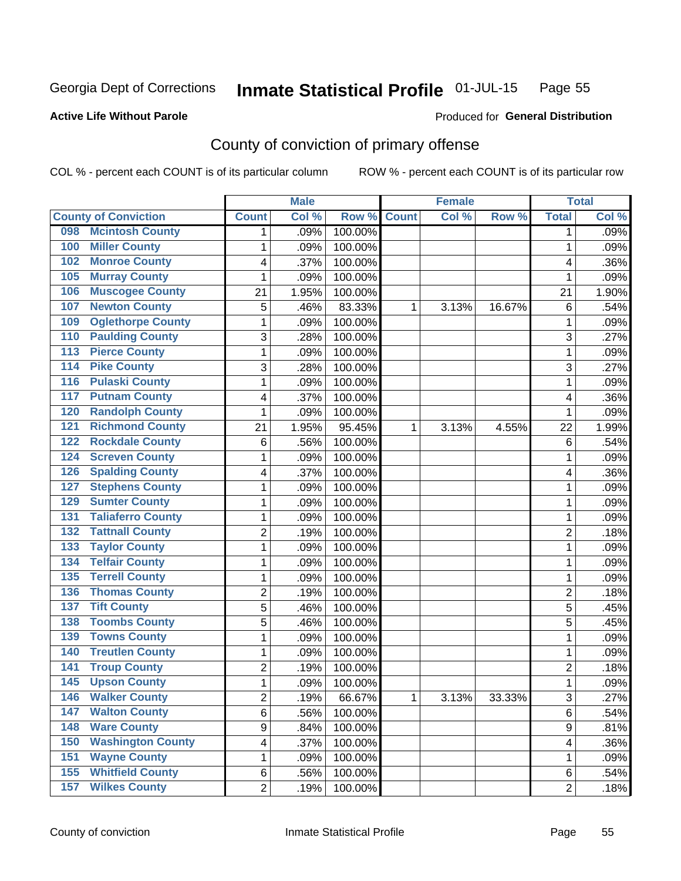Georgia Dept of Corrections **Inmate Statistical Profile** 01-JUL-15

**Active Life Without Parole**

Produced for **General Distribution**

## County of conviction of primary offense

COL % - percent each COUNT is of its particular column ROW % - percent each COUNT is of its particular row

| County of Conviction | Male | | | Female | | | Total | |
|---|---|---|---|---|---|---|---|---|
| | Count | Col % | Row % | Count | Col % | Row % | Total | Col % |
| 098 Mcintosh County | 1 | .09% | 100.00% | | | | 1 | .09% |
| 100 Miller County | 1 | .09% | 100.00% | | | | 1 | .09% |
| 102 Monroe County | 4 | .37% | 100.00% | | | | 4 | .36% |
| 105 Murray County | 1 | .09% | 100.00% | | | | 1 | .09% |
| 106 Muscogee County | 21 | 1.95% | 100.00% | | | | 21 | 1.90% |
| 107 Newton County | 5 | .46% | 83.33% | 1 | 3.13% | 16.67% | 6 | .54% |
| 109 Oglethorpe County | 1 | .09% | 100.00% | | | | 1 | .09% |
| 110 Paulding County | 3 | .28% | 100.00% | | | | 3 | .27% |
| 113 Pierce County | 1 | .09% | 100.00% | | | | 1 | .09% |
| 114 Pike County | 3 | .28% | 100.00% | | | | 3 | .27% |
| 116 Pulaski County | 1 | .09% | 100.00% | | | | 1 | .09% |
| 117 Putnam County | 4 | .37% | 100.00% | | | | 4 | .36% |
| 120 Randolph County | 1 | .09% | 100.00% | | | | 1 | .09% |
| 121 Richmond County | 21 | 1.95% | 95.45% | 1 | 3.13% | 4.55% | 22 | 1.99% |
| 122 Rockdale County | 6 | .56% | 100.00% | | | | 6 | .54% |
| 124 Screven County | 1 | .09% | 100.00% | | | | 1 | .09% |
| 126 Spalding County | 4 | .37% | 100.00% | | | | 4 | .36% |
| 127 Stephens County | 1 | .09% | 100.00% | | | | 1 | .09% |
| 129 Sumter County | 1 | .09% | 100.00% | | | | 1 | .09% |
| 131 Taliaferro County | 1 | .09% | 100.00% | | | | 1 | .09% |
| 132 Tattnall County | 2 | .19% | 100.00% | | | | 2 | .18% |
| 133 Taylor County | 1 | .09% | 100.00% | | | | 1 | .09% |
| 134 Telfair County | 1 | .09% | 100.00% | | | | 1 | .09% |
| 135 Terrell County | 1 | .09% | 100.00% | | | | 1 | .09% |
| 136 Thomas County | 2 | .19% | 100.00% | | | | 2 | .18% |
| 137 Tift County | 5 | .46% | 100.00% | | | | 5 | .45% |
| 138 Toombs County | 5 | .46% | 100.00% | | | | 5 | .45% |
| 139 Towns County | 1 | .09% | 100.00% | | | | 1 | .09% |
| 140 Treutlen County | 1 | .09% | 100.00% | | | | 1 | .09% |
| 141 Troup County | 2 | .19% | 100.00% | | | | 2 | .18% |
| 145 Upson County | 1 | .09% | 100.00% | | | | 1 | .09% |
| 146 Walker County | 2 | .19% | 66.67% | 1 | 3.13% | 33.33% | 3 | .27% |
| 147 Walton County | 6 | .56% | 100.00% | | | | 6 | .54% |
| 148 Ware County | 9 | .84% | 100.00% | | | | 9 | .81% |
| 150 Washington County | 4 | .37% | 100.00% | | | | 4 | .36% |
| 151 Wayne County | 1 | .09% | 100.00% | | | | 1 | .09% |
| 155 Whitfield County | 6 | .56% | 100.00% | | | | 6 | .54% |
| 157 Wilkes County | 2 | .19% | 100.00% | | | | 2 | .18% |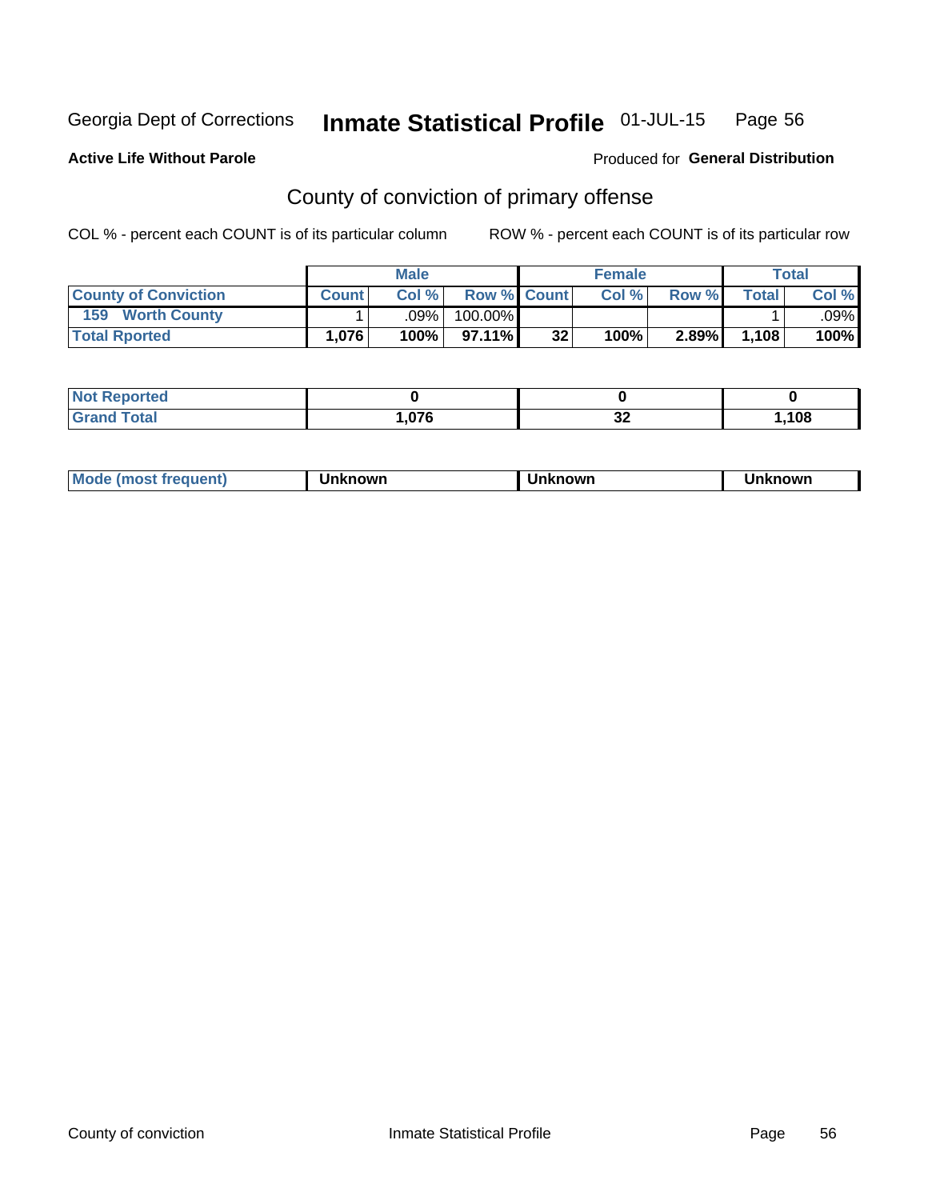Georgia Dept of Corrections **Inmate Statistical Profile** 01-JUL-15

**Active Life Without Parole**

Produced for **General Distribution**

## County of conviction of primary offense

COL % - percent each COUNT is of its particular column ROW % - percent each COUNT is of its particular row

| | Male | | | Female | | | Total | |
|---|---|---|---|---|---|---|---|---|
| County of Conviction | Count | Col % | Row % | Count | Col % | Row % | Total | Col % |
| 159 Worth County | 1 | .09% | 100.00% | | | | 1 | .09% |
| **Total Rported** | **1,076** | **100%** | **97.11%** | **32** | **100%** | **2.89%** | **1,108** | **100%** |

| | Male | Female | Total |
|---|---|---|---|
| Not Reported | **0** | **0** | **0** |
| Grand Total | **1,076** | **32** | **1,108** |

| | Male | Female | Total |
|---|---|---|---|
| Mode (most frequent) | **Unknown** | **Unknown** | **Unknown** |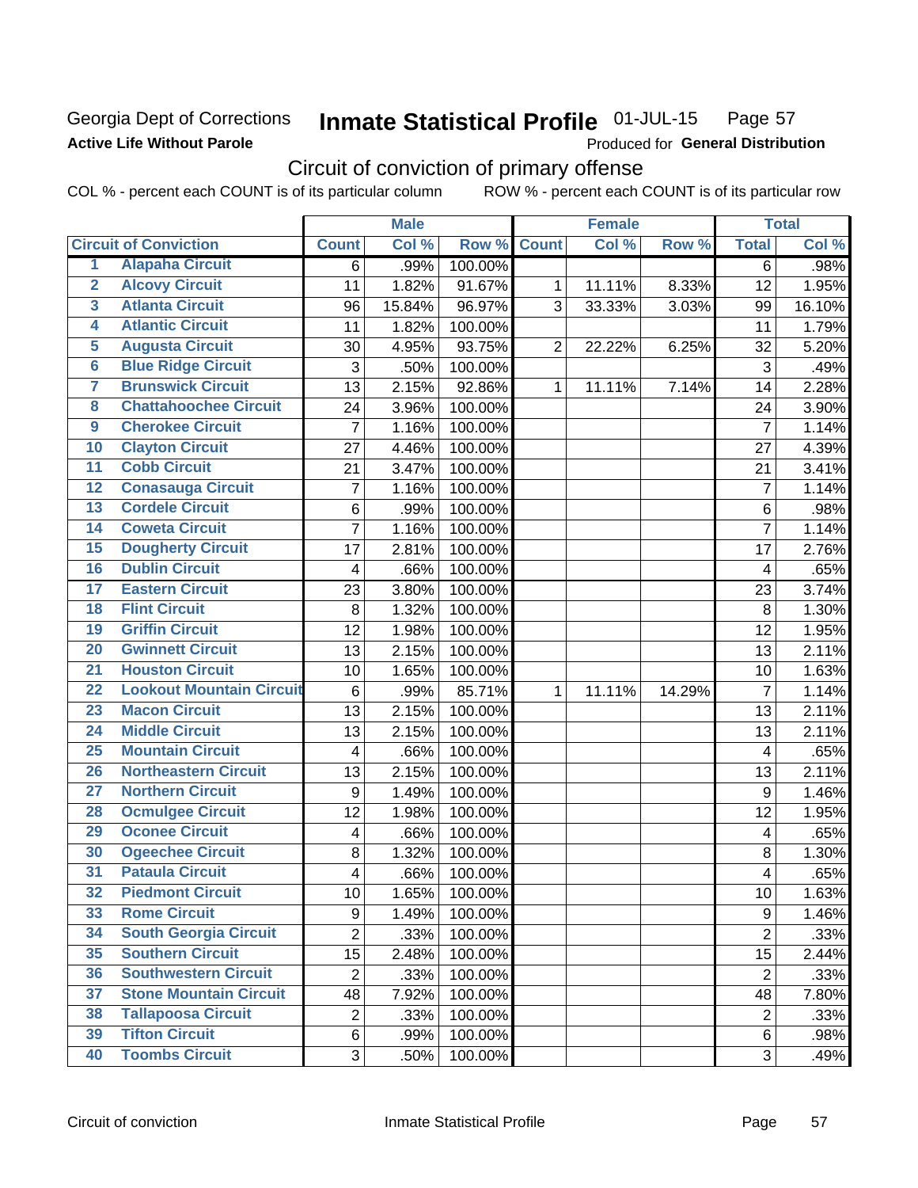Georgia Dept of Corrections
**Active Life Without Parole**

# Inmate Statistical Profile 01-JUL-15 Page 57

Produced for **General Distribution**

## Circuit of conviction of primary offense

COL % - percent each COUNT is of its particular column ROW % - percent each COUNT is of its particular row

| | Circuit of Conviction | Male | | | Female | | | Total | |
|---|---|---|---|---|---|---|---|---|---|
| | | Count | Col % | Row % | Count | Col % | Row % | Total | Col % |
| 1 | Alapaha Circuit | 6 | .99% | 100.00% | | | | 6 | .98% |
| 2 | Alcovy Circuit | 11 | 1.82% | 91.67% | 1 | 11.11% | 8.33% | 12 | 1.95% |
| 3 | Atlanta Circuit | 96 | 15.84% | 96.97% | 3 | 33.33% | 3.03% | 99 | 16.10% |
| 4 | Atlantic Circuit | 11 | 1.82% | 100.00% | | | | 11 | 1.79% |
| 5 | Augusta Circuit | 30 | 4.95% | 93.75% | 2 | 22.22% | 6.25% | 32 | 5.20% |
| 6 | Blue Ridge Circuit | 3 | .50% | 100.00% | | | | 3 | .49% |
| 7 | Brunswick Circuit | 13 | 2.15% | 92.86% | 1 | 11.11% | 7.14% | 14 | 2.28% |
| 8 | Chattahoochee Circuit | 24 | 3.96% | 100.00% | | | | 24 | 3.90% |
| 9 | Cherokee Circuit | 7 | 1.16% | 100.00% | | | | 7 | 1.14% |
| 10 | Clayton Circuit | 27 | 4.46% | 100.00% | | | | 27 | 4.39% |
| 11 | Cobb Circuit | 21 | 3.47% | 100.00% | | | | 21 | 3.41% |
| 12 | Conasauga Circuit | 7 | 1.16% | 100.00% | | | | 7 | 1.14% |
| 13 | Cordele Circuit | 6 | .99% | 100.00% | | | | 6 | .98% |
| 14 | Coweta Circuit | 7 | 1.16% | 100.00% | | | | 7 | 1.14% |
| 15 | Dougherty Circuit | 17 | 2.81% | 100.00% | | | | 17 | 2.76% |
| 16 | Dublin Circuit | 4 | .66% | 100.00% | | | | 4 | .65% |
| 17 | Eastern Circuit | 23 | 3.80% | 100.00% | | | | 23 | 3.74% |
| 18 | Flint Circuit | 8 | 1.32% | 100.00% | | | | 8 | 1.30% |
| 19 | Griffin Circuit | 12 | 1.98% | 100.00% | | | | 12 | 1.95% |
| 20 | Gwinnett Circuit | 13 | 2.15% | 100.00% | | | | 13 | 2.11% |
| 21 | Houston Circuit | 10 | 1.65% | 100.00% | | | | 10 | 1.63% |
| 22 | Lookout Mountain Circuit | 6 | .99% | 85.71% | 1 | 11.11% | 14.29% | 7 | 1.14% |
| 23 | Macon Circuit | 13 | 2.15% | 100.00% | | | | 13 | 2.11% |
| 24 | Middle Circuit | 13 | 2.15% | 100.00% | | | | 13 | 2.11% |
| 25 | Mountain Circuit | 4 | .66% | 100.00% | | | | 4 | .65% |
| 26 | Northeastern Circuit | 13 | 2.15% | 100.00% | | | | 13 | 2.11% |
| 27 | Northern Circuit | 9 | 1.49% | 100.00% | | | | 9 | 1.46% |
| 28 | Ocmulgee Circuit | 12 | 1.98% | 100.00% | | | | 12 | 1.95% |
| 29 | Oconee Circuit | 4 | .66% | 100.00% | | | | 4 | .65% |
| 30 | Ogeechee Circuit | 8 | 1.32% | 100.00% | | | | 8 | 1.30% |
| 31 | Pataula Circuit | 4 | .66% | 100.00% | | | | 4 | .65% |
| 32 | Piedmont Circuit | 10 | 1.65% | 100.00% | | | | 10 | 1.63% |
| 33 | Rome Circuit | 9 | 1.49% | 100.00% | | | | 9 | 1.46% |
| 34 | South Georgia Circuit | 2 | .33% | 100.00% | | | | 2 | .33% |
| 35 | Southern Circuit | 15 | 2.48% | 100.00% | | | | 15 | 2.44% |
| 36 | Southwestern Circuit | 2 | .33% | 100.00% | | | | 2 | .33% |
| 37 | Stone Mountain Circuit | 48 | 7.92% | 100.00% | | | | 48 | 7.80% |
| 38 | Tallapoosa Circuit | 2 | .33% | 100.00% | | | | 2 | .33% |
| 39 | Tifton Circuit | 6 | .99% | 100.00% | | | | 6 | .98% |
| 40 | Toombs Circuit | 3 | .50% | 100.00% | | | | 3 | .49% |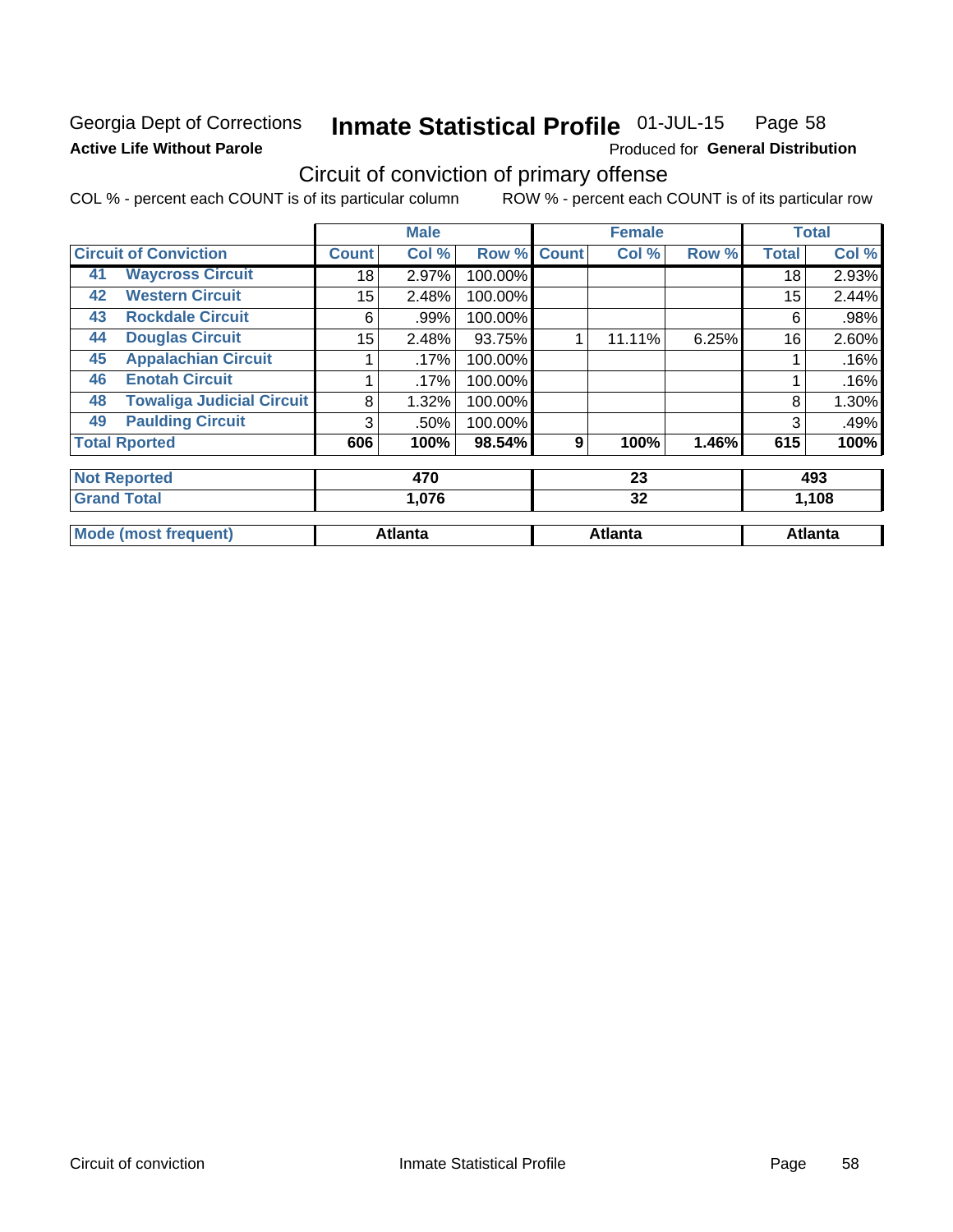Georgia Dept of Corrections **Inmate Statistical Profile** 01-JUL-15 Page 58

**Active Life Without Parole**

Produced for **General Distribution**

## Circuit of conviction of primary offense

COL % - percent each COUNT is of its particular column ROW % - percent each COUNT is of its particular row

| | | Male | | | Female | | | Total | |
|---|---|---|---|---|---|---|---|---|---|
| **Circuit of Conviction** | | **Count** | **Col %** | **Row %** | **Count** | **Col %** | **Row %** | **Total** | **Col %** |
| 41 | **Waycross Circuit** | 18 | 2.97% | 100.00% | | | | 18 | 2.93% |
| 42 | **Western Circuit** | 15 | 2.48% | 100.00% | | | | 15 | 2.44% |
| 43 | **Rockdale Circuit** | 6 | .99% | 100.00% | | | | 6 | .98% |
| 44 | **Douglas Circuit** | 15 | 2.48% | 93.75% | 1 | 11.11% | 6.25% | 16 | 2.60% |
| 45 | **Appalachian Circuit** | 1 | .17% | 100.00% | | | | 1 | .16% |
| 46 | **Enotah Circuit** | 1 | .17% | 100.00% | | | | 1 | .16% |
| 48 | **Towaliga Judicial Circuit** | 8 | 1.32% | 100.00% | | | | 8 | 1.30% |
| 49 | **Paulding Circuit** | 3 | .50% | 100.00% | | | | 3 | .49% |
| **Total Rported** | | **606** | **100%** | **98.54%** | **9** | **100%** | **1.46%** | **615** | **100%** |
| **Not Reported** | | **470** | | | **23** | | | **493** | |
| **Grand Total** | | **1,076** | | | **32** | | | **1,108** | |
| **Mode (most frequent)** | | **Atlanta** | | | **Atlanta** | | | **Atlanta** | |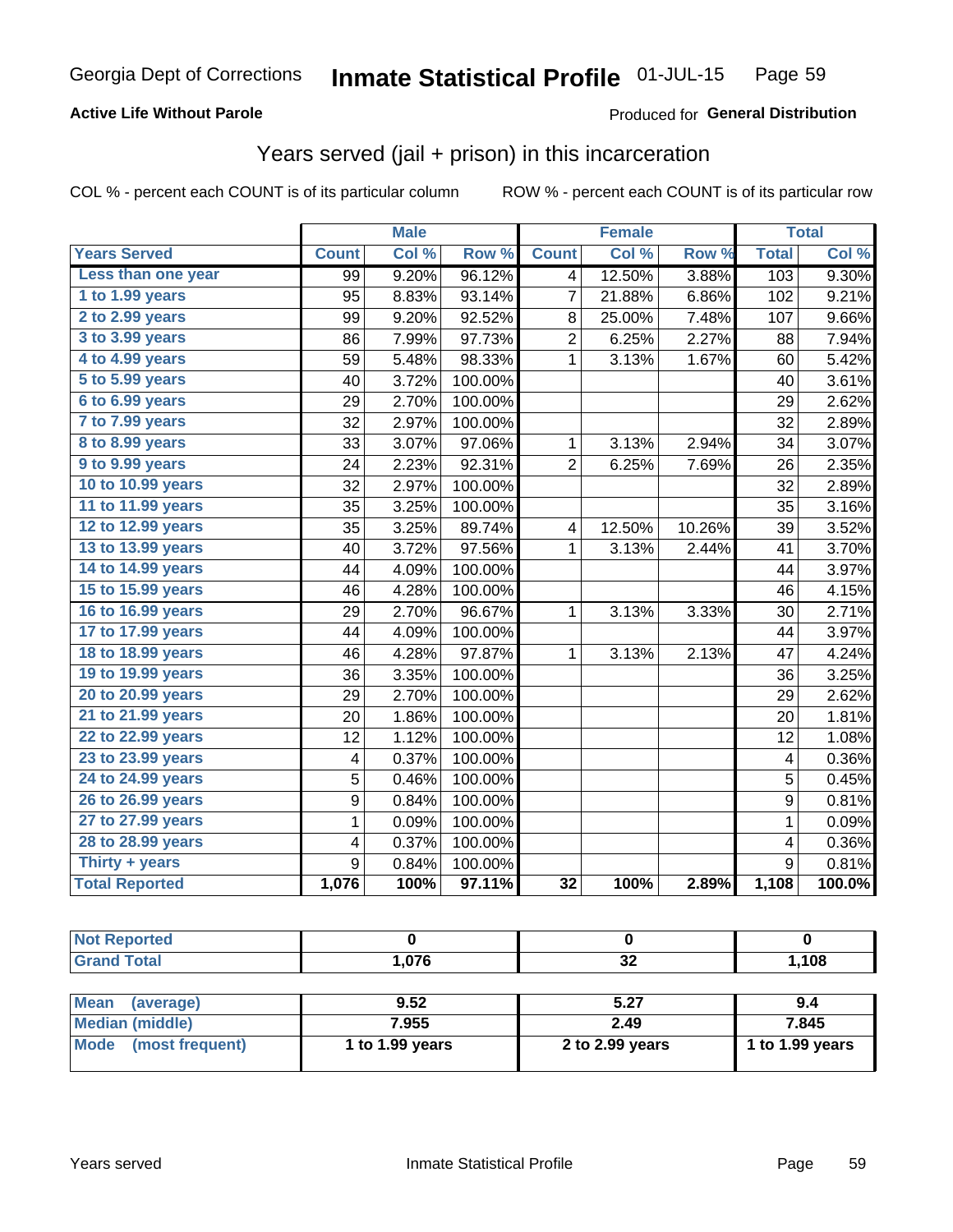Georgia Dept of Corrections **Inmate Statistical Profile** 01-JUL-15 Page 59

**Active Life Without Parole**

Produced for **General Distribution**

## Years served (jail + prison) in this incarceration

COL % - percent each COUNT is of its particular column ROW % - percent each COUNT is of its particular row

| | Male | | | Female | | | Total | |
|---|---|---|---|---|---|---|---|---|
| **Years Served** | **Count** | **Col %** | **Row %** | **Count** | **Col %** | **Row %** | **Total** | **Col %** |
| Less than one year | 99 | 9.20% | 96.12% | 4 | 12.50% | 3.88% | 103 | 9.30% |
| 1 to 1.99 years | 95 | 8.83% | 93.14% | 7 | 21.88% | 6.86% | 102 | 9.21% |
| 2 to 2.99 years | 99 | 9.20% | 92.52% | 8 | 25.00% | 7.48% | 107 | 9.66% |
| 3 to 3.99 years | 86 | 7.99% | 97.73% | 2 | 6.25% | 2.27% | 88 | 7.94% |
| 4 to 4.99 years | 59 | 5.48% | 98.33% | 1 | 3.13% | 1.67% | 60 | 5.42% |
| 5 to 5.99 years | 40 | 3.72% | 100.00% | | | | 40 | 3.61% |
| 6 to 6.99 years | 29 | 2.70% | 100.00% | | | | 29 | 2.62% |
| 7 to 7.99 years | 32 | 2.97% | 100.00% | | | | 32 | 2.89% |
| 8 to 8.99 years | 33 | 3.07% | 97.06% | 1 | 3.13% | 2.94% | 34 | 3.07% |
| 9 to 9.99 years | 24 | 2.23% | 92.31% | 2 | 6.25% | 7.69% | 26 | 2.35% |
| 10 to 10.99 years | 32 | 2.97% | 100.00% | | | | 32 | 2.89% |
| 11 to 11.99 years | 35 | 3.25% | 100.00% | | | | 35 | 3.16% |
| 12 to 12.99 years | 35 | 3.25% | 89.74% | 4 | 12.50% | 10.26% | 39 | 3.52% |
| 13 to 13.99 years | 40 | 3.72% | 97.56% | 1 | 3.13% | 2.44% | 41 | 3.70% |
| 14 to 14.99 years | 44 | 4.09% | 100.00% | | | | 44 | 3.97% |
| 15 to 15.99 years | 46 | 4.28% | 100.00% | | | | 46 | 4.15% |
| 16 to 16.99 years | 29 | 2.70% | 96.67% | 1 | 3.13% | 3.33% | 30 | 2.71% |
| 17 to 17.99 years | 44 | 4.09% | 100.00% | | | | 44 | 3.97% |
| 18 to 18.99 years | 46 | 4.28% | 97.87% | 1 | 3.13% | 2.13% | 47 | 4.24% |
| 19 to 19.99 years | 36 | 3.35% | 100.00% | | | | 36 | 3.25% |
| 20 to 20.99 years | 29 | 2.70% | 100.00% | | | | 29 | 2.62% |
| 21 to 21.99 years | 20 | 1.86% | 100.00% | | | | 20 | 1.81% |
| 22 to 22.99 years | 12 | 1.12% | 100.00% | | | | 12 | 1.08% |
| 23 to 23.99 years | 4 | 0.37% | 100.00% | | | | 4 | 0.36% |
| 24 to 24.99 years | 5 | 0.46% | 100.00% | | | | 5 | 0.45% |
| 26 to 26.99 years | 9 | 0.84% | 100.00% | | | | 9 | 0.81% |
| 27 to 27.99 years | 1 | 0.09% | 100.00% | | | | 1 | 0.09% |
| 28 to 28.99 years | 4 | 0.37% | 100.00% | | | | 4 | 0.36% |
| Thirty + years | 9 | 0.84% | 100.00% | | | | 9 | 0.81% |
| **Total Reported** | **1,076** | **100%** | **97.11%** | **32** | **100%** | **2.89%** | **1,108** | **100.0%** |

| | Male | Female | Total |
|---|---|---|---|
| Not Reported | 0 | 0 | 0 |
| Grand Total | 1,076 | 32 | 1,108 |

| | Male | Female | Total |
|---|---|---|---|
| Mean (average) | 9.52 | 5.27 | 9.4 |
| Median (middle) | 7.955 | 2.49 | 7.845 |
| Mode (most frequent) | 1 to 1.99 years | 2 to 2.99 years | 1 to 1.99 years |

Years served Inmate Statistical Profile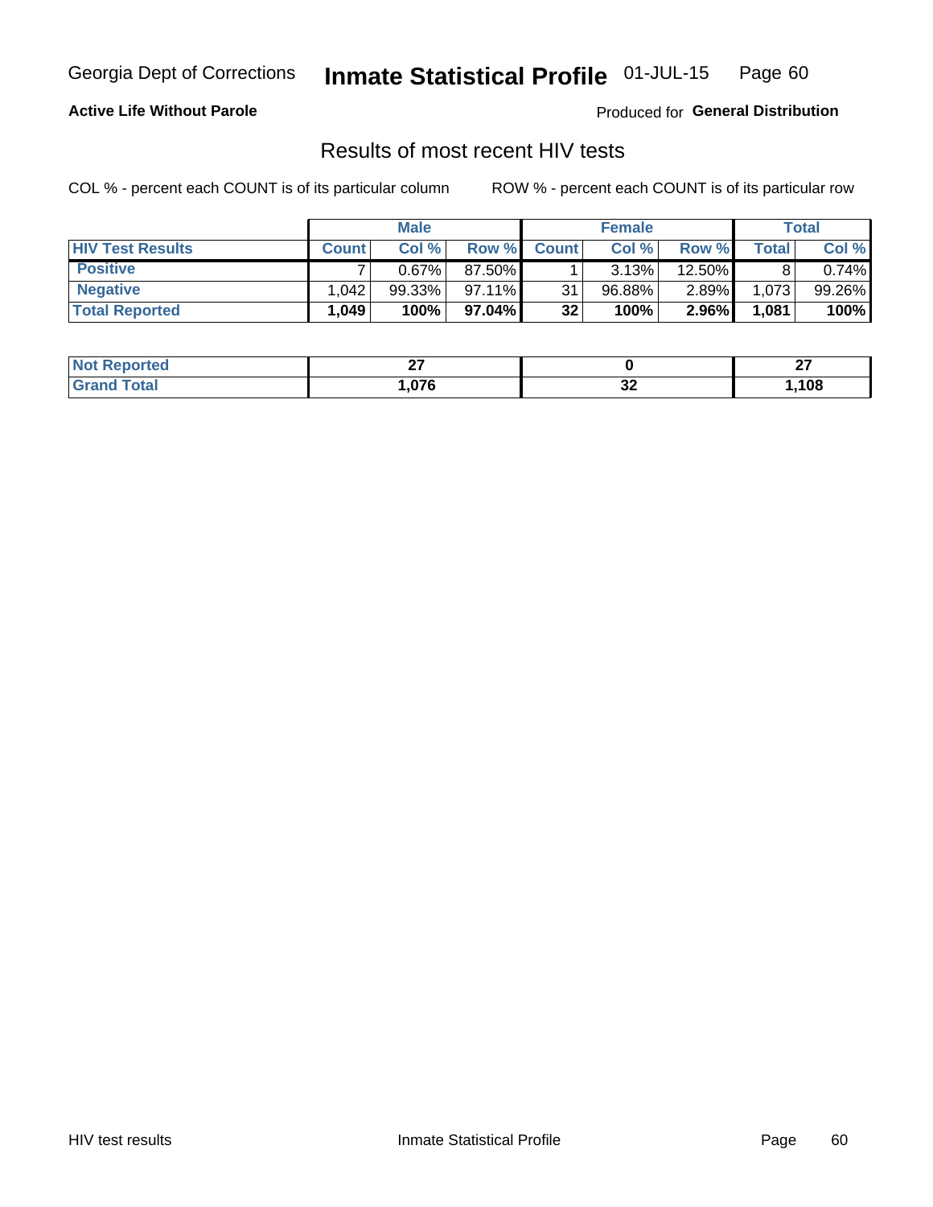Georgia Dept of Corrections **Inmate Statistical Profile** 01-JUL-15 Page 60

**Active Life Without Parole**

Produced for **General Distribution**

## Results of most recent HIV tests

COL % - percent each COUNT is of its particular column ROW % - percent each COUNT is of its particular row

| | Male | | | Female | | | Total | |
|---|---|---|---|---|---|---|---|---|
| HIV Test Results | Count | Col % | Row % | Count | Col % | Row % | Total | Col % |
| Positive | 7 | 0.67% | 87.50% | 1 | 3.13% | 12.50% | 8 | 0.74% |
| Negative | 1,042 | 99.33% | 97.11% | 31 | 96.88% | 2.89% | 1,073 | 99.26% |
| **Total Reported** | **1,049** | **100%** | **97.04%** | **32** | **100%** | **2.96%** | **1,081** | **100%** |

| | Male | Female | Total |
|---|---|---|---|
| Not Reported | 27 | 0 | 27 |
| Grand Total | 1,076 | 32 | 1,108 |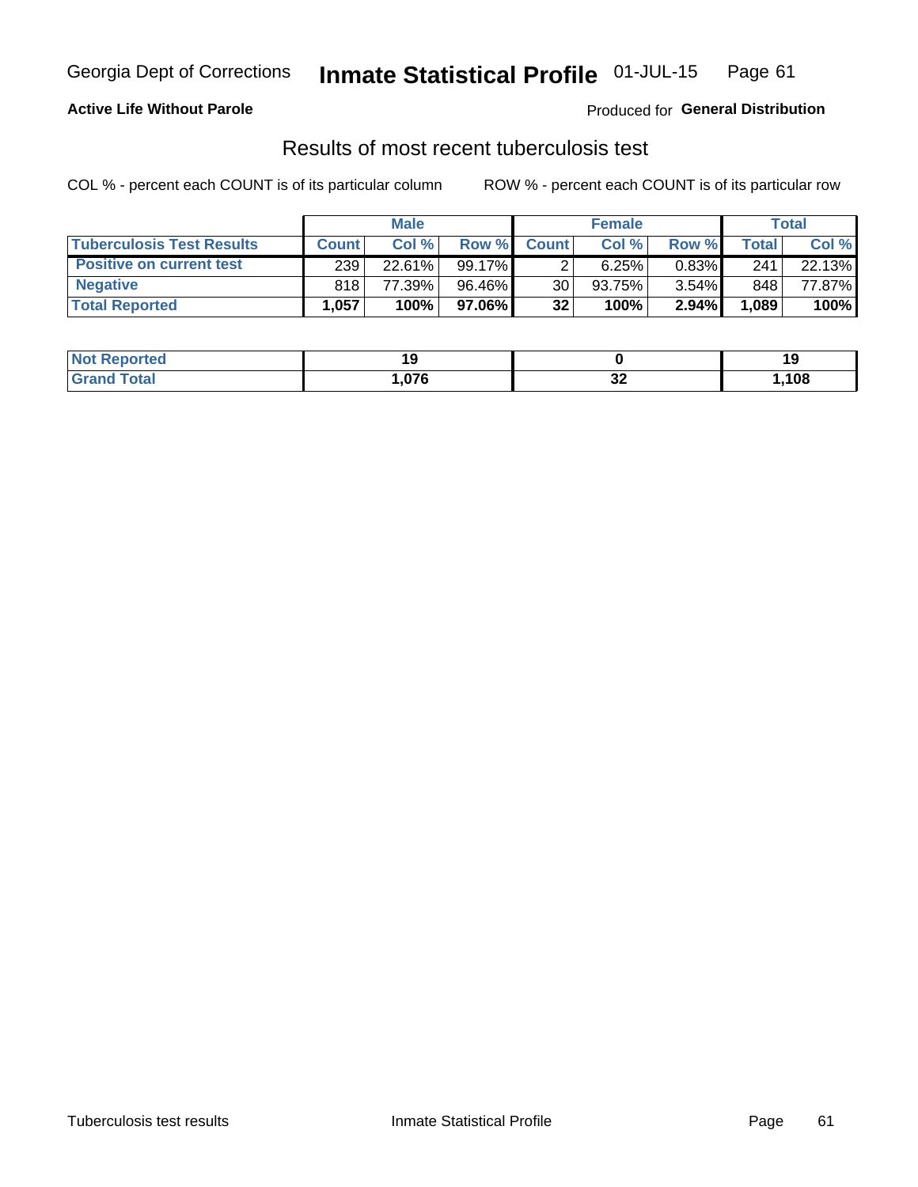**Active Life Without Parole**

Produced for **General Distribution**

## Results of most recent tuberculosis test

COL % - percent each COUNT is of its particular column

ROW % - percent each COUNT is of its particular row

| | Male | | | Female | | | Total | |
|---|---|---|---|---|---|---|---|---|
| **Tuberculosis Test Results** | **Count** | **Col %** | **Row %** | **Count** | **Col %** | **Row %** | **Total** | **Col %** |
| **Positive on current test** | 239 | 22.61% | 99.17% | 2 | 6.25% | 0.83% | 241 | 22.13% |
| **Negative** | 818 | 77.39% | 96.46% | 30 | 93.75% | 3.54% | 848 | 77.87% |
| **Total Reported** | **1,057** | **100%** | **97.06%** | **32** | **100%** | **2.94%** | **1,089** | **100%** |

| | Male | Female | Total |
|---|---|---|---|
| **Not Reported** | **19** | **0** | **19** |
| **Grand Total** | **1,076** | **32** | **1,108** |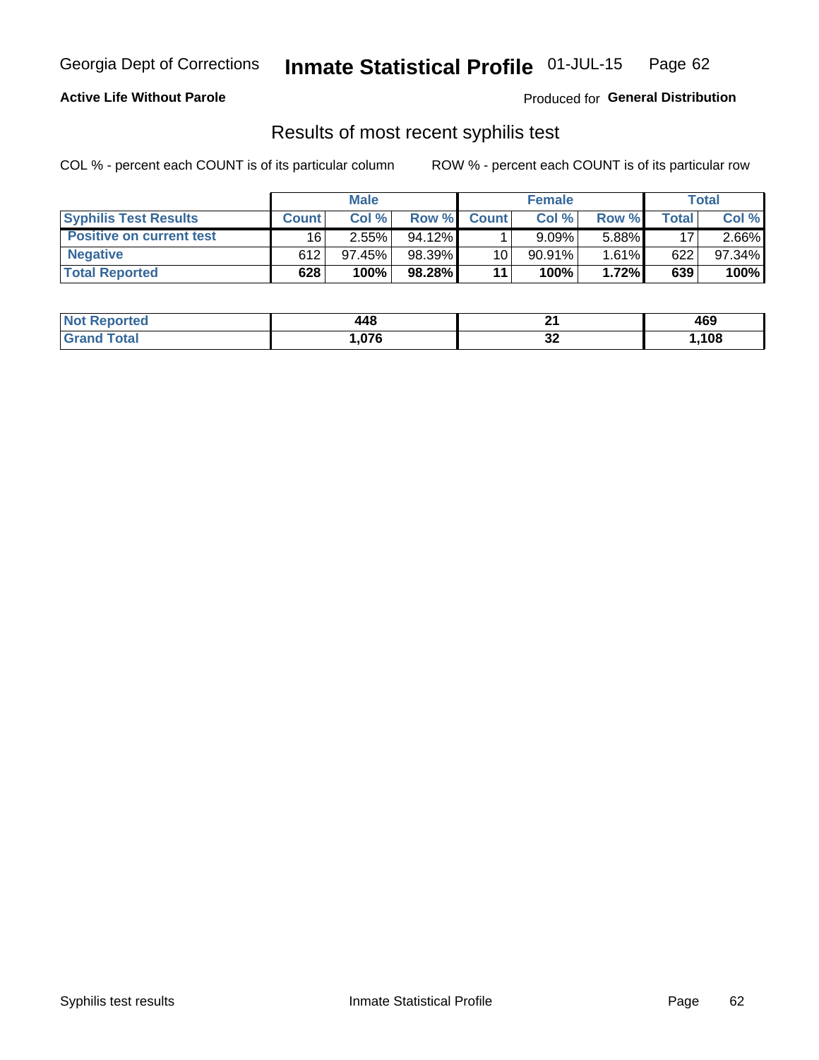Georgia Dept of Corrections **Inmate Statistical Profile** 01-JUL-15

**Active Life Without Parole**

Produced for **General Distribution**

## Results of most recent syphilis test

COL % - percent each COUNT is of its particular column

ROW % - percent each COUNT is of its particular row

| | Male | | | Female | | | Total | |
|---|---|---|---|---|---|---|---|---|
| **Syphilis Test Results** | **Count** | **Col %** | **Row %** | **Count** | **Col %** | **Row %** | **Total** | **Col %** |
| **Positive on current test** | 16 | 2.55% | 94.12% | 1 | 9.09% | 5.88% | 17 | 2.66% |
| **Negative** | 612 | 97.45% | 98.39% | 10 | 90.91% | 1.61% | 622 | 97.34% |
| **Total Reported** | **628** | **100%** | **98.28%** | **11** | **100%** | **1.72%** | **639** | **100%** |

| | Male | Female | Total |
|---|---|---|---|
| **Not Reported** | **448** | **21** | **469** |
| **Grand Total** | **1,076** | **32** | **1,108** |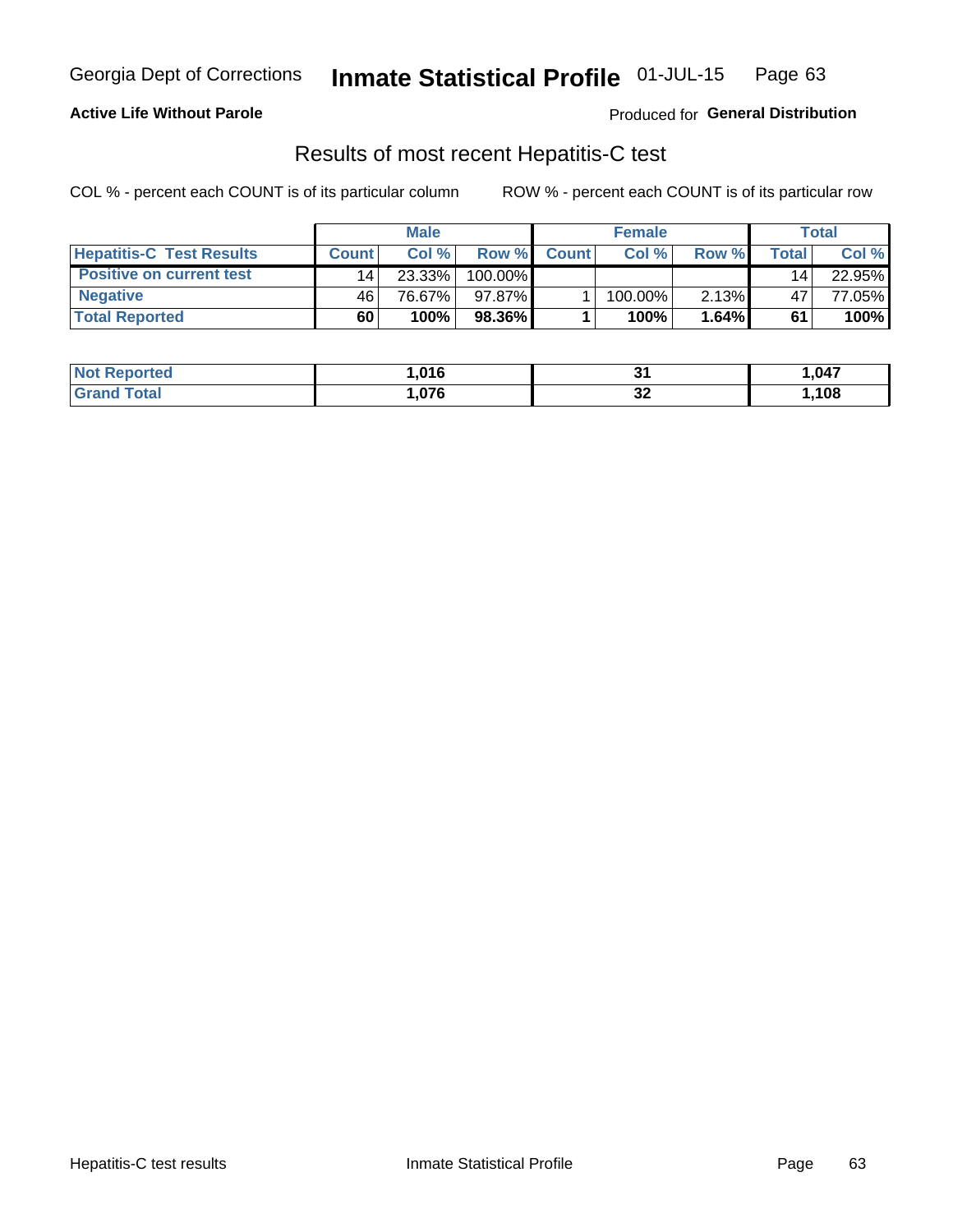Georgia Dept of Corrections **Inmate Statistical Profile** 01-JUL-15

**Active Life Without Parole**

Produced for **General Distribution**

## Results of most recent Hepatitis-C test

COL % - percent each COUNT is of its particular column ROW % - percent each COUNT is of its particular row

| | Male | | | Female | | | Total | |
|---|---|---|---|---|---|---|---|---|
| **Hepatitis-C Test Results** | **Count** | **Col %** | **Row %** | **Count** | **Col %** | **Row %** | **Total** | **Col %** |
| **Positive on current test** | 14 | 23.33% | 100.00% | | | | 14 | 22.95% |
| **Negative** | 46 | 76.67% | 97.87% | 1 | 100.00% | 2.13% | 47 | 77.05% |
| **Total Reported** | **60** | **100%** | **98.36%** | **1** | **100%** | **1.64%** | **61** | **100%** |

| | Male | Female | Total |
|---|---|---|---|
| **Not Reported** | **1,016** | **31** | **1,047** |
| **Grand Total** | **1,076** | **32** | **1,108** |